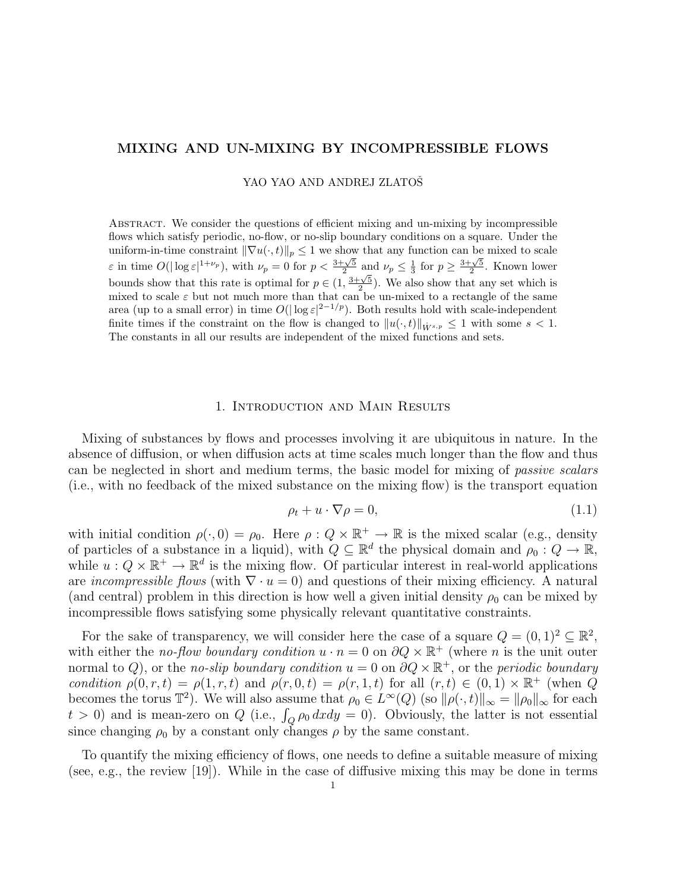# MIXING AND UN-MIXING BY INCOMPRESSIBLE FLOWS

YAO YAO AND ANDREJ ZLATOŠ

Abstract. We consider the questions of efficient mixing and un-mixing by incompressible flows which satisfy periodic, no-flow, or no-slip boundary conditions on a square. Under the uniform-in-time constraint $\|\nabla u(\cdot,t)\|_p \le 1$ we show that any function can be mixed to scale $\varepsilon$ in time $O(|\log \varepsilon|^{1+\nu_p})$, with $\nu_p = 0$ for $p < \frac{3+\sqrt{5}}{2}$ and $\nu_p \le \frac{1}{3}$ for $p \ge \frac{3+\sqrt{5}}{2}$. Known lower bounds show that this rate is optimal for $p \in (1, \frac{3+\sqrt{5}}{2})$. We also show that any set which is mixed to scale $\varepsilon$ but not much more than that can be un-mixed to a rectangle of the same area (up to a small error) in time $O(|\log \varepsilon|^{2-1/p})$. Both results hold with scale-independent finite times if the constraint on the flow is changed to $\|u(\cdot,t)\|_{\dot{W}^{s,p}} \le 1$ with some $s < 1$. The constants in all our results are independent of the mixed functions and sets.

## 1. Introduction and Main Results

Mixing of substances by flows and processes involving it are ubiquitous in nature. In the absence of diffusion, or when diffusion acts at time scales much longer than the flow and thus can be neglected in short and medium terms, the basic model for mixing of *passive scalars* (i.e., with no feedback of the mixed substance on the mixing flow) is the transport equation

$$\rho_t + u \cdot \nabla \rho = 0, \tag{1.1}$$

with initial condition $\rho(\cdot, 0) = \rho_0$. Here $\rho : Q \times \mathbb{R}^+ \to \mathbb{R}$ is the mixed scalar (e.g., density of particles of a substance in a liquid), with $Q \subseteq \mathbb{R}^d$ the physical domain and $\rho_0 : Q \to \mathbb{R}$, while $u : Q \times \mathbb{R}^+ \to \mathbb{R}^d$ is the mixing flow. Of particular interest in real-world applications are *incompressible flows* (with $\nabla \cdot u = 0$) and questions of their mixing efficiency. A natural (and central) problem in this direction is how well a given initial density $\rho_0$ can be mixed by incompressible flows satisfying some physically relevant quantitative constraints.

For the sake of transparency, we will consider here the case of a square $Q = (0,1)^2 \subseteq \mathbb{R}^2$, with either the *no-flow boundary condition* $u \cdot n = 0$ on $\partial Q \times \mathbb{R}^+$ (where $n$ is the unit outer normal to $Q$), or the *no-slip boundary condition* $u = 0$ on $\partial Q \times \mathbb{R}^+$, or the *periodic boundary condition* $\rho(0,r,t) = \rho(1,r,t)$ and $\rho(r,0,t) = \rho(r,1,t)$ for all $(r,t) \in (0,1) \times \mathbb{R}^+$ (when $Q$ becomes the torus $\mathbb{T}^2$). We will also assume that $\rho_0 \in L^\infty(Q)$ (so $\|\rho(\cdot,t)\|_\infty = \|\rho_0\|_\infty$ for each $t > 0$) and is mean-zero on $Q$ (i.e., $\int_Q \rho_0 \, dxdy = 0$). Obviously, the latter is not essential since changing $\rho_0$ by a constant only changes $\rho$ by the same constant.

To quantify the mixing efficiency of flows, one needs to define a suitable measure of mixing (see, e.g., the review [19]). While in the case of diffusive mixing this may be done in terms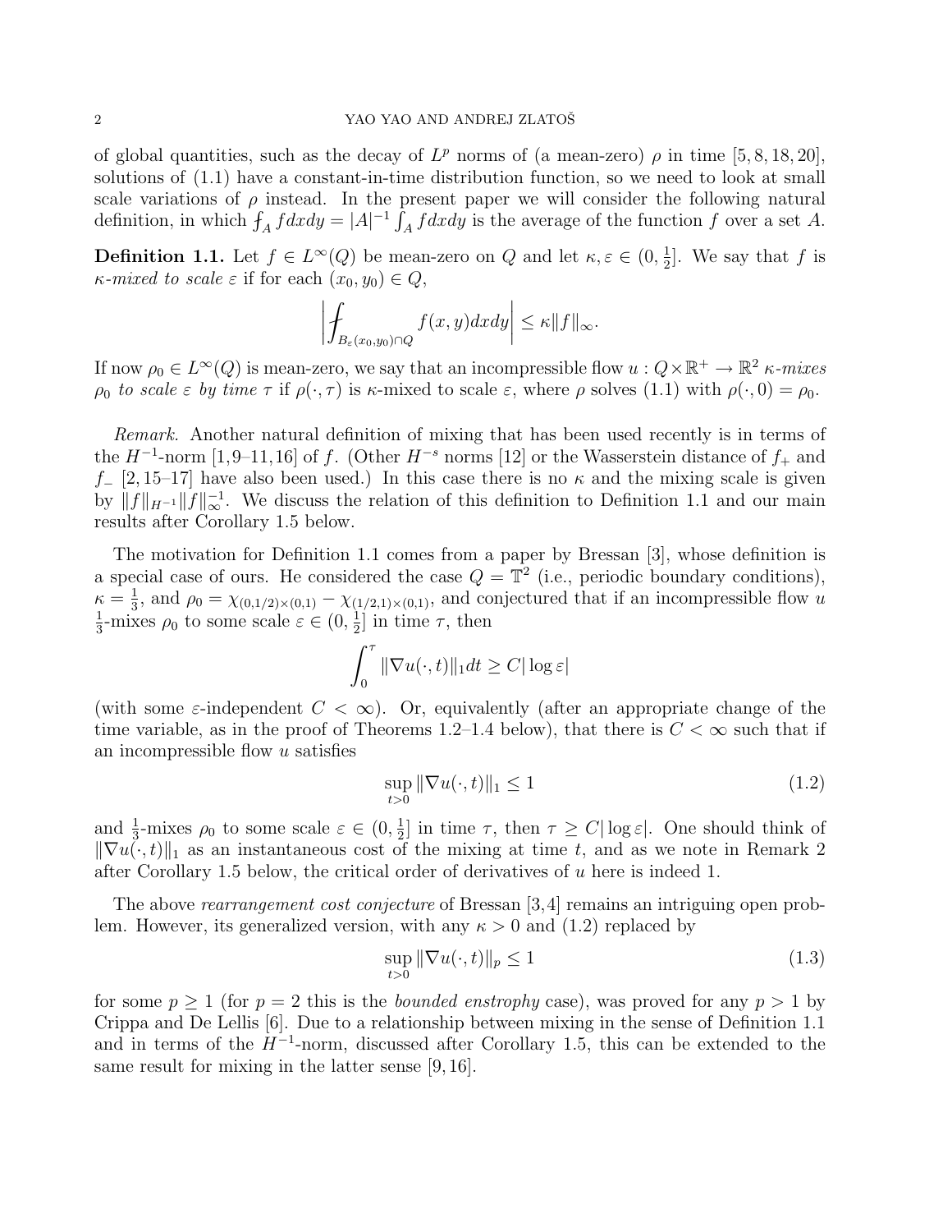of global quantities, such as the decay of $L^p$ norms of (a mean-zero) $\rho$ in time [5, 8, 18, 20], solutions of (1.1) have a constant-in-time distribution function, so we need to look at small scale variations of $\rho$ instead. In the present paper we will consider the following natural definition, in which $\fint_A f dxdy = |A|^{-1} \int_A f dxdy$ is the average of the function $f$ over a set $A$.

**Definition 1.1.** Let $f \in L^\infty(Q)$ be mean-zero on $Q$ and let $\kappa, \varepsilon \in (0, \frac{1}{2}]$. We say that $f$ is *$\kappa$-mixed to scale $\varepsilon$* if for each $(x_0, y_0) \in Q$,

$$\left| \fint_{B_\varepsilon(x_0,y_0)\cap Q} f(x,y)dxdy \right| \le \kappa \|f\|_\infty.$$

If now $\rho_0 \in L^\infty(Q)$ is mean-zero, we say that an incompressible flow $u : Q \times \mathbb{R}^+ \to \mathbb{R}^2$ *$\kappa$-mixes $\rho_0$ to scale $\varepsilon$ by time $\tau$* if $\rho(\cdot, \tau)$ is $\kappa$-mixed to scale $\varepsilon$, where $\rho$ solves (1.1) with $\rho(\cdot, 0) = \rho_0$.

*Remark.* Another natural definition of mixing that has been used recently is in terms of the $H^{-1}$-norm [1,9–11,16] of $f$. (Other $H^{-s}$ norms [12] or the Wasserstein distance of $f_+$ and $f_-$ [2, 15–17] have also been used.) In this case there is no $\kappa$ and the mixing scale is given by $\|f\|_{H^{-1}} \|f\|_\infty^{-1}$. We discuss the relation of this definition to Definition 1.1 and our main results after Corollary 1.5 below.

The motivation for Definition 1.1 comes from a paper by Bressan [3], whose definition is a special case of ours. He considered the case $Q = \mathbb{T}^2$ (i.e., periodic boundary conditions), $\kappa = \frac{1}{3}$, and $\rho_0 = \chi_{(0,1/2)\times(0,1)} - \chi_{(1/2,1)\times(0,1)}$, and conjectured that if an incompressible flow $u$ $\frac{1}{3}$-mixes $\rho_0$ to some scale $\varepsilon \in (0, \frac{1}{2}]$ in time $\tau$, then

$$\int_0^\tau \|\nabla u(\cdot, t)\|_1 dt \ge C|\log \varepsilon|$$

(with some $\varepsilon$-independent $C < \infty$). Or, equivalently (after an appropriate change of the time variable, as in the proof of Theorems 1.2–1.4 below), that there is $C < \infty$ such that if an incompressible flow $u$ satisfies

$$\sup_{t>0} \|\nabla u(\cdot, t)\|_1 \le 1 \tag{1.2}$$

and $\frac{1}{3}$-mixes $\rho_0$ to some scale $\varepsilon \in (0, \frac{1}{2}]$ in time $\tau$, then $\tau \ge C|\log \varepsilon|$. One should think of $\|\nabla u(\cdot, t)\|_1$ as an instantaneous cost of the mixing at time $t$, and as we note in Remark 2 after Corollary 1.5 below, the critical order of derivatives of $u$ here is indeed 1.

The above *rearrangement cost conjecture* of Bressan [3,4] remains an intriguing open problem. However, its generalized version, with any $\kappa > 0$ and (1.2) replaced by

$$\sup_{t>0} \|\nabla u(\cdot, t)\|_p \le 1 \tag{1.3}$$

for some $p \ge 1$ (for $p = 2$ this is the *bounded enstrophy* case), was proved for any $p > 1$ by Crippa and De Lellis [6]. Due to a relationship between mixing in the sense of Definition 1.1 and in terms of the $H^{-1}$-norm, discussed after Corollary 1.5, this can be extended to the same result for mixing in the latter sense [9, 16].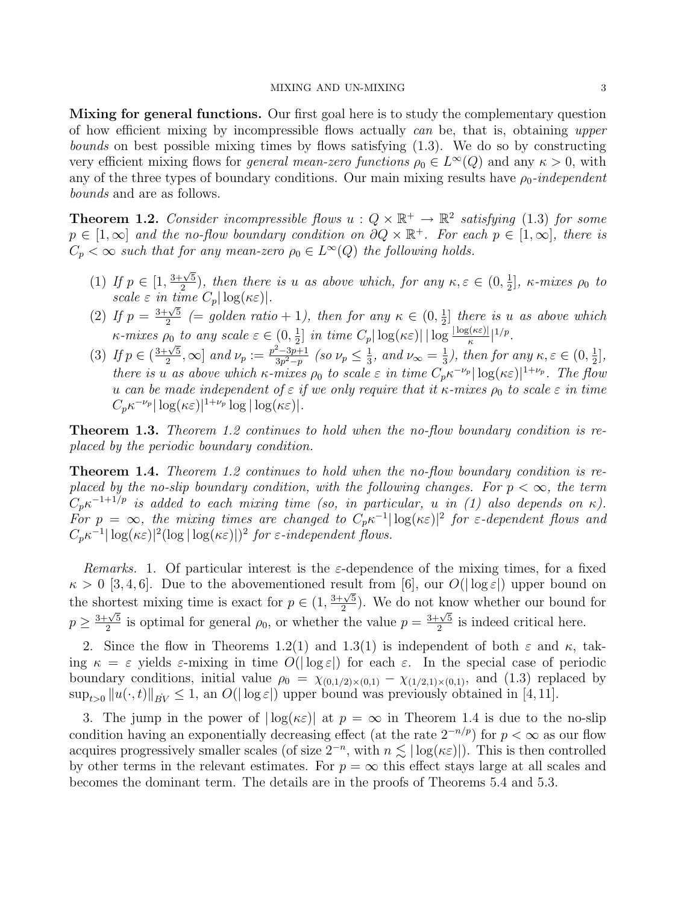**Mixing for general functions.** Our first goal here is to study the complementary question of how efficient mixing by incompressible flows actually *can* be, that is, obtaining *upper bounds* on best possible mixing times by flows satisfying (1.3). We do so by constructing very efficient mixing flows for *general mean-zero functions* $\rho_0 \in L^\infty(Q)$ and any $\kappa > 0$, with any of the three types of boundary conditions. Our main mixing results have $\rho_0$*-independent bounds* and are as follows.

**Theorem 1.2.** *Consider incompressible flows $u : Q \times \mathbb{R}^+ \to \mathbb{R}^2$ satisfying (1.3) for some $p \in [1, \infty]$ and the no-flow boundary condition on $\partial Q \times \mathbb{R}^+$. For each $p \in [1, \infty]$, there is $C_p < \infty$ such that for any mean-zero $\rho_0 \in L^\infty(Q)$ the following holds.*

1. *If $p \in [1, \frac{3+\sqrt{5}}{2})$, then there is $u$ as above which, for any $\kappa, \varepsilon \in (0, \frac{1}{2}]$, $\kappa$-mixes $\rho_0$ to scale $\varepsilon$ in time $C_p |\log(\kappa\varepsilon)|$.*
2. *If $p = \frac{3+\sqrt{5}}{2}$ (= golden ratio + 1), then for any $\kappa \in (0, \frac{1}{2}]$ there is $u$ as above which $\kappa$-mixes $\rho_0$ to any scale $\varepsilon \in (0, \frac{1}{2}]$ in time $C_p |\log(\kappa\varepsilon)| \, |\log \frac{|\log(\kappa\varepsilon)|}{\kappa}|^{1/p}$.*
3. *If $p \in (\frac{3+\sqrt{5}}{2}, \infty]$ and $\nu_p := \frac{p^2-3p+1}{3p^2-p}$ (so $\nu_p \le \frac{1}{3}$, and $\nu_\infty = \frac{1}{3}$), then for any $\kappa, \varepsilon \in (0, \frac{1}{2}]$, there is $u$ as above which $\kappa$-mixes $\rho_0$ to scale $\varepsilon$ in time $C_p \kappa^{-\nu_p} |\log(\kappa\varepsilon)|^{1+\nu_p}$. The flow $u$ can be made independent of $\varepsilon$ if we only require that it $\kappa$-mixes $\rho_0$ to scale $\varepsilon$ in time $C_p \kappa^{-\nu_p} |\log(\kappa\varepsilon)|^{1+\nu_p} \log |\log(\kappa\varepsilon)|$.*

**Theorem 1.3.** *Theorem 1.2 continues to hold when the no-flow boundary condition is replaced by the periodic boundary condition.*

**Theorem 1.4.** *Theorem 1.2 continues to hold when the no-flow boundary condition is replaced by the no-slip boundary condition, with the following changes. For $p < \infty$, the term $C_p \kappa^{-1+1/p}$ is added to each mixing time (so, in particular, $u$ in (1) also depends on $\kappa$). For $p = \infty$, the mixing times are changed to $C_p \kappa^{-1} |\log(\kappa\varepsilon)|^2$ for $\varepsilon$-dependent flows and $C_p \kappa^{-1} |\log(\kappa\varepsilon)|^2 (\log |\log(\kappa\varepsilon)|)^2$ for $\varepsilon$-independent flows.*

*Remarks.* 1. Of particular interest is the $\varepsilon$-dependence of the mixing times, for a fixed $\kappa > 0$ [3, 4, 6]. Due to the abovementioned result from [6], our $O(|\log \varepsilon|)$ upper bound on the shortest mixing time is exact for $p \in (1, \frac{3+\sqrt{5}}{2})$. We do not know whether our bound for $p \ge \frac{3+\sqrt{5}}{2}$ is optimal for general $\rho_0$, or whether the value $p = \frac{3+\sqrt{5}}{2}$ is indeed critical here.

2. Since the flow in Theorems 1.2(1) and 1.3(1) is independent of both $\varepsilon$ and $\kappa$, taking $\kappa = \varepsilon$ yields $\varepsilon$-mixing in time $O(|\log \varepsilon|)$ for each $\varepsilon$. In the special case of periodic boundary conditions, initial value $\rho_0 = \chi_{(0,1/2)\times(0,1)} - \chi_{(1/2,1)\times(0,1)}$, and (1.3) replaced by $\sup_{t>0} \|u(\cdot, t)\|_{\dot{BV}} \le 1$, an $O(|\log \varepsilon|)$ upper bound was previously obtained in [4, 11].

3. The jump in the power of $|\log(\kappa\varepsilon)|$ at $p = \infty$ in Theorem 1.4 is due to the no-slip condition having an exponentially decreasing effect (at the rate $2^{-n/p}$) for $p < \infty$ as our flow acquires progressively smaller scales (of size $2^{-n}$, with $n \lesssim |\log(\kappa\varepsilon)|$). This is then controlled by other terms in the relevant estimates. For $p = \infty$ this effect stays large at all scales and becomes the dominant term. The details are in the proofs of Theorems 5.4 and 5.3.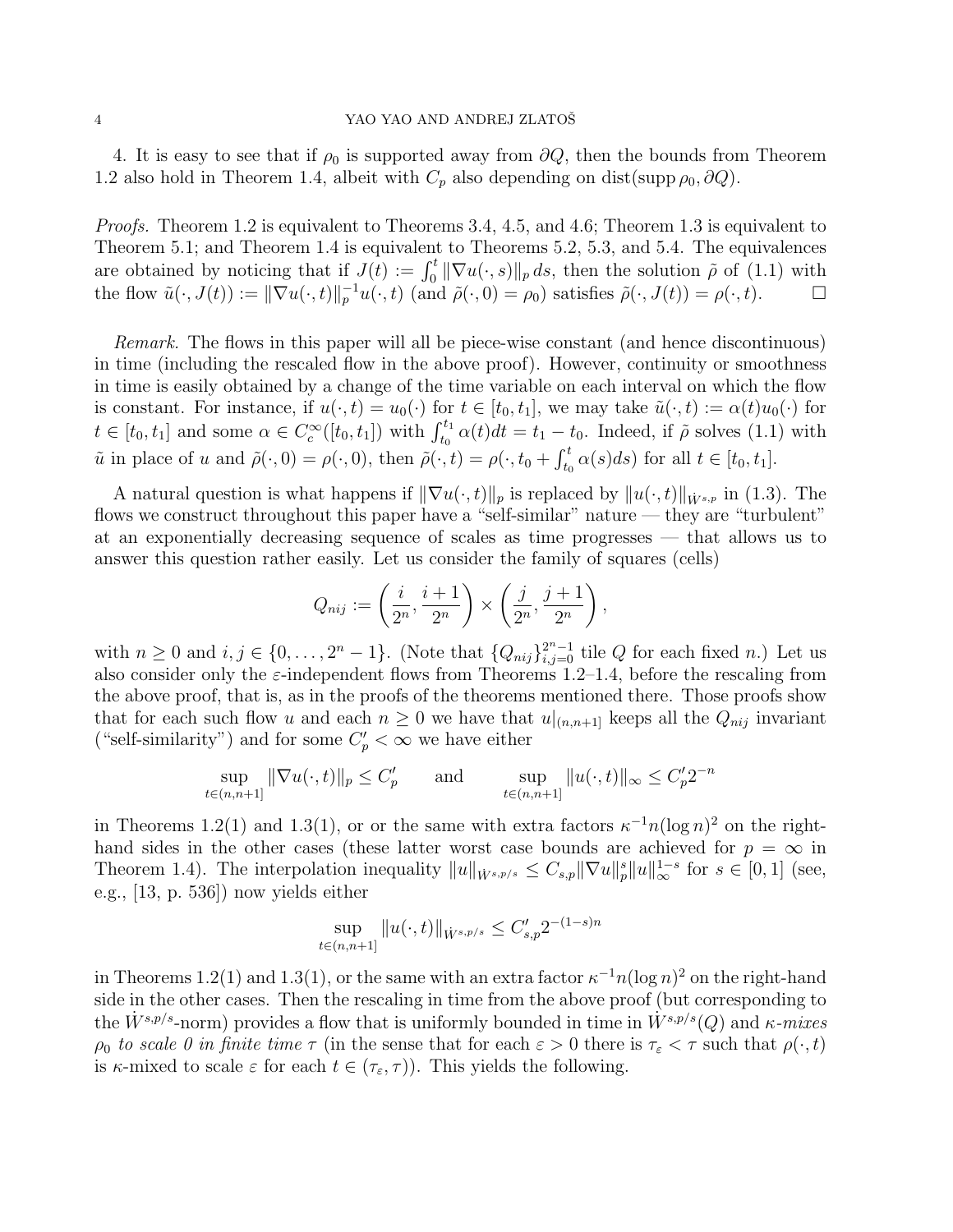4. It is easy to see that if $\rho_0$ is supported away from $\partial Q$, then the bounds from Theorem 1.2 also hold in Theorem 1.4, albeit with $C_p$ also depending on $\operatorname{dist}(\operatorname{supp}\rho_0, \partial Q)$.

*Proofs.* Theorem 1.2 is equivalent to Theorems 3.4, 4.5, and 4.6; Theorem 1.3 is equivalent to Theorem 5.1; and Theorem 1.4 is equivalent to Theorems 5.2, 5.3, and 5.4. The equivalences are obtained by noticing that if $J(t) := \int_0^t \|\nabla u(\cdot,s)\|_p \, ds$, then the solution $\tilde\rho$ of (1.1) with the flow $\tilde u(\cdot, J(t)) := \|\nabla u(\cdot,t)\|_p^{-1} u(\cdot,t)$ (and $\tilde\rho(\cdot,0) = \rho_0$) satisfies $\tilde\rho(\cdot, J(t)) = \rho(\cdot,t)$. $\square$

*Remark.* The flows in this paper will all be piece-wise constant (and hence discontinuous) in time (including the rescaled flow in the above proof). However, continuity or smoothness in time is easily obtained by a change of the time variable on each interval on which the flow is constant. For instance, if $u(\cdot,t) = u_0(\cdot)$ for $t \in [t_0,t_1]$, we may take $\tilde u(\cdot,t) := \alpha(t) u_0(\cdot)$ for $t\in[t_0,t_1]$ and some $\alpha \in C_c^\infty([t_0,t_1])$ with $\int_{t_0}^{t_1} \alpha(t)dt = t_1 - t_0$. Indeed, if $\tilde\rho$ solves (1.1) with $\tilde u$ in place of $u$ and $\tilde\rho(\cdot,0) = \rho(\cdot,0)$, then $\tilde\rho(\cdot,t) = \rho(\cdot, t_0 + \int_{t_0}^t \alpha(s)ds)$ for all $t\in[t_0,t_1]$.

A natural question is what happens if $\|\nabla u(\cdot,t)\|_p$ is replaced by $\|u(\cdot,t)\|_{\dot W^{s,p}}$ in (1.3). The flows we construct throughout this paper have a "self-similar" nature — they are "turbulent" at an exponentially decreasing sequence of scales as time progresses — that allows us to answer this question rather easily. Let us consider the family of squares (cells)

$$Q_{nij} := \left(\frac{i}{2^n}, \frac{i+1}{2^n}\right) \times \left(\frac{j}{2^n}, \frac{j+1}{2^n}\right),$$

with $n\ge 0$ and $i,j\in\{0,\dots,2^n-1\}$. (Note that $\{Q_{nij}\}_{i,j=0}^{2^n-1}$ tile $Q$ for each fixed $n$.) Let us also consider only the $\varepsilon$-independent flows from Theorems 1.2–1.4, before the rescaling from the above proof, that is, as in the proofs of the theorems mentioned there. Those proofs show that for each such flow $u$ and each $n\ge 0$ we have that $u|_{(n,n+1]}$ keeps all the $Q_{nij}$ invariant ("self-similarity") and for some $C'_p<\infty$ we have either

$$\sup_{t\in(n,n+1]} \|\nabla u(\cdot,t)\|_p \le C'_p \qquad \text{and} \qquad \sup_{t\in(n,n+1]} \|u(\cdot,t)\|_\infty \le C'_p 2^{-n}$$

in Theorems 1.2(1) and 1.3(1), or or the same with extra factors $\kappa^{-1} n (\log n)^2$ on the right-hand sides in the other cases (these latter worst case bounds are achieved for $p=\infty$ in Theorem 1.4). The interpolation inequality $\|u\|_{\dot W^{s,p/s}} \le C_{s,p} \|\nabla u\|_p^s \|u\|_\infty^{1-s}$ for $s\in[0,1]$ (see, e.g., [13, p. 536]) now yields either

$$\sup_{t\in(n,n+1]} \|u(\cdot,t)\|_{\dot W^{s,p/s}} \le C'_{s,p} 2^{-(1-s)n}$$

in Theorems 1.2(1) and 1.3(1), or the same with an extra factor $\kappa^{-1} n(\log n)^2$ on the right-hand side in the other cases. Then the rescaling in time from the above proof (but corresponding to the $\dot W^{s,p/s}$-norm) provides a flow that is uniformly bounded in time in $\dot W^{s,p/s}(Q)$ and $\kappa$*-mixes* $\rho_0$ *to scale 0 in finite time* $\tau$ (in the sense that for each $\varepsilon > 0$ there is $\tau_\varepsilon < \tau$ such that $\rho(\cdot,t)$ is $\kappa$-mixed to scale $\varepsilon$ for each $t\in(\tau_\varepsilon,\tau)$). This yields the following.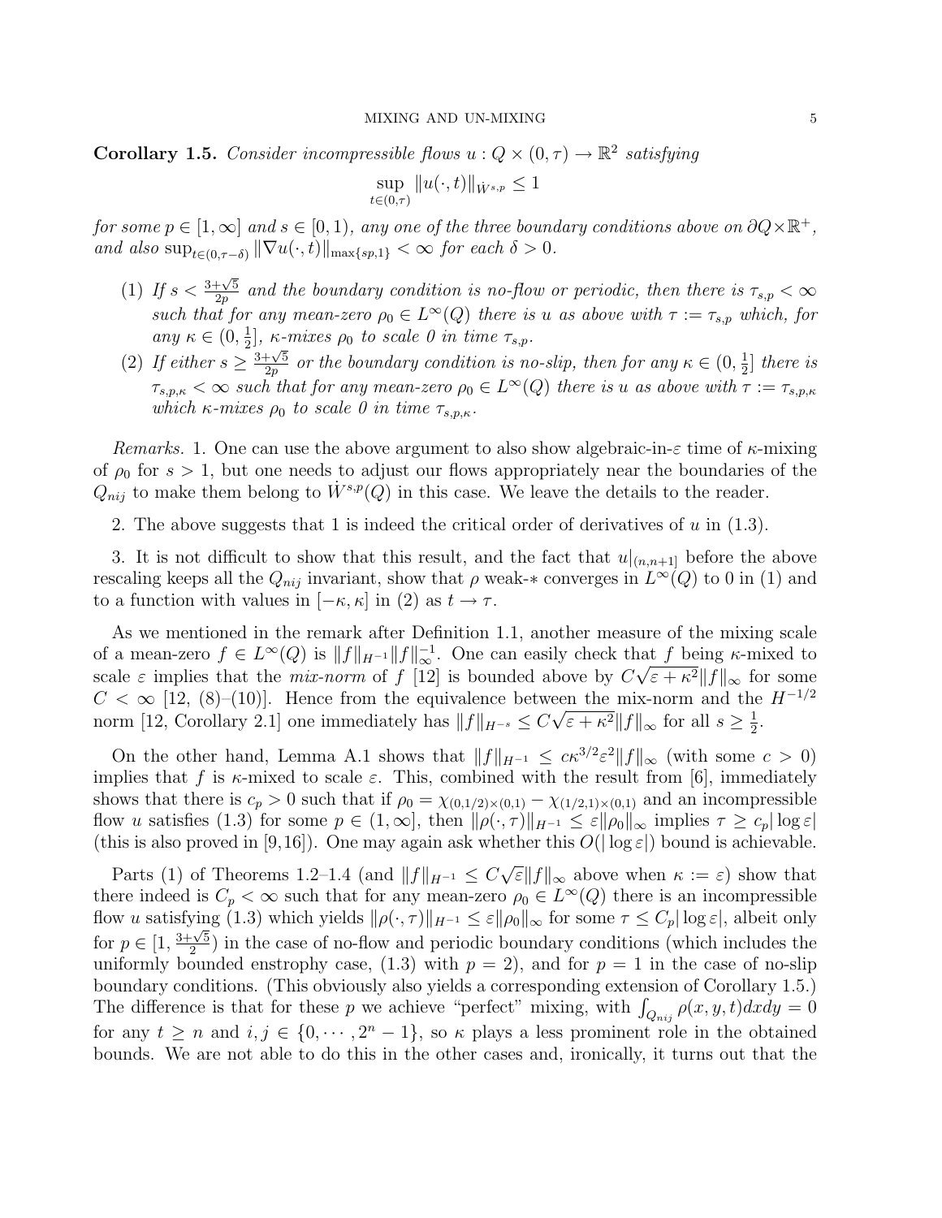**Corollary 1.5.** *Consider incompressible flows $u : Q \times (0, \tau) \to \mathbb{R}^2$ satisfying*

$$\sup_{t\in(0,\tau)} \|u(\cdot,t)\|_{\dot{W}^{s,p}} \le 1$$

*for some $p \in [1, \infty]$ and $s \in [0, 1)$, any one of the three boundary conditions above on $\partial Q \times \mathbb{R}^+$, and also $\sup_{t\in(0,\tau-\delta)} \|\nabla u(\cdot, t)\|_{\max\{sp,1\}} < \infty$ for each $\delta > 0$.*

1. *If $s < \frac{3+\sqrt{5}}{2p}$ and the boundary condition is no-flow or periodic, then there is $\tau_{s,p} < \infty$ such that for any mean-zero $\rho_0 \in L^\infty(Q)$ there is $u$ as above with $\tau := \tau_{s,p}$ which, for any $\kappa \in (0, \frac{1}{2}]$, $\kappa$-mixes $\rho_0$ to scale 0 in time $\tau_{s,p}$.*
2. *If either $s \ge \frac{3+\sqrt{5}}{2p}$ or the boundary condition is no-slip, then for any $\kappa \in (0, \frac{1}{2}]$ there is $\tau_{s,p,\kappa} < \infty$ such that for any mean-zero $\rho_0 \in L^\infty(Q)$ there is $u$ as above with $\tau := \tau_{s,p,\kappa}$ which $\kappa$-mixes $\rho_0$ to scale 0 in time $\tau_{s,p,\kappa}$.*

*Remarks.* 1. One can use the above argument to also show algebraic-in-$\varepsilon$ time of $\kappa$-mixing of $\rho_0$ for $s > 1$, but one needs to adjust our flows appropriately near the boundaries of the $Q_{nij}$ to make them belong to $\dot{W}^{s,p}(Q)$ in this case. We leave the details to the reader.

2. The above suggests that 1 is indeed the critical order of derivatives of $u$ in (1.3).

3. It is not difficult to show that this result, and the fact that $u|_{(n,n+1]}$ before the above rescaling keeps all the $Q_{nij}$ invariant, show that $\rho$ weak-$*$ converges in $L^\infty(Q)$ to 0 in (1) and to a function with values in $[-\kappa, \kappa]$ in (2) as $t \to \tau$.

As we mentioned in the remark after Definition 1.1, another measure of the mixing scale of a mean-zero $f \in L^\infty(Q)$ is $\|f\|_{H^{-1}}\|f\|_\infty^{-1}$. One can easily check that $f$ being $\kappa$-mixed to scale $\varepsilon$ implies that the *mix-norm* of $f$ [12] is bounded above by $C\sqrt{\varepsilon + \kappa^2}\|f\|_\infty$ for some $C < \infty$ [12, (8)–(10)]. Hence from the equivalence between the mix-norm and the $H^{-1/2}$ norm [12, Corollary 2.1] one immediately has $\|f\|_{H^{-s}} \le C\sqrt{\varepsilon + \kappa^2}\|f\|_\infty$ for all $s \ge \frac{1}{2}$.

On the other hand, Lemma A.1 shows that $\|f\|_{H^{-1}} \le c\kappa^{3/2}\varepsilon^2\|f\|_\infty$ (with some $c > 0$) implies that $f$ is $\kappa$-mixed to scale $\varepsilon$. This, combined with the result from [6], immediately shows that there is $c_p > 0$ such that if $\rho_0 = \chi_{(0,1/2)\times(0,1)} - \chi_{(1/2,1)\times(0,1)}$ and an incompressible flow $u$ satisfies (1.3) for some $p \in (1, \infty]$, then $\|\rho(\cdot, \tau)\|_{H^{-1}} \le \varepsilon\|\rho_0\|_\infty$ implies $\tau \ge c_p|\log\varepsilon|$ (this is also proved in [9,16]). One may again ask whether this $O(|\log\varepsilon|)$ bound is achievable.

Parts (1) of Theorems 1.2–1.4 (and $\|f\|_{H^{-1}} \le C\sqrt{\varepsilon}\|f\|_\infty$ above when $\kappa := \varepsilon$) show that there indeed is $C_p < \infty$ such that for any mean-zero $\rho_0 \in L^\infty(Q)$ there is an incompressible flow $u$ satisfying (1.3) which yields $\|\rho(\cdot, \tau)\|_{H^{-1}} \le \varepsilon\|\rho_0\|_\infty$ for some $\tau \le C_p|\log\varepsilon|$, albeit only for $p \in [1, \frac{3+\sqrt{5}}{2})$ in the case of no-flow and periodic boundary conditions (which includes the uniformly bounded enstrophy case, (1.3) with $p = 2$), and for $p = 1$ in the case of no-slip boundary conditions. (This obviously also yields a corresponding extension of Corollary 1.5.) The difference is that for these $p$ we achieve "perfect" mixing, with $\int_{Q_{nij}} \rho(x, y, t)dxdy = 0$ for any $t \ge n$ and $i, j \in \{0, \cdots, 2^n - 1\}$, so $\kappa$ plays a less prominent role in the obtained bounds. We are not able to do this in the other cases and, ironically, it turns out that the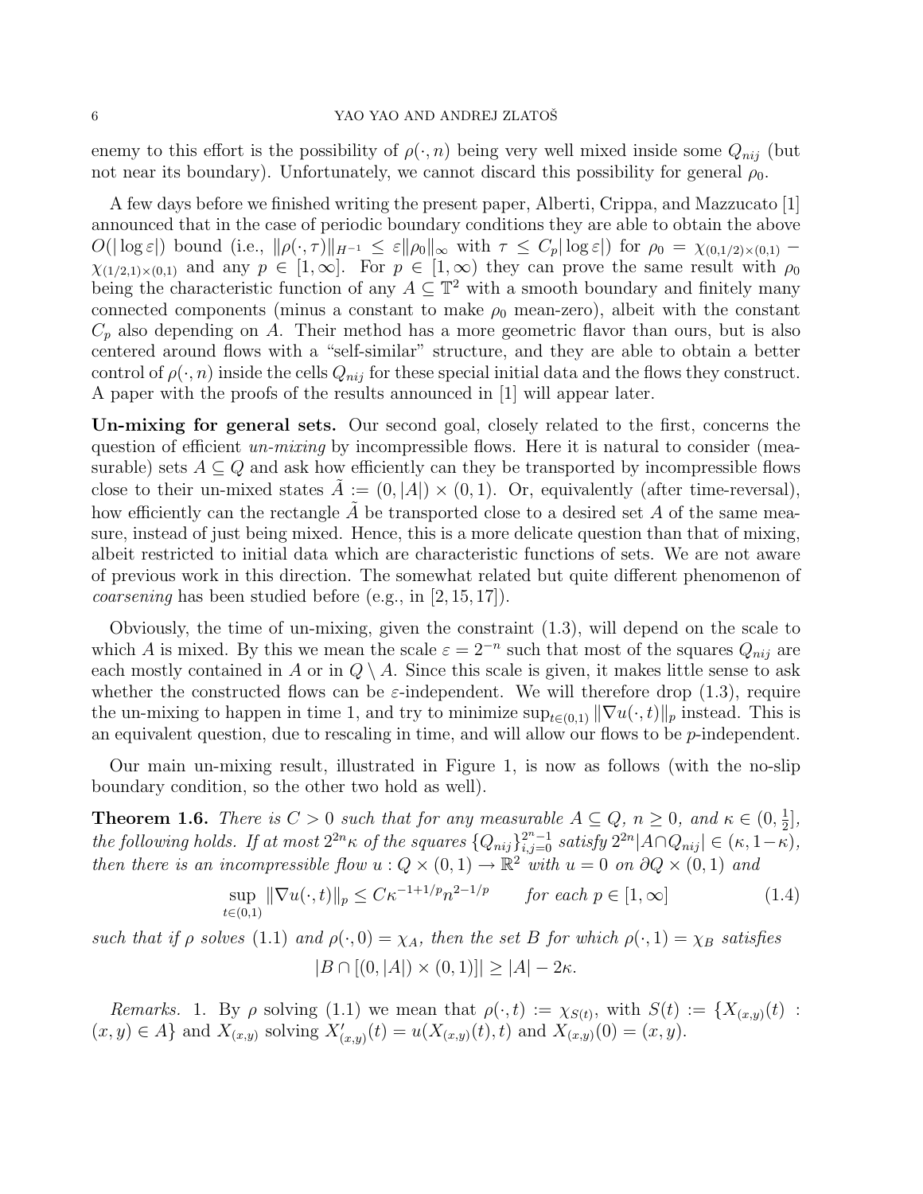enemy to this effort is the possibility of $\rho(\cdot, n)$ being very well mixed inside some $Q_{nij}$ (but not near its boundary). Unfortunately, we cannot discard this possibility for general $\rho_0$.

A few days before we finished writing the present paper, Alberti, Crippa, and Mazzucato [1] announced that in the case of periodic boundary conditions they are able to obtain the above $O(|\log \varepsilon|)$ bound (i.e., $\|\rho(\cdot, \tau)\|_{H^{-1}} \le \varepsilon \|\rho_0\|_\infty$ with $\tau \le C_p |\log \varepsilon|$) for $\rho_0 = \chi_{(0,1/2)\times(0,1)} - \chi_{(1/2,1)\times(0,1)}$ and any $p \in [1, \infty]$. For $p \in [1, \infty)$ they can prove the same result with $\rho_0$ being the characteristic function of any $A \subseteq \mathbb{T}^2$ with a smooth boundary and finitely many connected components (minus a constant to make $\rho_0$ mean-zero), albeit with the constant $C_p$ also depending on $A$. Their method has a more geometric flavor than ours, but is also centered around flows with a "self-similar" structure, and they are able to obtain a better control of $\rho(\cdot, n)$ inside the cells $Q_{nij}$ for these special initial data and the flows they construct. A paper with the proofs of the results announced in [1] will appear later.

**Un-mixing for general sets.** Our second goal, closely related to the first, concerns the question of efficient *un-mixing* by incompressible flows. Here it is natural to consider (measurable) sets $A \subseteq Q$ and ask how efficiently can they be transported by incompressible flows close to their un-mixed states $\tilde{A} := (0, |A|) \times (0, 1)$. Or, equivalently (after time-reversal), how efficiently can the rectangle $\tilde{A}$ be transported close to a desired set $A$ of the same measure, instead of just being mixed. Hence, this is a more delicate question than that of mixing, albeit restricted to initial data which are characteristic functions of sets. We are not aware of previous work in this direction. The somewhat related but quite different phenomenon of *coarsening* has been studied before (e.g., in [2, 15, 17]).

Obviously, the time of un-mixing, given the constraint (1.3), will depend on the scale to which $A$ is mixed. By this we mean the scale $\varepsilon = 2^{-n}$ such that most of the squares $Q_{nij}$ are each mostly contained in $A$ or in $Q \setminus A$. Since this scale is given, it makes little sense to ask whether the constructed flows can be $\varepsilon$-independent. We will therefore drop (1.3), require the un-mixing to happen in time 1, and try to minimize $\sup_{t\in(0,1)} \|\nabla u(\cdot, t)\|_p$ instead. This is an equivalent question, due to rescaling in time, and will allow our flows to be $p$-independent.

Our main un-mixing result, illustrated in Figure 1, is now as follows (with the no-slip boundary condition, so the other two hold as well).

**Theorem 1.6.** *There is $C > 0$ such that for any measurable $A \subseteq Q$, $n \ge 0$, and $\kappa \in (0, \frac{1}{2}]$, the following holds. If at most $2^{2n}\kappa$ of the squares $\{Q_{nij}\}_{i,j=0}^{2^n-1}$ satisfy $2^{2n}|A \cap Q_{nij}| \in (\kappa, 1-\kappa)$, then there is an incompressible flow $u : Q \times (0, 1) \to \mathbb{R}^2$ with $u = 0$ on $\partial Q \times (0, 1)$ and*

$$\sup_{t\in(0,1)} \|\nabla u(\cdot, t)\|_p \le C\kappa^{-1+1/p} n^{2-1/p} \qquad \text{for each } p \in [1, \infty] \tag{1.4}$$

*such that if $\rho$ solves (1.1) and $\rho(\cdot, 0) = \chi_A$, then the set $B$ for which $\rho(\cdot, 1) = \chi_B$ satisfies*

$$|B \cap [(0, |A|) \times (0, 1)]| \ge |A| - 2\kappa.$$

*Remarks.* 1. By $\rho$ solving (1.1) we mean that $\rho(\cdot, t) := \chi_{S(t)}$, with $S(t) := \{X_{(x,y)}(t) : (x, y) \in A\}$ and $X_{(x,y)}$ solving $X'_{(x,y)}(t) = u(X_{(x,y)}(t), t)$ and $X_{(x,y)}(0) = (x, y)$.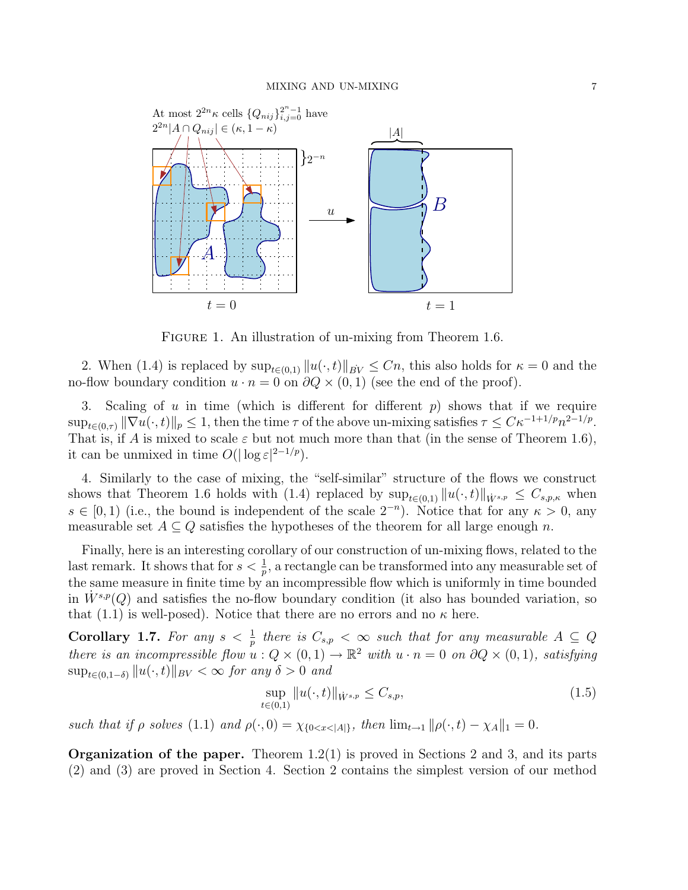FIGURE 1. An illustration of un-mixing from Theorem 1.6.

2. When (1.4) is replaced by $\sup_{t\in(0,1)} \|u(\cdot,t)\|_{\dot{BV}} \le Cn$, this also holds for $\kappa = 0$ and the no-flow boundary condition $u \cdot n = 0$ on $\partial Q \times (0,1)$ (see the end of the proof).

3. Scaling of $u$ in time (which is different for different $p$) shows that if we require $\sup_{t\in(0,\tau)} \|\nabla u(\cdot,t)\|_p \le 1$, then the time $\tau$ of the above un-mixing satisfies $\tau \le C\kappa^{-1+1/p} n^{2-1/p}$. That is, if $A$ is mixed to scale $\varepsilon$ but not much more than that (in the sense of Theorem 1.6), it can be unmixed in time $O(|\log \varepsilon|^{2-1/p})$.

4. Similarly to the case of mixing, the "self-similar" structure of the flows we construct shows that Theorem 1.6 holds with (1.4) replaced by $\sup_{t\in(0,1)} \|u(\cdot,t)\|_{\dot{W}^{s,p}} \le C_{s,p,\kappa}$ when $s \in [0,1)$ (i.e., the bound is independent of the scale $2^{-n}$). Notice that for any $\kappa > 0$, any measurable set $A \subseteq Q$ satisfies the hypotheses of the theorem for all large enough $n$.

Finally, here is an interesting corollary of our construction of un-mixing flows, related to the last remark. It shows that for $s < \frac{1}{p}$, a rectangle can be transformed into any measurable set of the same measure in finite time by an incompressible flow which is uniformly in time bounded in $\dot{W}^{s,p}(Q)$ and satisfies the no-flow boundary condition (it also has bounded variation, so that (1.1) is well-posed). Notice that there are no errors and no $\kappa$ here.

**Corollary 1.7.** *For any $s < \frac{1}{p}$ there is $C_{s,p} < \infty$ such that for any measurable $A \subseteq Q$ there is an incompressible flow $u : Q \times (0,1) \to \mathbb{R}^2$ with $u \cdot n = 0$ on $\partial Q \times (0,1)$, satisfying $\sup_{t\in(0,1-\delta)} \|u(\cdot,t)\|_{BV} < \infty$ for any $\delta > 0$ and*

$$\sup_{t\in(0,1)} \|u(\cdot,t)\|_{\dot{W}^{s,p}} \le C_{s,p}, \tag{1.5}$$

*such that if $\rho$ solves (1.1) and $\rho(\cdot,0) = \chi_{\{0<x<|A|\}}$, then $\lim_{t\to 1} \|\rho(\cdot,t) - \chi_A\|_1 = 0$.*

**Organization of the paper.** Theorem 1.2(1) is proved in Sections 2 and 3, and its parts (2) and (3) are proved in Section 4. Section 2 contains the simplest version of our method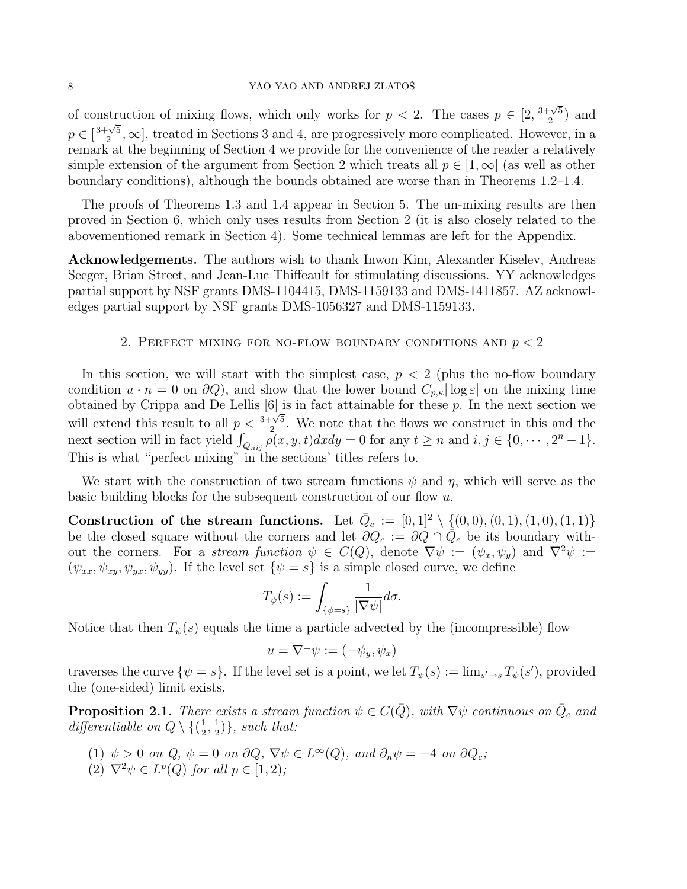of construction of mixing flows, which only works for $p < 2$. The cases $p \in [2, \frac{3+\sqrt{5}}{2})$ and $p \in [\frac{3+\sqrt{5}}{2}, \infty]$, treated in Sections 3 and 4, are progressively more complicated. However, in a remark at the beginning of Section 4 we provide for the convenience of the reader a relatively simple extension of the argument from Section 2 which treats all $p \in [1, \infty]$ (as well as other boundary conditions), although the bounds obtained are worse than in Theorems 1.2–1.4.

The proofs of Theorems 1.3 and 1.4 appear in Section 5. The un-mixing results are then proved in Section 6, which only uses results from Section 2 (it is also closely related to the abovementioned remark in Section 4). Some technical lemmas are left for the Appendix.

**Acknowledgements.** The authors wish to thank Inwon Kim, Alexander Kiselev, Andreas Seeger, Brian Street, and Jean-Luc Thiffeault for stimulating discussions. YY acknowledges partial support by NSF grants DMS-1104415, DMS-1159133 and DMS-1411857. AZ acknowledges partial support by NSF grants DMS-1056327 and DMS-1159133.

## 2. Perfect mixing for no-flow boundary conditions and $p < 2$

In this section, we will start with the simplest case, $p < 2$ (plus the no-flow boundary condition $u \cdot n = 0$ on $\partial Q$), and show that the lower bound $C_{p,\kappa}|\log \varepsilon|$ on the mixing time obtained by Crippa and De Lellis [6] is in fact attainable for these $p$. In the next section we will extend this result to all $p < \frac{3+\sqrt{5}}{2}$. We note that the flows we construct in this and the next section will in fact yield $\int_{Q_{nij}} \rho(x, y, t)dxdy = 0$ for any $t \geq n$ and $i, j \in \{0, \cdots, 2^n - 1\}$. This is what "perfect mixing" in the sections' titles refers to.

We start with the construction of two stream functions $\psi$ and $\eta$, which will serve as the basic building blocks for the subsequent construction of our flow $u$.

**Construction of the stream functions.** Let $\bar{Q}_c := [0, 1]^2 \setminus \{(0, 0), (0, 1), (1, 0), (1, 1)\}$ be the closed square without the corners and let $\partial Q_c := \partial Q \cap \bar{Q}_c$ be its boundary without the corners. For a *stream function* $\psi \in C(Q)$, denote $\nabla\psi := (\psi_x, \psi_y)$ and $\nabla^2\psi := (\psi_{xx}, \psi_{xy}, \psi_{yx}, \psi_{yy})$. If the level set $\{\psi = s\}$ is a simple closed curve, we define

$$T_\psi(s) := \int_{\{\psi=s\}} \frac{1}{|\nabla\psi|} d\sigma.$$

Notice that then $T_\psi(s)$ equals the time a particle advected by the (incompressible) flow

$$u = \nabla^\perp\psi := (-\psi_y, \psi_x)$$

traverses the curve $\{\psi = s\}$. If the level set is a point, we let $T_\psi(s) := \lim_{s' \to s} T_\psi(s')$, provided the (one-sided) limit exists.

**Proposition 2.1.** *There exists a stream function $\psi \in C(\bar{Q})$, with $\nabla\psi$ continuous on $\bar{Q}_c$ and differentiable on $Q \setminus \{(\frac{1}{2}, \frac{1}{2})\}$, such that:*

1. *$\psi > 0$ on $Q$, $\psi = 0$ on $\partial Q$, $\nabla\psi \in L^\infty(Q)$, and $\partial_n\psi = -4$ on $\partial Q_c$;*
2. *$\nabla^2\psi \in L^p(Q)$ for all $p \in [1, 2)$;*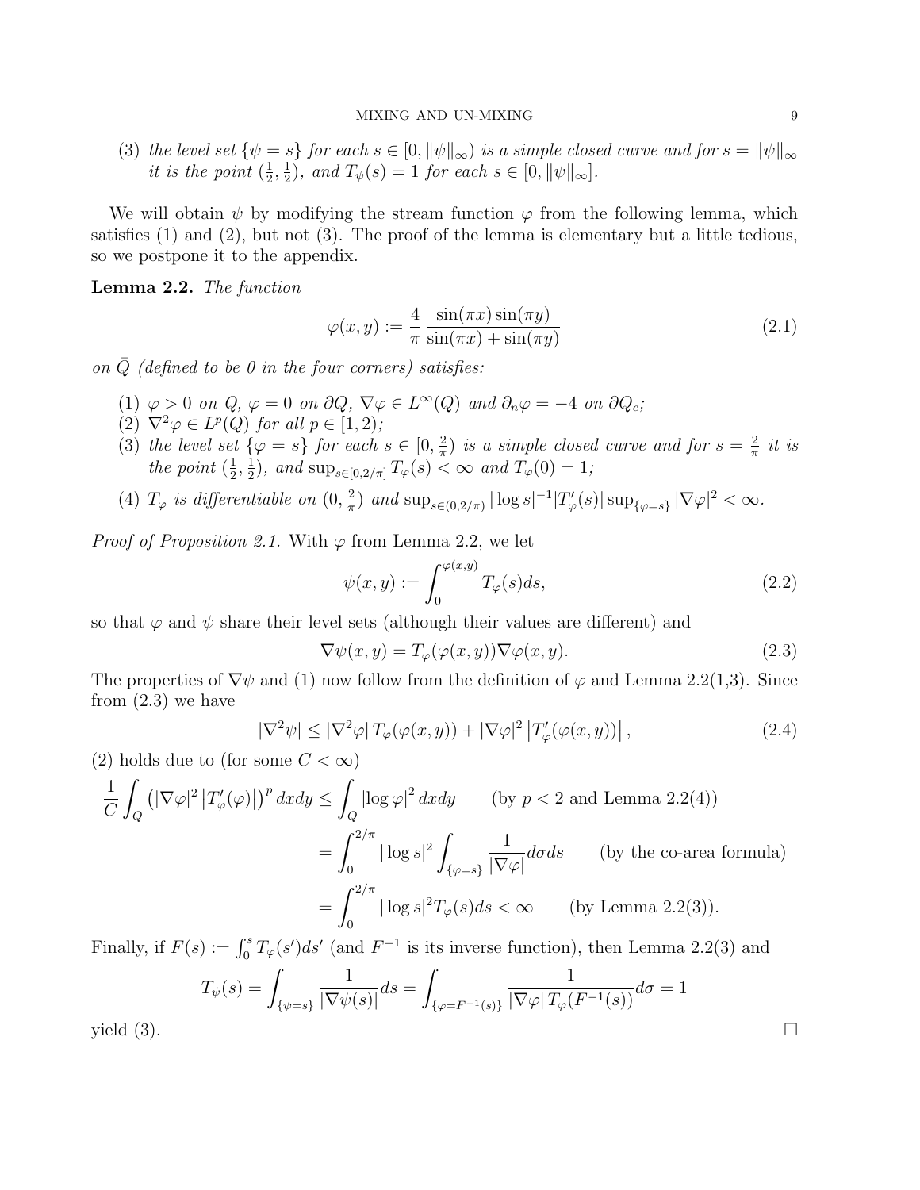(3) *the level set $\{\psi = s\}$ for each $s \in [0, \|\psi\|_\infty)$ is a simple closed curve and for $s = \|\psi\|_\infty$ it is the point $(\frac{1}{2}, \frac{1}{2})$, and $T_\psi(s) = 1$ for each $s \in [0, \|\psi\|_\infty]$.*

We will obtain $\psi$ by modifying the stream function $\varphi$ from the following lemma, which satisfies (1) and (2), but not (3). The proof of the lemma is elementary but a little tedious, so we postpone it to the appendix.

**Lemma 2.2.** *The function*

$$\varphi(x, y) := \frac{4}{\pi} \frac{\sin(\pi x) \sin(\pi y)}{\sin(\pi x) + \sin(\pi y)} \tag{2.1}$$

*on $\bar{Q}$ (defined to be 0 in the four corners) satisfies:*

1. *$\varphi > 0$ on $Q$, $\varphi = 0$ on $\partial Q$, $\nabla\varphi \in L^\infty(Q)$ and $\partial_n \varphi = -4$ on $\partial Q_c$;*
2. *$\nabla^2 \varphi \in L^p(Q)$ for all $p \in [1, 2)$;*
3. *the level set $\{\varphi = s\}$ for each $s \in [0, \frac{2}{\pi})$ is a simple closed curve and for $s = \frac{2}{\pi}$ it is the point $(\frac{1}{2}, \frac{1}{2})$, and $\sup_{s \in [0, 2/\pi]} T_\varphi(s) < \infty$ and $T_\varphi(0) = 1$;*
4. *$T_\varphi$ is differentiable on $(0, \frac{2}{\pi})$ and $\sup_{s \in (0, 2/\pi)} |\log s|^{-1} |T'_\varphi(s)| \sup_{\{\varphi = s\}} |\nabla\varphi|^2 < \infty$.*

*Proof of Proposition 2.1.* With $\varphi$ from Lemma 2.2, we let

$$\psi(x, y) := \int_0^{\varphi(x,y)} T_\varphi(s) ds, \tag{2.2}$$

so that $\varphi$ and $\psi$ share their level sets (although their values are different) and

$$\nabla\psi(x, y) = T_\varphi(\varphi(x, y)) \nabla\varphi(x, y). \tag{2.3}$$

The properties of $\nabla\psi$ and (1) now follow from the definition of $\varphi$ and Lemma 2.2(1,3). Since from (2.3) we have

$$|\nabla^2 \psi| \leq |\nabla^2 \varphi| \, T_\varphi(\varphi(x, y)) + |\nabla\varphi|^2 \left| T'_\varphi(\varphi(x, y)) \right|, \tag{2.4}$$

(2) holds due to (for some $C < \infty$)

$$\begin{aligned}
\frac{1}{C} \int_Q \left( |\nabla\varphi|^2 \left| T'_\varphi(\varphi) \right| \right)^p dxdy &\leq \int_Q |\log \varphi|^2 \, dxdy \qquad \text{(by } p < 2 \text{ and Lemma 2.2(4))} \\
&= \int_0^{2/\pi} |\log s|^2 \int_{\{\varphi = s\}} \frac{1}{|\nabla\varphi|} d\sigma ds \qquad \text{(by the co-area formula)} \\
&= \int_0^{2/\pi} |\log s|^2 T_\varphi(s) ds < \infty \qquad \text{(by Lemma 2.2(3))}.
\end{aligned}$$

Finally, if $F(s) := \int_0^s T_\varphi(s') ds'$ (and $F^{-1}$ is its inverse function), then Lemma 2.2(3) and

$$T_\psi(s) = \int_{\{\psi = s\}} \frac{1}{|\nabla\psi(s)|} ds = \int_{\{\varphi = F^{-1}(s)\}} \frac{1}{|\nabla\varphi| \, T_\varphi(F^{-1}(s))} d\sigma = 1$$

yield (3). $\square$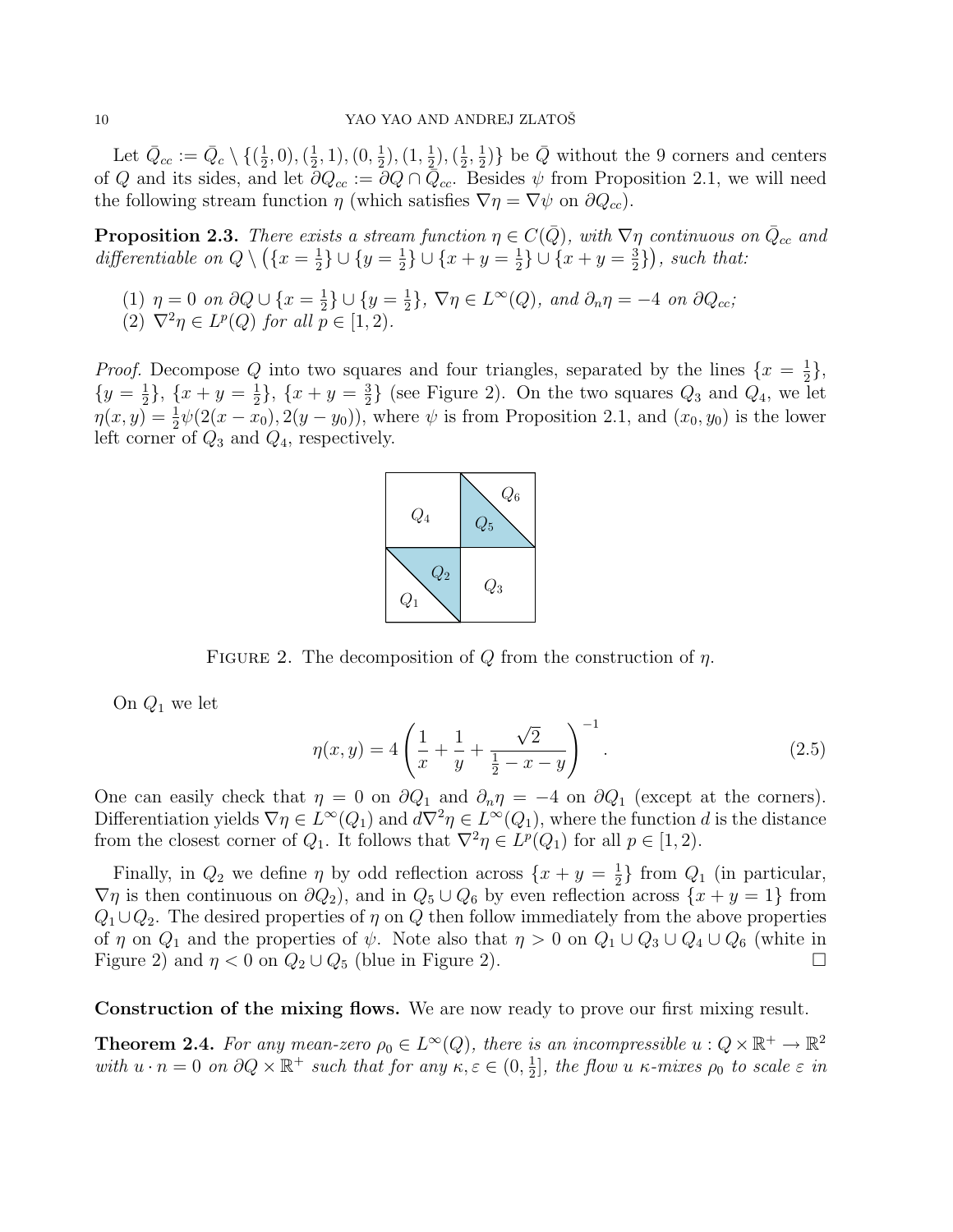Let $\bar{Q}_{cc} := \bar{Q}_c \setminus \{(\frac{1}{2}, 0), (\frac{1}{2}, 1), (0, \frac{1}{2}), (1, \frac{1}{2}), (\frac{1}{2}, \frac{1}{2})\}$ be $\bar{Q}$ without the 9 corners and centers of $Q$ and its sides, and let $\partial Q_{cc} := \partial Q \cap \bar{Q}_{cc}$. Besides $\psi$ from Proposition 2.1, we will need the following stream function $\eta$ (which satisfies $\nabla \eta = \nabla \psi$ on $\partial Q_{cc}$).

**Proposition 2.3.** *There exists a stream function $\eta \in C(\bar{Q})$, with $\nabla \eta$ continuous on $\bar{Q}_{cc}$ and differentiable on $Q \setminus \left(\{x = \frac{1}{2}\} \cup \{y = \frac{1}{2}\} \cup \{x + y = \frac{1}{2}\} \cup \{x + y = \frac{3}{2}\}\right)$, such that:*

1. *$\eta = 0$ on $\partial Q \cup \{x = \frac{1}{2}\} \cup \{y = \frac{1}{2}\}$, $\nabla \eta \in L^\infty(Q)$, and $\partial_n \eta = -4$ on $\partial Q_{cc}$;*
2. *$\nabla^2 \eta \in L^p(Q)$ for all $p \in [1, 2)$.*

*Proof.* Decompose $Q$ into two squares and four triangles, separated by the lines $\{x = \frac{1}{2}\}$, $\{y = \frac{1}{2}\}$, $\{x + y = \frac{1}{2}\}$, $\{x + y = \frac{3}{2}\}$ (see Figure 2). On the two squares $Q_3$ and $Q_4$, we let $\eta(x, y) = \frac{1}{2}\psi(2(x - x_0), 2(y - y_0))$, where $\psi$ is from Proposition 2.1, and $(x_0, y_0)$ is the lower left corner of $Q_3$ and $Q_4$, respectively.

FIGURE 2. The decomposition of $Q$ from the construction of $\eta$.

On $Q_1$ we let

$$\eta(x, y) = 4 \left( \frac{1}{x} + \frac{1}{y} + \frac{\sqrt{2}}{\frac{1}{2} - x - y} \right)^{-1}. \tag{2.5}$$

One can easily check that $\eta = 0$ on $\partial Q_1$ and $\partial_n \eta = -4$ on $\partial Q_1$ (except at the corners). Differentiation yields $\nabla \eta \in L^\infty(Q_1)$ and $d\nabla^2 \eta \in L^\infty(Q_1)$, where the function $d$ is the distance from the closest corner of $Q_1$. It follows that $\nabla^2 \eta \in L^p(Q_1)$ for all $p \in [1, 2)$.

Finally, in $Q_2$ we define $\eta$ by odd reflection across $\{x + y = \frac{1}{2}\}$ from $Q_1$ (in particular, $\nabla \eta$ is then continuous on $\partial Q_2$), and in $Q_5 \cup Q_6$ by even reflection across $\{x + y = 1\}$ from $Q_1 \cup Q_2$. The desired properties of $\eta$ on $Q$ then follow immediately from the above properties of $\eta$ on $Q_1$ and the properties of $\psi$. Note also that $\eta > 0$ on $Q_1 \cup Q_3 \cup Q_4 \cup Q_6$ (white in Figure 2) and $\eta < 0$ on $Q_2 \cup Q_5$ (blue in Figure 2). $\square$

**Construction of the mixing flows.** We are now ready to prove our first mixing result.

**Theorem 2.4.** *For any mean-zero $\rho_0 \in L^\infty(Q)$, there is an incompressible $u : Q \times \mathbb{R}^+ \to \mathbb{R}^2$ with $u \cdot n = 0$ on $\partial Q \times \mathbb{R}^+$ such that for any $\kappa, \varepsilon \in (0, \frac{1}{2}]$, the flow $u$ $\kappa$-mixes $\rho_0$ to scale $\varepsilon$ in*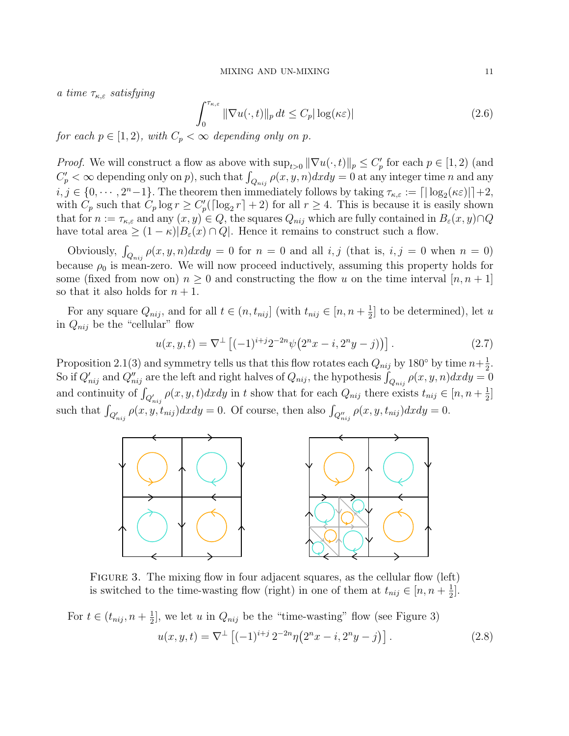*a time $\tau_{\kappa,\varepsilon}$ satisfying*

$$\int_0^{\tau_{\kappa,\varepsilon}} \|\nabla u(\cdot,t)\|_p \, dt \le C_p |\log(\kappa\varepsilon)| \tag{2.6}$$

*for each $p \in [1,2)$, with $C_p < \infty$ depending only on $p$.*

*Proof.* We will construct a flow as above with $\sup_{t>0} \|\nabla u(\cdot,t)\|_p \le C'_p$ for each $p \in [1,2)$ (and $C'_p < \infty$ depending only on $p$), such that $\int_{Q_{nij}} \rho(x,y,n) dxdy = 0$ at any integer time $n$ and any $i,j \in \{0,\cdots,2^n-1\}$. The theorem then immediately follows by taking $\tau_{\kappa,\varepsilon} := \lceil |\log_2(\kappa\varepsilon)| \rceil + 2$, with $C_p$ such that $C_p \log r \ge C'_p(\lceil \log_2 r \rceil + 2)$ for all $r \ge 4$. This is because it is easily shown that for $n := \tau_{\kappa,\varepsilon}$ and any $(x,y) \in Q$, the squares $Q_{nij}$ which are fully contained in $B_\varepsilon(x,y) \cap Q$ have total area $\ge (1-\kappa)|B_\varepsilon(x) \cap Q|$. Hence it remains to construct such a flow.

Obviously, $\int_{Q_{nij}} \rho(x,y,n) dxdy = 0$ for $n = 0$ and all $i,j$ (that is, $i,j = 0$ when $n = 0$) because $\rho_0$ is mean-zero. We will now proceed inductively, assuming this property holds for some (fixed from now on) $n \ge 0$ and constructing the flow $u$ on the time interval $[n, n+1]$ so that it also holds for $n+1$.

For any square $Q_{nij}$, and for all $t \in (n, t_{nij}]$ (with $t_{nij} \in [n, n+\frac{1}{2}]$ to be determined), let $u$ in $Q_{nij}$ be the "cellular" flow

$$u(x,y,t) = \nabla^\perp \left[ (-1)^{i+j} 2^{-2n} \psi\big(2^n x - i, 2^n y - j\big) \right]. \tag{2.7}$$

Proposition 2.1(3) and symmetry tells us that this flow rotates each $Q_{nij}$ by $180^\circ$ by time $n+\frac{1}{2}$. So if $Q'_{nij}$ and $Q''_{nij}$ are the left and right halves of $Q_{nij}$, the hypothesis $\int_{Q_{nij}} \rho(x,y,n) dxdy = 0$ and continuity of $\int_{Q'_{nij}} \rho(x,y,t) dxdy$ in $t$ show that for each $Q_{nij}$ there exists $t_{nij} \in [n, n+\frac{1}{2}]$ such that $\int_{Q'_{nij}} \rho(x,y,t_{nij}) dxdy = 0$. Of course, then also $\int_{Q''_{nij}} \rho(x,y,t_{nij}) dxdy = 0$.

FIGURE 3. The mixing flow in four adjacent squares, as the cellular flow (left) is switched to the time-wasting flow (right) in one of them at $t_{nij} \in [n, n+\frac{1}{2}]$.

For $t \in (t_{nij}, n+\frac{1}{2}]$, we let $u$ in $Q_{nij}$ be the "time-wasting" flow (see Figure 3)

$$u(x,y,t) = \nabla^\perp \left[ (-1)^{i+j} \, 2^{-2n} \eta\big(2^n x - i, 2^n y - j\big) \right]. \tag{2.8}$$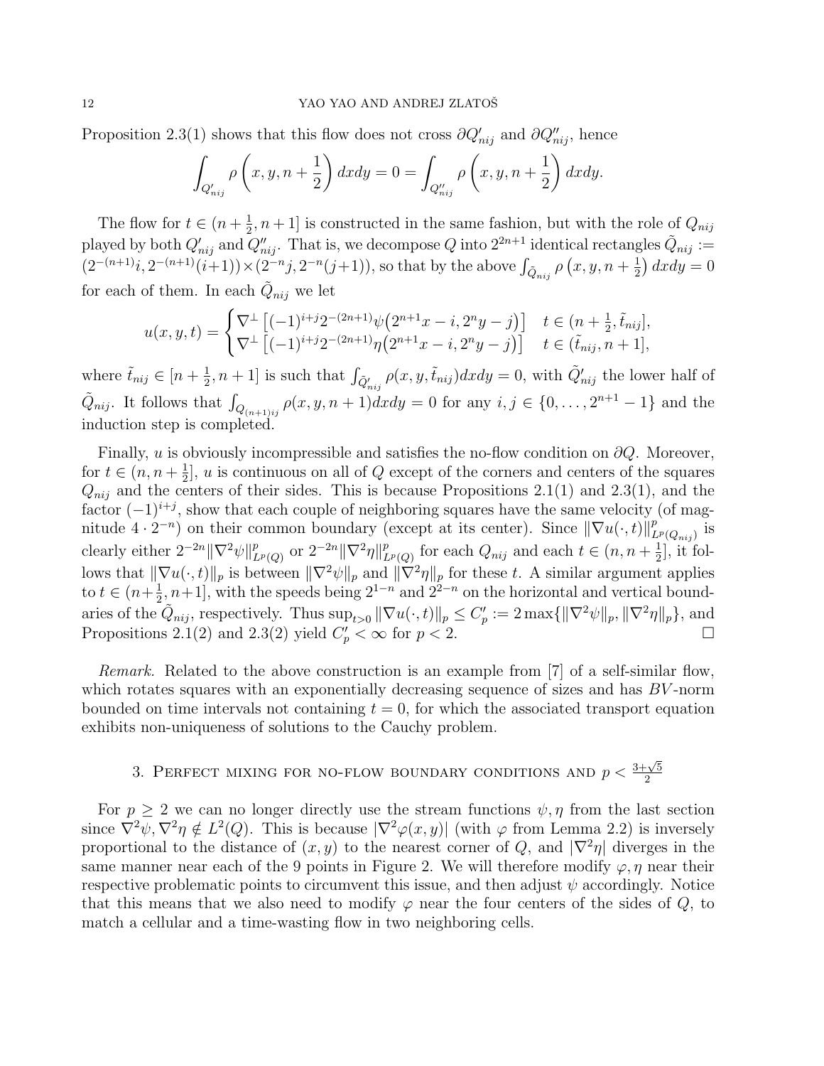Proposition 2.3(1) shows that this flow does not cross $\partial Q'_{nij}$ and $\partial Q''_{nij}$, hence

$$\int_{Q'_{nij}} \rho\left(x, y, n + \frac{1}{2}\right) dxdy = 0 = \int_{Q''_{nij}} \rho\left(x, y, n + \frac{1}{2}\right) dxdy.$$

The flow for $t \in (n + \frac{1}{2}, n + 1]$ is constructed in the same fashion, but with the role of $Q_{nij}$ played by both $Q'_{nij}$ and $Q''_{nij}$. That is, we decompose $Q$ into $2^{2n+1}$ identical rectangles $\tilde{Q}_{nij} := (2^{-(n+1)}i, 2^{-(n+1)}(i+1)) \times (2^{-n}j, 2^{-n}(j+1))$, so that by the above $\int_{\tilde{Q}_{nij}} \rho\left(x, y, n + \frac{1}{2}\right) dxdy = 0$ for each of them. In each $\tilde{Q}_{nij}$ we let

$$u(x, y, t) = \begin{cases} \nabla^{\perp} \left[(-1)^{i+j} 2^{-(2n+1)} \psi\big(2^{n+1}x - i, 2^n y - j\big)\right] & t \in (n + \frac{1}{2}, \tilde{t}_{nij}], \\ \nabla^{\perp} \left[(-1)^{i+j} 2^{-(2n+1)} \eta\big(2^{n+1}x - i, 2^n y - j\big)\right] & t \in (\tilde{t}_{nij}, n + 1], \end{cases}$$

where $\tilde{t}_{nij} \in [n + \frac{1}{2}, n + 1]$ is such that $\int_{\tilde{Q}'_{nij}} \rho(x, y, \tilde{t}_{nij}) dxdy = 0$, with $\tilde{Q}'_{nij}$ the lower half of $\tilde{Q}_{nij}$. It follows that $\int_{Q_{(n+1)ij}} \rho(x, y, n + 1) dxdy = 0$ for any $i, j \in \{0, \dots, 2^{n+1} - 1\}$ and the induction step is completed.

Finally, $u$ is obviously incompressible and satisfies the no-flow condition on $\partial Q$. Moreover, for $t \in (n, n + \frac{1}{2}]$, $u$ is continuous on all of $Q$ except of the corners and centers of the squares $Q_{nij}$ and the centers of their sides. This is because Propositions 2.1(1) and 2.3(1), and the factor $(-1)^{i+j}$, show that each couple of neighboring squares have the same velocity (of magnitude $4 \cdot 2^{-n}$) on their common boundary (except at its center). Since $\|\nabla u(\cdot, t)\|^p_{L^p(Q_{nij})}$ is clearly either $2^{-2n}\|\nabla^2 \psi\|^p_{L^p(Q)}$ or $2^{-2n}\|\nabla^2 \eta\|^p_{L^p(Q)}$ for each $Q_{nij}$ and each $t \in (n, n + \frac{1}{2}]$, it follows that $\|\nabla u(\cdot, t)\|_p$ is between $\|\nabla^2 \psi\|_p$ and $\|\nabla^2 \eta\|_p$ for these $t$. A similar argument applies to $t \in (n + \frac{1}{2}, n + 1]$, with the speeds being $2^{1-n}$ and $2^{2-n}$ on the horizontal and vertical boundaries of the $\tilde{Q}_{nij}$, respectively. Thus $\sup_{t>0} \|\nabla u(\cdot, t)\|_p \le C'_p := 2 \max\{\|\nabla^2 \psi\|_p, \|\nabla^2 \eta\|_p\}$, and Propositions 2.1(2) and 2.3(2) yield $C'_p < \infty$ for $p < 2$. ∎

*Remark.* Related to the above construction is an example from [7] of a self-similar flow, which rotates squares with an exponentially decreasing sequence of sizes and has $BV$-norm bounded on time intervals not containing $t = 0$, for which the associated transport equation exhibits non-uniqueness of solutions to the Cauchy problem.

## 3. Perfect mixing for no-flow boundary conditions and $p < \frac{3+\sqrt{5}}{2}$

For $p \ge 2$ we can no longer directly use the stream functions $\psi, \eta$ from the last section since $\nabla^2 \psi, \nabla^2 \eta \notin L^2(Q)$. This is because $|\nabla^2 \varphi(x, y)|$ (with $\varphi$ from Lemma 2.2) is inversely proportional to the distance of $(x, y)$ to the nearest corner of $Q$, and $|\nabla^2 \eta|$ diverges in the same manner near each of the 9 points in Figure 2. We will therefore modify $\varphi, \eta$ near their respective problematic points to circumvent this issue, and then adjust $\psi$ accordingly. Notice that this means that we also need to modify $\varphi$ near the four centers of the sides of $Q$, to match a cellular and a time-wasting flow in two neighboring cells.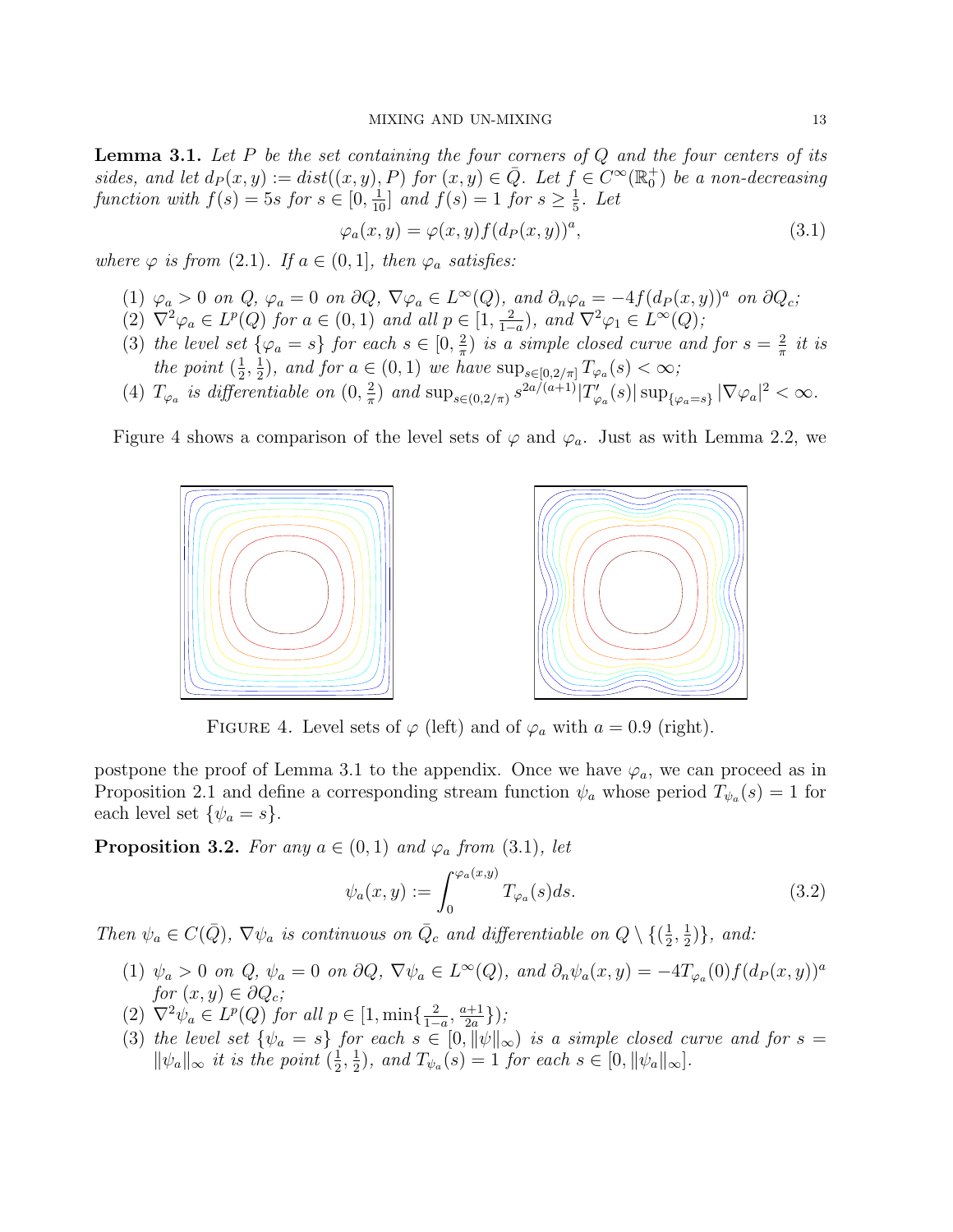**Lemma 3.1.** *Let $P$ be the set containing the four corners of $Q$ and the four centers of its sides, and let $d_P(x,y) := dist((x,y),P)$ for $(x,y) \in \bar{Q}$. Let $f \in C^\infty(\mathbb{R}_0^+)$ be a non-decreasing function with $f(s) = 5s$ for $s \in [0, \frac{1}{10}]$ and $f(s) = 1$ for $s \geq \frac{1}{5}$. Let*

$$\varphi_a(x,y) = \varphi(x,y) f(d_P(x,y))^a, \tag{3.1}$$

*where $\varphi$ is from (2.1). If $a \in (0,1]$, then $\varphi_a$ satisfies:*

1. *$\varphi_a > 0$ on $Q$, $\varphi_a = 0$ on $\partial Q$, $\nabla \varphi_a \in L^\infty(Q)$, and $\partial_n \varphi_a = -4f(d_P(x,y))^a$ on $\partial Q_c$;*
2. *$\nabla^2 \varphi_a \in L^p(Q)$ for $a \in (0,1)$ and all $p \in [1, \frac{2}{1-a})$, and $\nabla^2 \varphi_1 \in L^\infty(Q)$;*
3. *the level set $\{\varphi_a = s\}$ for each $s \in [0, \frac{2}{\pi})$ is a simple closed curve and for $s = \frac{2}{\pi}$ it is the point $(\frac{1}{2}, \frac{1}{2})$, and for $a \in (0,1)$ we have $\sup_{s \in [0,2/\pi]} T_{\varphi_a}(s) < \infty$;*
4. *$T_{\varphi_a}$ is differentiable on $(0, \frac{2}{\pi})$ and $\sup_{s \in (0,2/\pi)} s^{2a/(a+1)} |T'_{\varphi_a}(s)| \sup_{\{\varphi_a = s\}} |\nabla \varphi_a|^2 < \infty$.*

Figure 4 shows a comparison of the level sets of $\varphi$ and $\varphi_a$. Just as with Lemma 2.2, we postpone the proof of Lemma 3.1 to the appendix. Once we have $\varphi_a$, we can proceed as in Proposition 2.1 and define a corresponding stream function $\psi_a$ whose period $T_{\psi_a}(s) = 1$ for each level set $\{\psi_a = s\}$.

FIGURE 4. Level sets of $\varphi$ (left) and of $\varphi_a$ with $a = 0.9$ (right).

**Proposition 3.2.** *For any $a \in (0,1)$ and $\varphi_a$ from (3.1), let*

$$\psi_a(x,y) := \int_0^{\varphi_a(x,y)} T_{\varphi_a}(s) ds. \tag{3.2}$$

*Then $\psi_a \in C(\bar{Q})$, $\nabla \psi_a$ is continuous on $\bar{Q}_c$ and differentiable on $Q \setminus \{(\frac{1}{2}, \frac{1}{2})\}$, and:*

1. *$\psi_a > 0$ on $Q$, $\psi_a = 0$ on $\partial Q$, $\nabla \psi_a \in L^\infty(Q)$, and $\partial_n \psi_a(x,y) = -4T_{\varphi_a}(0) f(d_P(x,y))^a$ for $(x,y) \in \partial Q_c$;*
2. *$\nabla^2 \psi_a \in L^p(Q)$ for all $p \in [1, \min\{\frac{2}{1-a}, \frac{a+1}{2a}\})$;*
3. *the level set $\{\psi_a = s\}$ for each $s \in [0, \|\psi\|_\infty)$ is a simple closed curve and for $s = \|\psi_a\|_\infty$ it is the point $(\frac{1}{2}, \frac{1}{2})$, and $T_{\psi_a}(s) = 1$ for each $s \in [0, \|\psi_a\|_\infty]$.*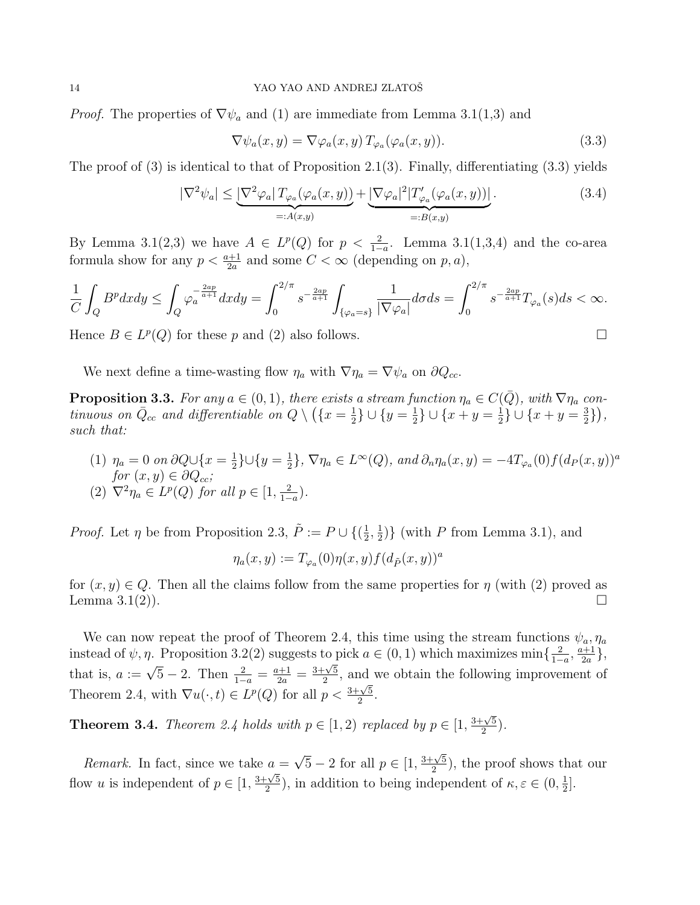*Proof.* The properties of $\nabla\psi_a$ and (1) are immediate from Lemma 3.1(1,3) and

$$\nabla\psi_a(x,y) = \nabla\varphi_a(x,y)\, T_{\varphi_a}(\varphi_a(x,y)). \tag{3.3}$$

The proof of (3) is identical to that of Proposition 2.1(3). Finally, differentiating (3.3) yields

$$|\nabla^2\psi_a| \le \underbrace{|\nabla^2\varphi_a|\, T_{\varphi_a}(\varphi_a(x,y))}_{=:A(x,y)} + \underbrace{|\nabla\varphi_a|^2 |T'_{\varphi_a}(\varphi_a(x,y))|}_{=:B(x,y)}. \tag{3.4}$$

By Lemma 3.1(2,3) we have $A \in L^p(Q)$ for $p < \frac{2}{1-a}$. Lemma 3.1(1,3,4) and the co-area formula show for any $p < \frac{a+1}{2a}$ and some $C < \infty$ (depending on $p, a$),

$$\frac{1}{C}\int_Q B^p dxdy \le \int_Q \varphi_a^{-\frac{2ap}{a+1}} dxdy = \int_0^{2/\pi} s^{-\frac{2ap}{a+1}} \int_{\{\varphi_a = s\}} \frac{1}{|\nabla\varphi_a|} d\sigma ds = \int_0^{2/\pi} s^{-\frac{2ap}{a+1}} T_{\varphi_a}(s) ds < \infty.$$

Hence $B \in L^p(Q)$ for these $p$ and (2) also follows. $\square$

We next define a time-wasting flow $\eta_a$ with $\nabla\eta_a = \nabla\psi_a$ on $\partial Q_{cc}$.

**Proposition 3.3.** *For any $a \in (0,1)$, there exists a stream function $\eta_a \in C(\bar{Q})$, with $\nabla\eta_a$ continuous on $\bar{Q}_{cc}$ and differentiable on $Q \setminus \left(\{x = \frac{1}{2}\} \cup \{y = \frac{1}{2}\} \cup \{x + y = \frac{1}{2}\} \cup \{x + y = \frac{3}{2}\}\right)$, such that:*

1. *$\eta_a = 0$ on $\partial Q \cup \{x = \frac{1}{2}\} \cup \{y = \frac{1}{2}\}$, $\nabla\eta_a \in L^\infty(Q)$, and $\partial_n\eta_a(x,y) = -4T_{\varphi_a}(0) f(d_P(x,y))^a$ for $(x,y) \in \partial Q_{cc}$;*
2. *$\nabla^2\eta_a \in L^p(Q)$ for all $p \in [1, \frac{2}{1-a})$.*

*Proof.* Let $\eta$ be from Proposition 2.3, $\tilde{P} := P \cup \{(\frac{1}{2}, \frac{1}{2})\}$ (with $P$ from Lemma 3.1), and

$$\eta_a(x,y) := T_{\varphi_a}(0)\eta(x,y) f(d_{\tilde{P}}(x,y))^a$$

for $(x,y) \in Q$. Then all the claims follow from the same properties for $\eta$ (with (2) proved as Lemma 3.1(2)). $\square$

We can now repeat the proof of Theorem 2.4, this time using the stream functions $\psi_a, \eta_a$ instead of $\psi, \eta$. Proposition 3.2(2) suggests to pick $a \in (0,1)$ which maximizes $\min\{\frac{2}{1-a}, \frac{a+1}{2a}\}$, that is, $a := \sqrt{5} - 2$. Then $\frac{2}{1-a} = \frac{a+1}{2a} = \frac{3+\sqrt{5}}{2}$, and we obtain the following improvement of Theorem 2.4, with $\nabla u(\cdot, t) \in L^p(Q)$ for all $p < \frac{3+\sqrt{5}}{2}$.

**Theorem 3.4.** *Theorem 2.4 holds with $p \in [1, 2)$ replaced by $p \in [1, \frac{3+\sqrt{5}}{2})$.*

*Remark.* In fact, since we take $a = \sqrt{5} - 2$ for all $p \in [1, \frac{3+\sqrt{5}}{2})$, the proof shows that our flow $u$ is independent of $p \in [1, \frac{3+\sqrt{5}}{2})$, in addition to being independent of $\kappa, \varepsilon \in (0, \frac{1}{2}]$.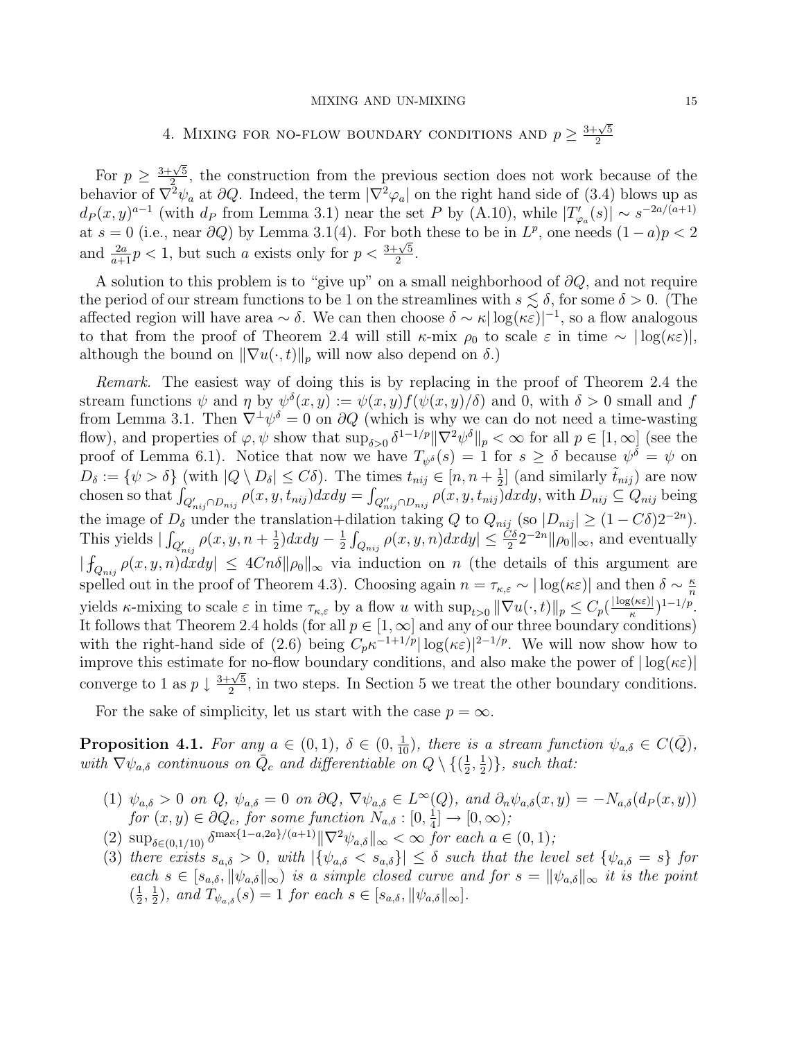## 4. Mixing for no-flow boundary conditions and $p \geq \frac{3+\sqrt{5}}{2}$

For $p \geq \frac{3+\sqrt{5}}{2}$, the construction from the previous section does not work because of the behavior of $\nabla^2 \psi_a$ at $\partial Q$. Indeed, the term $|\nabla^2 \varphi_a|$ on the right hand side of (3.4) blows up as $d_P(x,y)^{a-1}$ (with $d_P$ from Lemma 3.1) near the set $P$ by (A.10), while $|T'_{\varphi_a}(s)| \sim s^{-2a/(a+1)}$ at $s=0$ (i.e., near $\partial Q$) by Lemma 3.1(4). For both these to be in $L^p$, one needs $(1-a)p < 2$ and $\frac{2a}{a+1}p < 1$, but such $a$ exists only for $p < \frac{3+\sqrt{5}}{2}$.

A solution to this problem is to "give up" on a small neighborhood of $\partial Q$, and not require the period of our stream functions to be 1 on the streamlines with $s \lesssim \delta$, for some $\delta > 0$. (The affected region will have area $\sim \delta$. We can then choose $\delta \sim \kappa |\log(\kappa\varepsilon)|^{-1}$, so a flow analogous to that from the proof of Theorem 2.4 will still $\kappa$-mix $\rho_0$ to scale $\varepsilon$ in time $\sim |\log(\kappa\varepsilon)|$, although the bound on $\|\nabla u(\cdot,t)\|_p$ will now also depend on $\delta$.)

*Remark.* The easiest way of doing this is by replacing in the proof of Theorem 2.4 the stream functions $\psi$ and $\eta$ by $\psi^\delta(x,y) := \psi(x,y) f(\psi(x,y)/\delta)$ and 0, with $\delta > 0$ small and $f$ from Lemma 3.1. Then $\nabla^\perp \psi^\delta = 0$ on $\partial Q$ (which is why we can do not need a time-wasting flow), and properties of $\varphi, \psi$ show that $\sup_{\delta>0} \delta^{1-1/p} \|\nabla^2 \psi^\delta\|_p < \infty$ for all $p \in [1,\infty]$ (see the proof of Lemma 6.1). Notice that now we have $T_{\psi^\delta}(s) = 1$ for $s \geq \delta$ because $\psi^\delta = \psi$ on $D_\delta := \{\psi > \delta\}$ (with $|Q \setminus D_\delta| \leq C\delta$). The times $t_{nij} \in [n, n+\frac{1}{2}]$ (and similarly $\tilde{t}_{nij}$) are now chosen so that $\int_{Q'_{nij} \cap D_{nij}} \rho(x,y,t_{nij})dxdy = \int_{Q''_{nij} \cap D_{nij}} \rho(x,y,t_{nij})dxdy$, with $D_{nij} \subseteq Q_{nij}$ being the image of $D_\delta$ under the translation+dilation taking $Q$ to $Q_{nij}$ (so $|D_{nij}| \geq (1-C\delta)2^{-2n}$). This yields $|\int_{Q'_{nij}} \rho(x,y,n+\frac{1}{2})dxdy - \frac{1}{2}\int_{Q_{nij}} \rho(x,y,n)dxdy| \leq \frac{C\delta}{2} 2^{-2n} \|\rho_0\|_\infty$, and eventually $|\fint_{Q_{nij}} \rho(x,y,n)dxdy| \leq 4Cn\delta \|\rho_0\|_\infty$ via induction on $n$ (the details of this argument are spelled out in the proof of Theorem 4.3). Choosing again $n = \tau_{\kappa,\varepsilon} \sim |\log(\kappa\varepsilon)|$ and then $\delta \sim \frac{\kappa}{n}$ yields $\kappa$-mixing to scale $\varepsilon$ in time $\tau_{\kappa,\varepsilon}$ by a flow $u$ with $\sup_{t>0} \|\nabla u(\cdot,t)\|_p \leq C_p (\frac{|\log(\kappa\varepsilon)|}{\kappa})^{1-1/p}$. It follows that Theorem 2.4 holds (for all $p \in [1,\infty]$ and any of our three boundary conditions) with the right-hand side of (2.6) being $C_p \kappa^{-1+1/p} |\log(\kappa\varepsilon)|^{2-1/p}$. We will now show how to improve this estimate for no-flow boundary conditions, and also make the power of $|\log(\kappa\varepsilon)|$ converge to 1 as $p \downarrow \frac{3+\sqrt{5}}{2}$, in two steps. In Section 5 we treat the other boundary conditions.

For the sake of simplicity, let us start with the case $p = \infty$.

**Proposition 4.1.** *For any $a \in (0,1)$, $\delta \in (0, \frac{1}{10})$, there is a stream function $\psi_{a,\delta} \in C(\bar{Q})$, with $\nabla \psi_{a,\delta}$ continuous on $\bar{Q}_c$ and differentiable on $Q \setminus \{(\frac{1}{2}, \frac{1}{2})\}$, such that:*

1. *$\psi_{a,\delta} > 0$ on $Q$, $\psi_{a,\delta} = 0$ on $\partial Q$, $\nabla \psi_{a,\delta} \in L^\infty(Q)$, and $\partial_n \psi_{a,\delta}(x,y) = -N_{a,\delta}(d_P(x,y))$ for $(x,y) \in \partial Q_c$, for some function $N_{a,\delta} : [0, \frac{1}{4}] \to [0,\infty)$;*
2. *$\sup_{\delta \in (0,1/10)} \delta^{\max\{1-a, 2a\}/(a+1)} \|\nabla^2 \psi_{a,\delta}\|_\infty < \infty$ for each $a \in (0,1)$;*
3. *there exists $s_{a,\delta} > 0$, with $|\{\psi_{a,\delta} < s_{a,\delta}\}| \leq \delta$ such that the level set $\{\psi_{a,\delta} = s\}$ for each $s \in [s_{a,\delta}, \|\psi_{a,\delta}\|_\infty)$ is a simple closed curve and for $s = \|\psi_{a,\delta}\|_\infty$ it is the point $(\frac{1}{2}, \frac{1}{2})$, and $T_{\psi_{a,\delta}}(s) = 1$ for each $s \in [s_{a,\delta}, \|\psi_{a,\delta}\|_\infty]$.*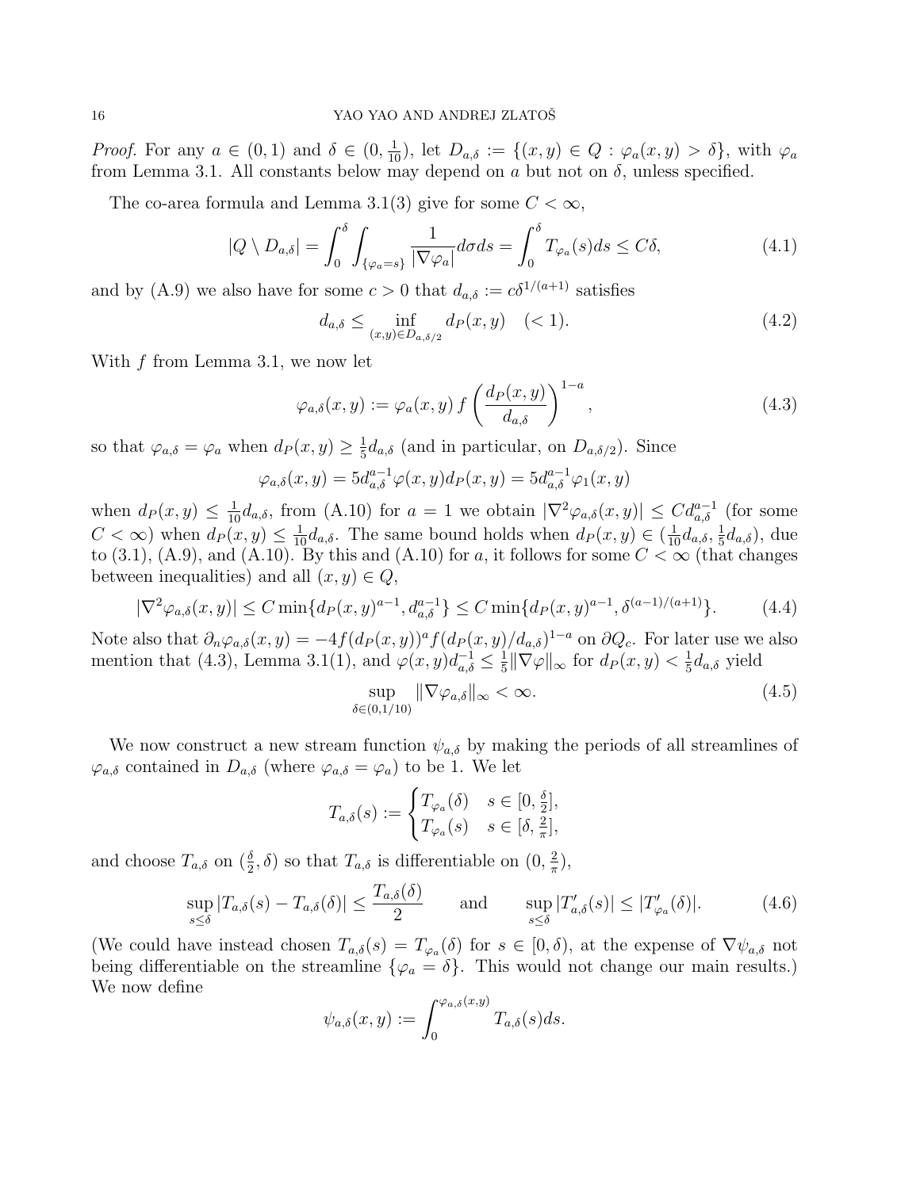*Proof.* For any $a \in (0,1)$ and $\delta \in (0, \frac{1}{10})$, let $D_{a,\delta} := \{(x,y) \in Q : \varphi_a(x,y) > \delta\}$, with $\varphi_a$ from Lemma 3.1. All constants below may depend on $a$ but not on $\delta$, unless specified.

The co-area formula and Lemma 3.1(3) give for some $C < \infty$,

$$|Q \setminus D_{a,\delta}| = \int_0^\delta \int_{\{\varphi_a = s\}} \frac{1}{|\nabla \varphi_a|} d\sigma ds = \int_0^\delta T_{\varphi_a}(s) ds \le C\delta, \tag{4.1}$$

and by (A.9) we also have for some $c > 0$ that $d_{a,\delta} := c\delta^{1/(a+1)}$ satisfies

$$d_{a,\delta} \le \inf_{(x,y) \in D_{a,\delta/2}} d_P(x,y) \quad (< 1). \tag{4.2}$$

With $f$ from Lemma 3.1, we now let

$$\varphi_{a,\delta}(x,y) := \varphi_a(x,y)\, f\left(\frac{d_P(x,y)}{d_{a,\delta}}\right)^{1-a}, \tag{4.3}$$

so that $\varphi_{a,\delta} = \varphi_a$ when $d_P(x,y) \ge \frac{1}{5} d_{a,\delta}$ (and in particular, on $D_{a,\delta/2}$). Since

$$\varphi_{a,\delta}(x,y) = 5 d_{a,\delta}^{a-1} \varphi(x,y) d_P(x,y) = 5 d_{a,\delta}^{a-1} \varphi_1(x,y)$$

when $d_P(x,y) \le \frac{1}{10} d_{a,\delta}$, from (A.10) for $a = 1$ we obtain $|\nabla^2 \varphi_{a,\delta}(x,y)| \le C d_{a,\delta}^{a-1}$ (for some $C < \infty$) when $d_P(x,y) \le \frac{1}{10} d_{a,\delta}$. The same bound holds when $d_P(x,y) \in (\frac{1}{10} d_{a,\delta}, \frac{1}{5} d_{a,\delta})$, due to (3.1), (A.9), and (A.10). By this and (A.10) for $a$, it follows for some $C < \infty$ (that changes between inequalities) and all $(x,y) \in Q$,

$$|\nabla^2 \varphi_{a,\delta}(x,y)| \le C \min\{d_P(x,y)^{a-1}, d_{a,\delta}^{a-1}\} \le C \min\{d_P(x,y)^{a-1}, \delta^{(a-1)/(a+1)}\}. \tag{4.4}$$

Note also that $\partial_n \varphi_{a,\delta}(x,y) = -4 f(d_P(x,y))^a f(d_P(x,y)/d_{a,\delta})^{1-a}$ on $\partial Q_c$. For later use we also mention that (4.3), Lemma 3.1(1), and $\varphi(x,y) d_{a,\delta}^{-1} \le \frac{1}{5} \|\nabla \varphi\|_\infty$ for $d_P(x,y) < \frac{1}{5} d_{a,\delta}$ yield

$$\sup_{\delta \in (0,1/10)} \|\nabla \varphi_{a,\delta}\|_\infty < \infty. \tag{4.5}$$

We now construct a new stream function $\psi_{a,\delta}$ by making the periods of all streamlines of $\varphi_{a,\delta}$ contained in $D_{a,\delta}$ (where $\varphi_{a,\delta} = \varphi_a$) to be 1. We let

$$T_{a,\delta}(s) := \begin{cases} T_{\varphi_a}(\delta) & s \in [0, \frac{\delta}{2}], \\ T_{\varphi_a}(s) & s \in [\delta, \frac{2}{\pi}], \end{cases}$$

and choose $T_{a,\delta}$ on $(\frac{\delta}{2}, \delta)$ so that $T_{a,\delta}$ is differentiable on $(0, \frac{2}{\pi})$,

$$\sup_{s \le \delta} |T_{a,\delta}(s) - T_{a,\delta}(\delta)| \le \frac{T_{a,\delta}(\delta)}{2} \qquad \text{and} \qquad \sup_{s \le \delta} |T'_{a,\delta}(s)| \le |T'_{\varphi_a}(\delta)|. \tag{4.6}$$

(We could have instead chosen $T_{a,\delta}(s) = T_{\varphi_a}(\delta)$ for $s \in [0, \delta)$, at the expense of $\nabla \psi_{a,\delta}$ not being differentiable on the streamline $\{\varphi_a = \delta\}$. This would not change our main results.) We now define

$$\psi_{a,\delta}(x,y) := \int_0^{\varphi_{a,\delta}(x,y)} T_{a,\delta}(s) ds.$$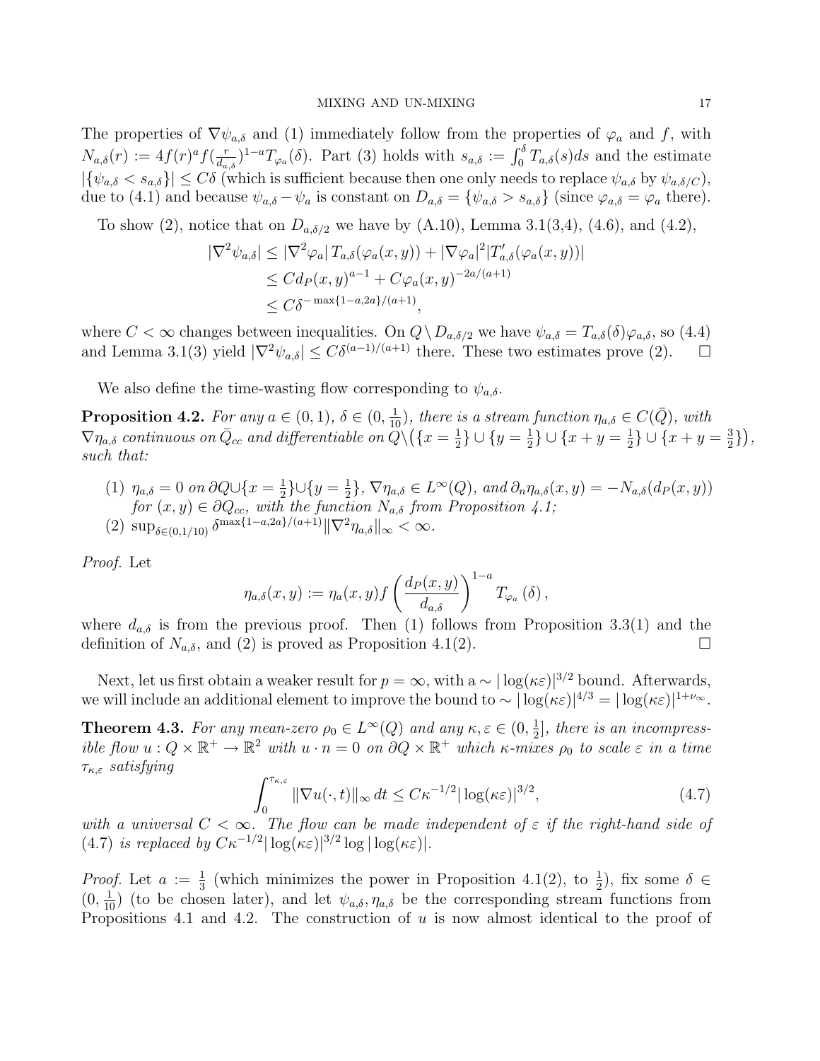The properties of $\nabla\psi_{a,\delta}$ and (1) immediately follow from the properties of $\varphi_a$ and $f$, with $N_{a,\delta}(r) := 4f(r)^a f(\frac{r}{d_{a,\delta}})^{1-a} T_{\varphi_a}(\delta)$. Part (3) holds with $s_{a,\delta} := \int_0^\delta T_{a,\delta}(s)ds$ and the estimate $|\{\psi_{a,\delta} < s_{a,\delta}\}| \leq C\delta$ (which is sufficient because then one only needs to replace $\psi_{a,\delta}$ by $\psi_{a,\delta/C}$), due to (4.1) and because $\psi_{a,\delta} - \psi_a$ is constant on $D_{a,\delta} = \{\psi_{a,\delta} > s_{a,\delta}\}$ (since $\varphi_{a,\delta} = \varphi_a$ there).

To show (2), notice that on $D_{a,\delta/2}$ we have by (A.10), Lemma 3.1(3,4), (4.6), and (4.2),

$$
\begin{aligned}
|\nabla^2\psi_{a,\delta}| &\leq |\nabla^2\varphi_a|\, T_{a,\delta}(\varphi_a(x,y)) + |\nabla\varphi_a|^2 |T'_{a,\delta}(\varphi_a(x,y))| \\
&\leq C d_P(x,y)^{a-1} + C\varphi_a(x,y)^{-2a/(a+1)} \\
&\leq C\delta^{-\max\{1-a,2a\}/(a+1)},
\end{aligned}
$$

where $C < \infty$ changes between inequalities. On $Q \setminus D_{a,\delta/2}$ we have $\psi_{a,\delta} = T_{a,\delta}(\delta)\varphi_{a,\delta}$, so (4.4) and Lemma 3.1(3) yield $|\nabla^2\psi_{a,\delta}| \leq C\delta^{(a-1)/(a+1)}$ there. These two estimates prove (2). $\square$

We also define the time-wasting flow corresponding to $\psi_{a,\delta}$.

**Proposition 4.2.** *For any $a \in (0,1)$, $\delta \in (0, \frac{1}{10})$, there is a stream function $\eta_{a,\delta} \in C(\bar{Q})$, with $\nabla\eta_{a,\delta}$ continuous on $\bar{Q}_{cc}$ and differentiable on $Q\setminus\big(\{x=\frac{1}{2}\} \cup \{y = \frac{1}{2}\} \cup \{x+y=\frac{1}{2}\} \cup \{x+y=\frac{3}{2}\}\big)$, such that:*

1. *$\eta_{a,\delta} = 0$ on $\partial Q \cup \{x = \frac{1}{2}\} \cup \{y = \frac{1}{2}\}$, $\nabla\eta_{a,\delta} \in L^\infty(Q)$, and $\partial_n\eta_{a,\delta}(x,y) = -N_{a,\delta}(d_P(x,y))$ for $(x,y) \in \partial Q_{cc}$, with the function $N_{a,\delta}$ from Proposition 4.1;*
2. *$\sup_{\delta\in(0,1/10)} \delta^{\max\{1-a,2a\}/(a+1)} \|\nabla^2\eta_{a,\delta}\|_\infty < \infty$.*

*Proof.* Let

$$
\eta_{a,\delta}(x,y) := \eta_a(x,y) f\left(\frac{d_P(x,y)}{d_{a,\delta}}\right)^{1-a} T_{\varphi_a}(\delta),
$$

where $d_{a,\delta}$ is from the previous proof. Then (1) follows from Proposition 3.3(1) and the definition of $N_{a,\delta}$, and (2) is proved as Proposition 4.1(2). $\square$

Next, let us first obtain a weaker result for $p = \infty$, with a $\sim |\log(\kappa\varepsilon)|^{3/2}$ bound. Afterwards, we will include an additional element to improve the bound to $\sim |\log(\kappa\varepsilon)|^{4/3} = |\log(\kappa\varepsilon)|^{1+\nu_\infty}$.

**Theorem 4.3.** *For any mean-zero $\rho_0 \in L^\infty(Q)$ and any $\kappa, \varepsilon \in (0, \frac{1}{2}]$, there is an incompressible flow $u : Q \times \mathbb{R}^+ \to \mathbb{R}^2$ with $u \cdot n = 0$ on $\partial Q \times \mathbb{R}^+$ which $\kappa$-mixes $\rho_0$ to scale $\varepsilon$ in a time $\tau_{\kappa,\varepsilon}$ satisfying*

$$
\int_0^{\tau_{\kappa,\varepsilon}} \|\nabla u(\cdot,t)\|_\infty \, dt \leq C\kappa^{-1/2} |\log(\kappa\varepsilon)|^{3/2}, \tag{4.7}
$$

*with a universal $C < \infty$. The flow can be made independent of $\varepsilon$ if the right-hand side of (4.7) is replaced by $C\kappa^{-1/2}|\log(\kappa\varepsilon)|^{3/2} \log|\log(\kappa\varepsilon)|$.*

*Proof.* Let $a := \frac{1}{3}$ (which minimizes the power in Proposition 4.1(2), to $\frac{1}{2}$), fix some $\delta \in (0, \frac{1}{10})$ (to be chosen later), and let $\psi_{a,\delta}, \eta_{a,\delta}$ be the corresponding stream functions from Propositions 4.1 and 4.2. The construction of $u$ is now almost identical to the proof of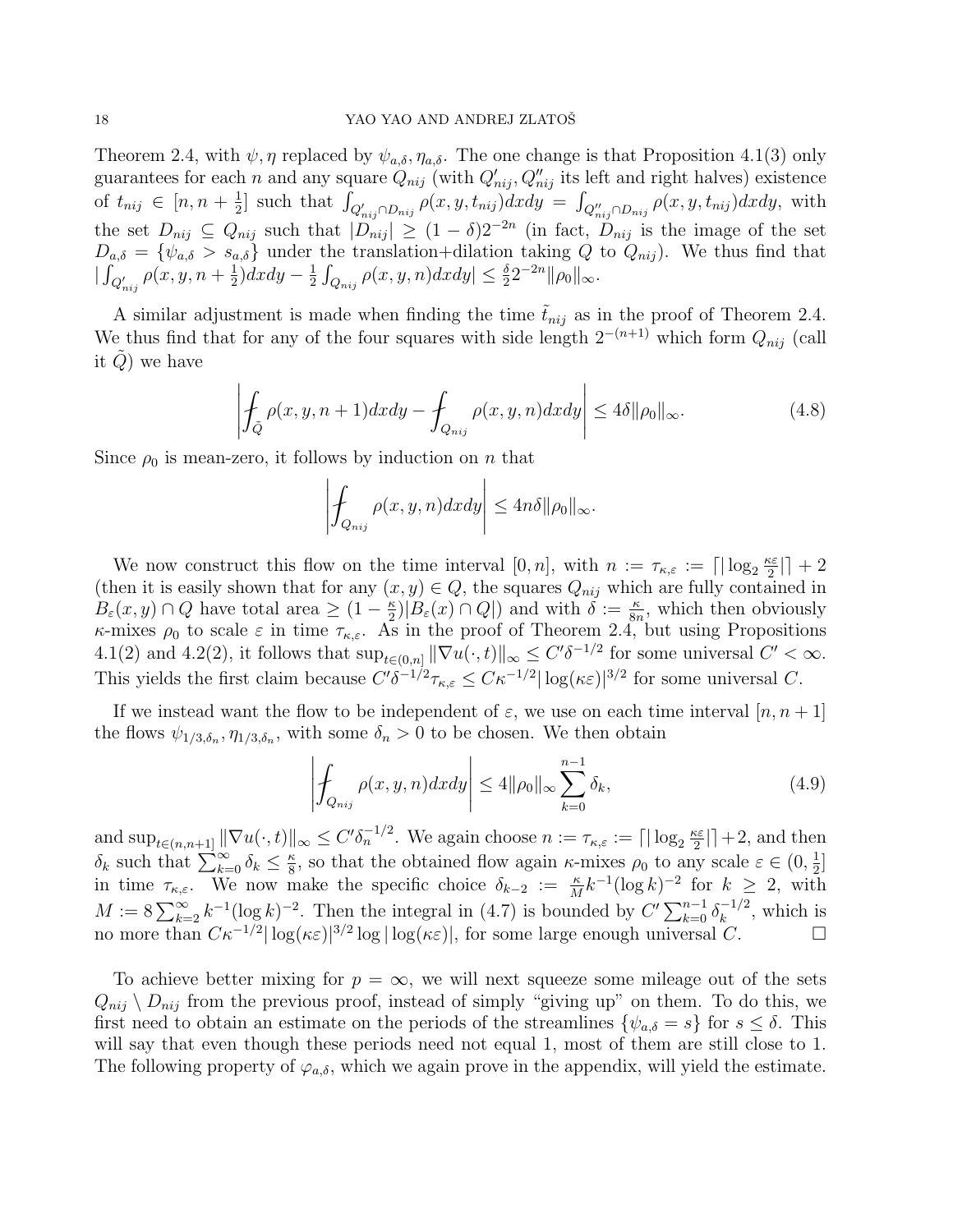Theorem 2.4, with $\psi, \eta$ replaced by $\psi_{a,\delta}, \eta_{a,\delta}$. The one change is that Proposition 4.1(3) only guarantees for each $n$ and any square $Q_{nij}$ (with $Q'_{nij}, Q''_{nij}$ its left and right halves) existence of $t_{nij} \in [n, n+\frac{1}{2}]$ such that $\int_{Q'_{nij}\cap D_{nij}} \rho(x,y,t_{nij})dxdy = \int_{Q''_{nij}\cap D_{nij}} \rho(x,y,t_{nij})dxdy$, with the set $D_{nij} \subseteq Q_{nij}$ such that $|D_{nij}| \geq (1-\delta)2^{-2n}$ (in fact, $D_{nij}$ is the image of the set $D_{a,\delta} = \{\psi_{a,\delta} > s_{a,\delta}\}$ under the translation+dilation taking $Q$ to $Q_{nij}$). We thus find that $|\int_{Q'_{nij}} \rho(x,y,n+\frac{1}{2})dxdy - \frac{1}{2}\int_{Q_{nij}} \rho(x,y,n)dxdy| \leq \frac{\delta}{2} 2^{-2n}\|\rho_0\|_\infty$.

A similar adjustment is made when finding the time $\tilde{t}_{nij}$ as in the proof of Theorem 2.4. We thus find that for any of the four squares with side length $2^{-(n+1)}$ which form $Q_{nij}$ (call it $\tilde{Q}$) we have

$$\left| \fint_{\tilde{Q}} \rho(x,y,n+1)dxdy - \fint_{Q_{nij}} \rho(x,y,n)dxdy \right| \leq 4\delta\|\rho_0\|_\infty. \tag{4.8}$$

Since $\rho_0$ is mean-zero, it follows by induction on $n$ that

$$\left| \fint_{Q_{nij}} \rho(x,y,n)dxdy \right| \leq 4n\delta\|\rho_0\|_\infty.$$

We now construct this flow on the time interval $[0,n]$, with $n := \tau_{\kappa,\varepsilon} := \lceil |\log_2 \frac{\kappa\varepsilon}{2}| \rceil + 2$ (then it is easily shown that for any $(x,y) \in Q$, the squares $Q_{nij}$ which are fully contained in $B_\varepsilon(x,y) \cap Q$ have total area $\geq (1-\frac{\kappa}{2})|B_\varepsilon(x) \cap Q|$) and with $\delta := \frac{\kappa}{8n}$, which then obviously $\kappa$-mixes $\rho_0$ to scale $\varepsilon$ in time $\tau_{\kappa,\varepsilon}$. As in the proof of Theorem 2.4, but using Propositions 4.1(2) and 4.2(2), it follows that $\sup_{t\in(0,n]} \|\nabla u(\cdot,t)\|_\infty \leq C'\delta^{-1/2}$ for some universal $C' < \infty$. This yields the first claim because $C'\delta^{-1/2}\tau_{\kappa,\varepsilon} \leq C\kappa^{-1/2}|\log(\kappa\varepsilon)|^{3/2}$ for some universal $C$.

If we instead want the flow to be independent of $\varepsilon$, we use on each time interval $[n,n+1]$ the flows $\psi_{1/3,\delta_n}, \eta_{1/3,\delta_n}$, with some $\delta_n > 0$ to be chosen. We then obtain

$$\left| \fint_{Q_{nij}} \rho(x,y,n)dxdy \right| \leq 4\|\rho_0\|_\infty \sum_{k=0}^{n-1} \delta_k, \tag{4.9}$$

and $\sup_{t\in(n,n+1]} \|\nabla u(\cdot,t)\|_\infty \leq C'\delta_n^{-1/2}$. We again choose $n := \tau_{\kappa,\varepsilon} := \lceil |\log_2 \frac{\kappa\varepsilon}{2}| \rceil + 2$, and then $\delta_k$ such that $\sum_{k=0}^\infty \delta_k \leq \frac{\kappa}{8}$, so that the obtained flow again $\kappa$-mixes $\rho_0$ to any scale $\varepsilon \in (0, \frac{1}{2}]$ in time $\tau_{\kappa,\varepsilon}$. We now make the specific choice $\delta_{k-2} := \frac{\kappa}{M}k^{-1}(\log k)^{-2}$ for $k \geq 2$, with $M := 8\sum_{k=2}^\infty k^{-1}(\log k)^{-2}$. Then the integral in (4.7) is bounded by $C'\sum_{k=0}^{n-1} \delta_k^{-1/2}$, which is no more than $C\kappa^{-1/2}|\log(\kappa\varepsilon)|^{3/2}\log|\log(\kappa\varepsilon)|$, for some large enough universal $C$. $\square$

To achieve better mixing for $p = \infty$, we will next squeeze some mileage out of the sets $Q_{nij} \setminus D_{nij}$ from the previous proof, instead of simply "giving up" on them. To do this, we first need to obtain an estimate on the periods of the streamlines $\{\psi_{a,\delta} = s\}$ for $s \leq \delta$. This will say that even though these periods need not equal 1, most of them are still close to 1. The following property of $\varphi_{a,\delta}$, which we again prove in the appendix, will yield the estimate.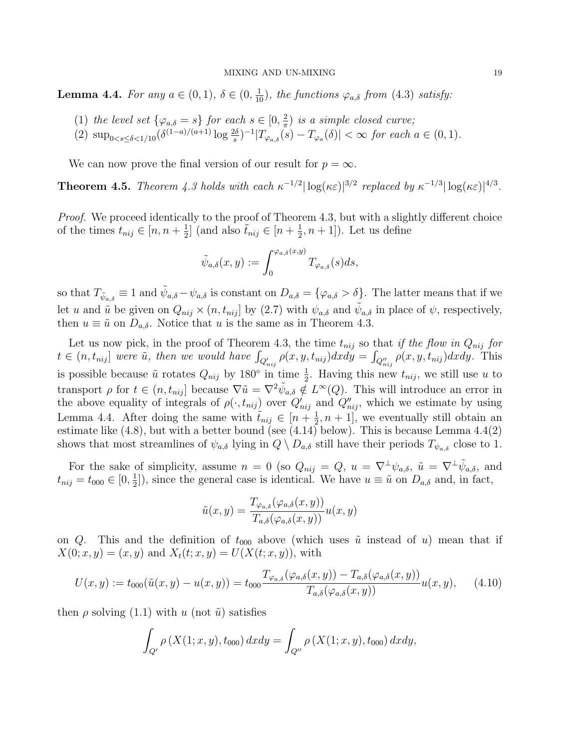**Lemma 4.4.** *For any $a \in (0,1)$, $\delta \in (0, \frac{1}{10})$, the functions $\varphi_{a,\delta}$ from (4.3) satisfy:*

1. *the level set $\{\varphi_{a,\delta} = s\}$ for each $s \in [0, \frac{2}{\pi})$ is a simple closed curve;*
2. $\sup_{0<s\le\delta<1/10} (\delta^{(1-a)/(a+1)} \log \frac{2\delta}{s})^{-1} |T_{\varphi_{a,\delta}}(s) - T_{\varphi_a}(\delta)| < \infty$ *for each $a \in (0,1)$.*

We can now prove the final version of our result for $p = \infty$.

**Theorem 4.5.** *Theorem 4.3 holds with each $\kappa^{-1/2} |\log(\kappa\varepsilon)|^{3/2}$ replaced by $\kappa^{-1/3} |\log(\kappa\varepsilon)|^{4/3}$.*

*Proof.* We proceed identically to the proof of Theorem 4.3, but with a slightly different choice of the times $t_{nij} \in [n, n+\frac{1}{2}]$ (and also $\tilde{t}_{nij} \in [n+\frac{1}{2}, n+1]$). Let us define

$$\tilde{\psi}_{a,\delta}(x,y) := \int_0^{\varphi_{a,\delta}(x,y)} T_{\varphi_{a,\delta}}(s) ds,$$

so that $T_{\tilde{\psi}_{a,\delta}} \equiv 1$ and $\tilde{\psi}_{a,\delta} - \psi_{a,\delta}$ is constant on $D_{a,\delta} = \{\varphi_{a,\delta} > \delta\}$. The latter means that if we let $u$ and $\tilde{u}$ be given on $Q_{nij} \times (n, t_{nij}]$ by (2.7) with $\psi_{a,\delta}$ and $\tilde{\psi}_{a,\delta}$ in place of $\psi$, respectively, then $u \equiv \tilde{u}$ on $D_{a,\delta}$. Notice that $u$ is the same as in Theorem 4.3.

Let us now pick, in the proof of Theorem 4.3, the time $t_{nij}$ so that *if the flow in $Q_{nij}$ for $t \in (n, t_{nij}]$ were $\tilde{u}$, then we would have $\int_{Q'_{nij}} \rho(x,y,t_{nij}) dxdy = \int_{Q''_{nij}} \rho(x,y,t_{nij}) dxdy$.* This is possible because $\tilde{u}$ rotates $Q_{nij}$ by $180°$ in time $\frac{1}{2}$. Having this new $t_{nij}$, we still use $u$ to transport $\rho$ for $t \in (n, t_{nij}]$ because $\nabla\tilde{u} = \nabla^2 \tilde{\psi}_{a,\delta} \notin L^\infty(Q)$. This will introduce an error in the above equality of integrals of $\rho(\cdot, t_{nij})$ over $Q'_{nij}$ and $Q''_{nij}$, which we estimate by using Lemma 4.4. After doing the same with $\tilde{t}_{nij} \in [n+\frac{1}{2}, n+1]$, we eventually still obtain an estimate like (4.8), but with a better bound (see (4.14) below). This is because Lemma 4.4(2) shows that most streamlines of $\psi_{a,\delta}$ lying in $Q \setminus D_{a,\delta}$ still have their periods $T_{\psi_{a,\delta}}$ close to 1.

For the sake of simplicity, assume $n = 0$ (so $Q_{nij} = Q$, $u = \nabla^\perp \psi_{a,\delta}$, $\tilde{u} = \nabla^\perp \tilde{\psi}_{a,\delta}$, and $t_{nij} = t_{000} \in [0, \frac{1}{2}]$), since the general case is identical. We have $u \equiv \tilde{u}$ on $D_{a,\delta}$ and, in fact,

$$\tilde{u}(x,y) = \frac{T_{\varphi_{a,\delta}}(\varphi_{a,\delta}(x,y))}{T_{a,\delta}(\varphi_{a,\delta}(x,y))} u(x,y)$$

on $Q$. This and the definition of $t_{000}$ above (which uses $\tilde{u}$ instead of $u$) mean that if $X(0;x,y) = (x,y)$ and $X_t(t;x,y) = U(X(t;x,y))$, with

$$U(x,y) := t_{000}(\tilde{u}(x,y) - u(x,y)) = t_{000} \frac{T_{\varphi_{a,\delta}}(\varphi_{a,\delta}(x,y)) - T_{a,\delta}(\varphi_{a,\delta}(x,y))}{T_{a,\delta}(\varphi_{a,\delta}(x,y))} u(x,y), \qquad (4.10)$$

then $\rho$ solving (1.1) with $u$ (not $\tilde{u}$) satisfies

$$\int_{Q'} \rho\left(X(1;x,y), t_{000}\right) dxdy = \int_{Q''} \rho\left(X(1;x,y), t_{000}\right) dxdy,$$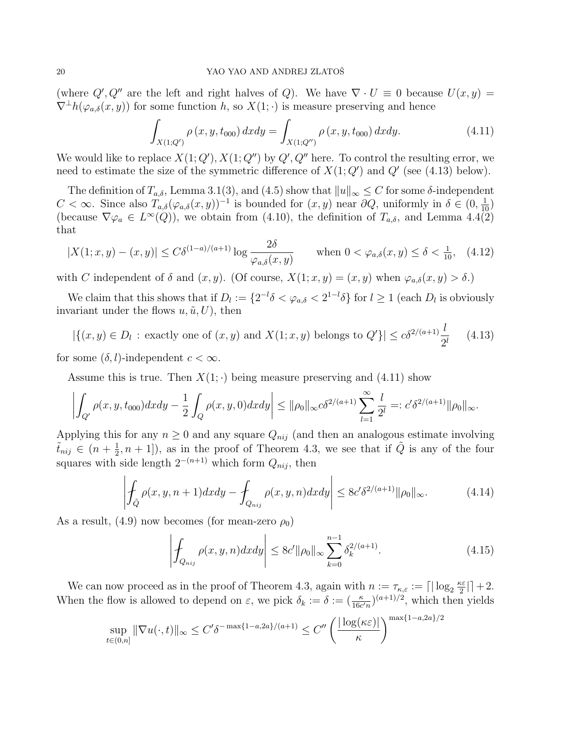(where $Q', Q''$ are the left and right halves of $Q$). We have $\nabla \cdot U \equiv 0$ because $U(x,y) = \nabla^\perp h(\varphi_{a,\delta}(x,y))$ for some function $h$, so $X(1;\cdot)$ is measure preserving and hence

$$\int_{X(1;Q')} \rho\left(x,y,t_{000}\right) dxdy = \int_{X(1;Q'')} \rho\left(x,y,t_{000}\right) dxdy. \tag{4.11}$$

We would like to replace $X(1;Q'), X(1;Q'')$ by $Q', Q''$ here. To control the resulting error, we need to estimate the size of the symmetric difference of $X(1;Q')$ and $Q'$ (see (4.13) below).

The definition of $T_{a,\delta}$, Lemma 3.1(3), and (4.5) show that $\|u\|_\infty \le C$ for some $\delta$-independent $C < \infty$. Since also $T_{a,\delta}(\varphi_{a,\delta}(x,y))^{-1}$ is bounded for $(x,y)$ near $\partial Q$, uniformly in $\delta \in (0, \frac{1}{10})$ (because $\nabla \varphi_a \in L^\infty(Q)$), we obtain from (4.10), the definition of $T_{a,\delta}$, and Lemma 4.4(2) that

$$|X(1;x,y) - (x,y)| \le C\delta^{(1-a)/(a+1)} \log \frac{2\delta}{\varphi_{a,\delta}(x,y)} \qquad \text{when } 0 < \varphi_{a,\delta}(x,y) \le \delta < \tfrac{1}{10}, \tag{4.12}$$

with $C$ independent of $\delta$ and $(x,y)$. (Of course, $X(1;x,y) = (x,y)$ when $\varphi_{a,\delta}(x,y) > \delta$.)

We claim that this shows that if $D_l := \{2^{-l}\delta < \varphi_{a,\delta} < 2^{1-l}\delta\}$ for $l \ge 1$ (each $D_l$ is obviously invariant under the flows $u, \tilde{u}, U$), then

$$|\{(x,y) \in D_l \,:\, \text{exactly one of } (x,y) \text{ and } X(1;x,y) \text{ belongs to } Q'\}| \le c\delta^{2/(a+1)} \frac{l}{2^l} \tag{4.13}$$

for some $(\delta, l)$-independent $c < \infty$.

Assume this is true. Then $X(1;\cdot)$ being measure preserving and (4.11) show

$$\left| \int_{Q'} \rho(x,y,t_{000}) dxdy - \frac{1}{2} \int_Q \rho(x,y,0) dxdy \right| \le \|\rho_0\|_\infty c\delta^{2/(a+1)} \sum_{l=1}^\infty \frac{l}{2^l} =: c'\delta^{2/(a+1)} \|\rho_0\|_\infty.$$

Applying this for any $n \ge 0$ and any square $Q_{nij}$ (and then an analogous estimate involving $\tilde{t}_{nij} \in (n + \frac{1}{2}, n+1]$), as in the proof of Theorem 4.3, we see that if $\tilde{Q}$ is any of the four squares with side length $2^{-(n+1)}$ which form $Q_{nij}$, then

$$\left| \fint_{\tilde{Q}} \rho(x,y,n+1) dxdy - \fint_{Q_{nij}} \rho(x,y,n) dxdy \right| \le 8c'\delta^{2/(a+1)} \|\rho_0\|_\infty. \tag{4.14}$$

As a result, (4.9) now becomes (for mean-zero $\rho_0$)

$$\left| \fint_{Q_{nij}} \rho(x,y,n) dxdy \right| \le 8c' \|\rho_0\|_\infty \sum_{k=0}^{n-1} \delta_k^{2/(a+1)}. \tag{4.15}$$

We can now proceed as in the proof of Theorem 4.3, again with $n := \tau_{\kappa,\varepsilon} := \lceil |\log_2 \frac{\kappa\varepsilon}{2}| \rceil + 2$. When the flow is allowed to depend on $\varepsilon$, we pick $\delta_k := \delta := (\frac{\kappa}{16c'n})^{(a+1)/2}$, which then yields

$$\sup_{t \in (0,n]} \|\nabla u(\cdot,t)\|_\infty \le C'\delta^{-\max\{1-a,2a\}/(a+1)} \le C'' \left( \frac{|\log(\kappa\varepsilon)|}{\kappa} \right)^{\max\{1-a,2a\}/2}$$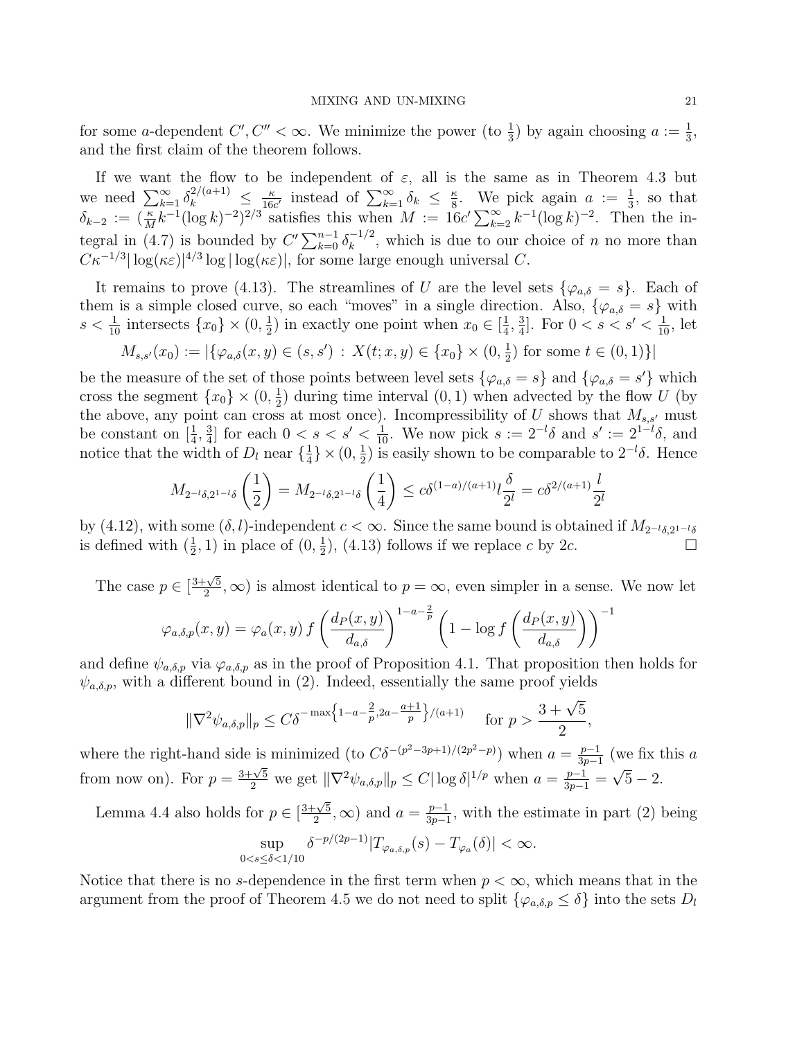for some $a$-dependent $C', C'' < \infty$. We minimize the power (to $\frac{1}{3}$) by again choosing $a := \frac{1}{3}$, and the first claim of the theorem follows.

If we want the flow to be independent of $\varepsilon$, all is the same as in Theorem 4.3 but we need $\sum_{k=1}^{\infty} \delta_k^{2/(a+1)} \leq \frac{\kappa}{16c'}$ instead of $\sum_{k=1}^{\infty} \delta_k \leq \frac{\kappa}{8}$. We pick again $a := \frac{1}{3}$, so that $\delta_{k-2} := (\frac{\kappa}{M} k^{-1} (\log k)^{-2})^{2/3}$ satisfies this when $M := 16c' \sum_{k=2}^{\infty} k^{-1} (\log k)^{-2}$. Then the integral in (4.7) is bounded by $C' \sum_{k=0}^{n-1} \delta_k^{-1/2}$, which is due to our choice of $n$ no more than $C\kappa^{-1/3} |\log(\kappa\varepsilon)|^{4/3} \log|\log(\kappa\varepsilon)|$, for some large enough universal $C$.

It remains to prove (4.13). The streamlines of $U$ are the level sets $\{\varphi_{a,\delta} = s\}$. Each of them is a simple closed curve, so each "moves" in a single direction. Also, $\{\varphi_{a,\delta} = s\}$ with $s < \frac{1}{10}$ intersects $\{x_0\} \times (0, \frac{1}{2})$ in exactly one point when $x_0 \in [\frac{1}{4}, \frac{3}{4}]$. For $0 < s < s' < \frac{1}{10}$, let

$$M_{s,s'}(x_0) := |\{\varphi_{a,\delta}(x,y) \in (s,s') \, : \, X(t;x,y) \in \{x_0\} \times (0, \tfrac{1}{2}) \text{ for some } t \in (0,1)\}|$$

be the measure of the set of those points between level sets $\{\varphi_{a,\delta} = s\}$ and $\{\varphi_{a,\delta} = s'\}$ which cross the segment $\{x_0\} \times (0, \frac{1}{2})$ during time interval $(0,1)$ when advected by the flow $U$ (by the above, any point can cross at most once). Incompressibility of $U$ shows that $M_{s,s'}$ must be constant on $[\frac{1}{4}, \frac{3}{4}]$ for each $0 < s < s' < \frac{1}{10}$. We now pick $s := 2^{-l}\delta$ and $s' := 2^{1-l}\delta$, and notice that the width of $D_l$ near $\{\frac{1}{4}\} \times (0, \frac{1}{2})$ is easily shown to be comparable to $2^{-l}\delta$. Hence

$$M_{2^{-l}\delta, 2^{1-l}\delta}\left(\frac{1}{2}\right) = M_{2^{-l}\delta, 2^{1-l}\delta}\left(\frac{1}{4}\right) \leq c\delta^{(1-a)/(a+1)} l \frac{\delta}{2^l} = c\delta^{2/(a+1)} \frac{l}{2^l}$$

by (4.12), with some $(\delta, l)$-independent $c < \infty$. Since the same bound is obtained if $M_{2^{-l}\delta, 2^{1-l}\delta}$ is defined with $(\frac{1}{2}, 1)$ in place of $(0, \frac{1}{2})$, (4.13) follows if we replace $c$ by $2c$. $\square$

The case $p \in [\frac{3+\sqrt{5}}{2}, \infty)$ is almost identical to $p = \infty$, even simpler in a sense. We now let

$$\varphi_{a,\delta,p}(x,y) = \varphi_a(x,y) \, f\left(\frac{d_P(x,y)}{d_{a,\delta}}\right)^{1-a-\frac{2}{p}} \left(1 - \log f\left(\frac{d_P(x,y)}{d_{a,\delta}}\right)\right)^{-1}$$

and define $\psi_{a,\delta,p}$ via $\varphi_{a,\delta,p}$ as in the proof of Proposition 4.1. That proposition then holds for $\psi_{a,\delta,p}$, with a different bound in (2). Indeed, essentially the same proof yields

$$\|\nabla^2 \psi_{a,\delta,p}\|_p \leq C\delta^{-\max\left\{1-a-\frac{2}{p}, 2a-\frac{a+1}{p}\right\}/(a+1)} \quad \text{for } p > \frac{3+\sqrt{5}}{2},$$

where the right-hand side is minimized (to $C\delta^{-(p^2-3p+1)/(2p^2-p)}$) when $a = \frac{p-1}{3p-1}$ (we fix this $a$ from now on). For $p = \frac{3+\sqrt{5}}{2}$ we get $\|\nabla^2 \psi_{a,\delta,p}\|_p \leq C|\log \delta|^{1/p}$ when $a = \frac{p-1}{3p-1} = \sqrt{5} - 2$.

Lemma 4.4 also holds for $p \in [\frac{3+\sqrt{5}}{2}, \infty)$ and $a = \frac{p-1}{3p-1}$, with the estimate in part (2) being

$$\sup_{0 < s \leq \delta < 1/10} \delta^{-p/(2p-1)} |T_{\varphi_{a,\delta,p}}(s) - T_{\varphi_a}(\delta)| < \infty.$$

Notice that there is no $s$-dependence in the first term when $p < \infty$, which means that in the argument from the proof of Theorem 4.5 we do not need to split $\{\varphi_{a,\delta,p} \leq \delta\}$ into the sets $D_l$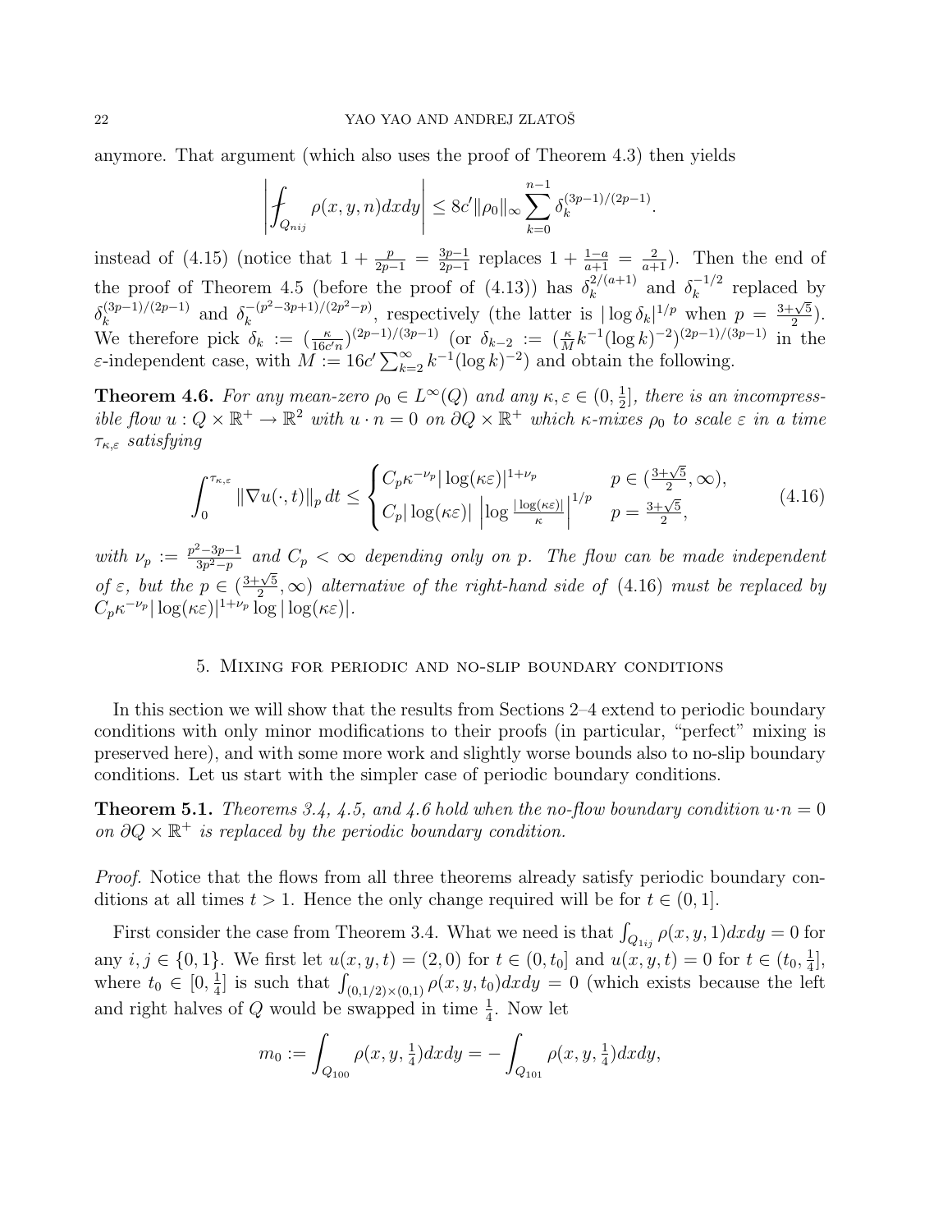anymore. That argument (which also uses the proof of Theorem 4.3) then yields

$$\left| \fint_{Q_{nij}} \rho(x,y,n)dxdy \right| \le 8c' \|\rho_0\|_\infty \sum_{k=0}^{n-1} \delta_k^{(3p-1)/(2p-1)}.$$

instead of (4.15) (notice that $1 + \frac{p}{2p-1} = \frac{3p-1}{2p-1}$ replaces $1 + \frac{1-a}{a+1} = \frac{2}{a+1}$). Then the end of the proof of Theorem 4.5 (before the proof of (4.13)) has $\delta_k^{2/(a+1)}$ and $\delta_k^{-1/2}$ replaced by $\delta_k^{(3p-1)/(2p-1)}$ and $\delta_k^{-(p^2-3p+1)/(2p^2-p)}$, respectively (the latter is $|\log \delta_k|^{1/p}$ when $p = \frac{3+\sqrt{5}}{2}$). We therefore pick $\delta_k := (\frac{\kappa}{16c'n})^{(2p-1)/(3p-1)}$ (or $\delta_{k-2} := (\frac{\kappa}{M} k^{-1}(\log k)^{-2})^{(2p-1)/(3p-1)}$ in the $\varepsilon$-independent case, with $M := 16c' \sum_{k=2}^\infty k^{-1}(\log k)^{-2}$) and obtain the following.

**Theorem 4.6.** *For any mean-zero $\rho_0 \in L^\infty(Q)$ and any $\kappa, \varepsilon \in (0, \frac{1}{2}]$, there is an incompressible flow $u : Q \times \mathbb{R}^+ \to \mathbb{R}^2$ with $u \cdot n = 0$ on $\partial Q \times \mathbb{R}^+$ which $\kappa$-mixes $\rho_0$ to scale $\varepsilon$ in a time $\tau_{\kappa,\varepsilon}$ satisfying*

$$\int_0^{\tau_{\kappa,\varepsilon}} \|\nabla u(\cdot,t)\|_p \, dt \le \begin{cases} C_p \kappa^{-\nu_p} |\log(\kappa\varepsilon)|^{1+\nu_p} & p \in (\frac{3+\sqrt{5}}{2}, \infty), \\ C_p |\log(\kappa\varepsilon)| \left| \log \frac{|\log(\kappa\varepsilon)|}{\kappa} \right|^{1/p} & p = \frac{3+\sqrt{5}}{2}, \end{cases} \tag{4.16}$$

*with $\nu_p := \frac{p^2-3p-1}{3p^2-p}$ and $C_p < \infty$ depending only on $p$. The flow can be made independent of $\varepsilon$, but the $p \in (\frac{3+\sqrt{5}}{2}, \infty)$ alternative of the right-hand side of (4.16) must be replaced by $C_p \kappa^{-\nu_p} |\log(\kappa\varepsilon)|^{1+\nu_p} \log |\log(\kappa\varepsilon)|$.*

## 5. Mixing for periodic and no-slip boundary conditions

In this section we will show that the results from Sections 2–4 extend to periodic boundary conditions with only minor modifications to their proofs (in particular, "perfect" mixing is preserved here), and with some more work and slightly worse bounds also to no-slip boundary conditions. Let us start with the simpler case of periodic boundary conditions.

**Theorem 5.1.** *Theorems 3.4, 4.5, and 4.6 hold when the no-flow boundary condition $u \cdot n = 0$ on $\partial Q \times \mathbb{R}^+$ is replaced by the periodic boundary condition.*

*Proof.* Notice that the flows from all three theorems already satisfy periodic boundary conditions at all times $t > 1$. Hence the only change required will be for $t \in (0, 1]$.

First consider the case from Theorem 3.4. What we need is that $\int_{Q_{1ij}} \rho(x,y,1)dxdy = 0$ for any $i, j \in \{0, 1\}$. We first let $u(x,y,t) = (2, 0)$ for $t \in (0, t_0]$ and $u(x,y,t) = 0$ for $t \in (t_0, \frac{1}{4}]$, where $t_0 \in [0, \frac{1}{4}]$ is such that $\int_{(0,1/2)\times(0,1)} \rho(x,y,t_0)dxdy = 0$ (which exists because the left and right halves of $Q$ would be swapped in time $\frac{1}{4}$. Now let

$$m_0 := \int_{Q_{100}} \rho(x,y,\tfrac{1}{4})dxdy = -\int_{Q_{101}} \rho(x,y,\tfrac{1}{4})dxdy,$$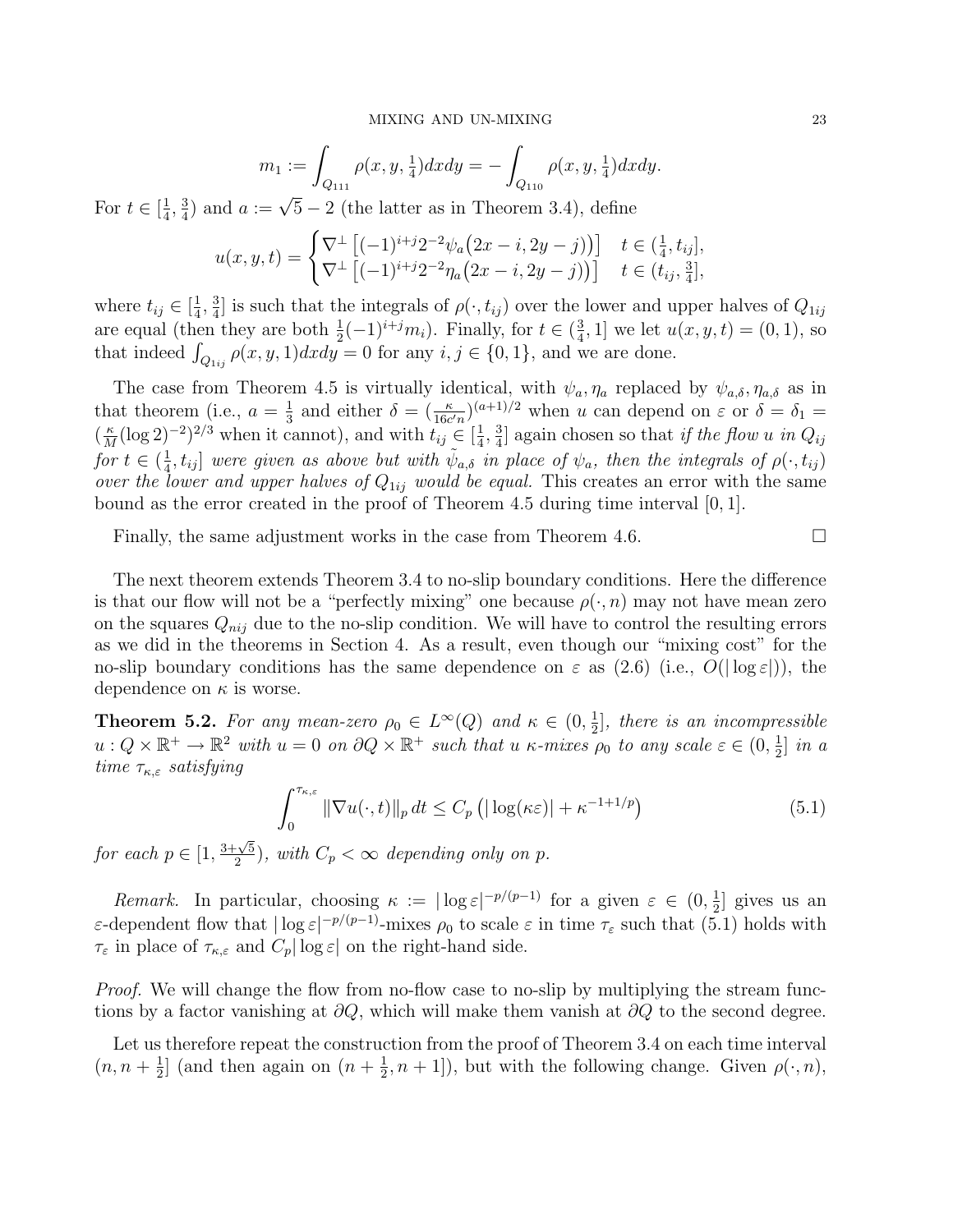$$m_1 := \int_{Q_{111}} \rho(x,y,\tfrac14)dxdy = -\int_{Q_{110}} \rho(x,y,\tfrac14)dxdy.$$

For $t \in [\frac14, \frac34)$ and $a := \sqrt{5}-2$ (the latter as in Theorem 3.4), define

$$u(x,y,t) = \begin{cases} \nabla^\perp \left[(-1)^{i+j} 2^{-2} \psi_a\big(2x-i, 2y-j\big)\right] & t \in (\frac14, t_{ij}], \\ \nabla^\perp \left[(-1)^{i+j} 2^{-2} \eta_a\big(2x-i, 2y-j\big)\right] & t \in (t_{ij}, \frac34], \end{cases}$$

where $t_{ij} \in [\frac14, \frac34]$ is such that the integrals of $\rho(\cdot, t_{ij})$ over the lower and upper halves of $Q_{1ij}$ are equal (then they are both $\frac12 (-1)^{i+j} m_i$). Finally, for $t \in (\frac34, 1]$ we let $u(x,y,t) = (0,1)$, so that indeed $\int_{Q_{1ij}} \rho(x,y,1)dxdy = 0$ for any $i,j \in \{0,1\}$, and we are done.

The case from Theorem 4.5 is virtually identical, with $\psi_a, \eta_a$ replaced by $\psi_{a,\delta}, \eta_{a,\delta}$ as in that theorem (i.e., $a = \frac13$ and either $\delta = (\frac{\kappa}{16c'n})^{(a+1)/2}$ when $u$ can depend on $\varepsilon$ or $\delta = \delta_1 = (\frac{\kappa}{M}(\log 2)^{-2})^{2/3}$ when it cannot), and with $t_{ij} \in [\frac14, \frac34]$ again chosen so that *if the flow $u$ in $Q_{ij}$ for $t \in (\frac14, t_{ij}]$ were given as above but with $\tilde\psi_{a,\delta}$ in place of $\psi_a$, then the integrals of $\rho(\cdot, t_{ij})$ over the lower and upper halves of $Q_{1ij}$ would be equal.* This creates an error with the same bound as the error created in the proof of Theorem 4.5 during time interval $[0,1]$.

Finally, the same adjustment works in the case from Theorem 4.6. $\square$

The next theorem extends Theorem 3.4 to no-slip boundary conditions. Here the difference is that our flow will not be a "perfectly mixing" one because $\rho(\cdot, n)$ may not have mean zero on the squares $Q_{nij}$ due to the no-slip condition. We will have to control the resulting errors as we did in the theorems in Section 4. As a result, even though our "mixing cost" for the no-slip boundary conditions has the same dependence on $\varepsilon$ as (2.6) (i.e., $O(|\log \varepsilon|)$), the dependence on $\kappa$ is worse.

**Theorem 5.2.** *For any mean-zero $\rho_0 \in L^\infty(Q)$ and $\kappa \in (0, \frac12]$, there is an incompressible $u : Q \times \mathbb{R}^+ \to \mathbb{R}^2$ with $u = 0$ on $\partial Q \times \mathbb{R}^+$ such that $u$ $\kappa$-mixes $\rho_0$ to any scale $\varepsilon \in (0, \frac12]$ in a time $\tau_{\kappa,\varepsilon}$ satisfying*

$$\int_0^{\tau_{\kappa,\varepsilon}} \|\nabla u(\cdot,t)\|_p \, dt \le C_p \left( |\log(\kappa\varepsilon)| + \kappa^{-1+1/p} \right) \tag{5.1}$$

*for each $p \in [1, \frac{3+\sqrt5}{2})$, with $C_p < \infty$ depending only on $p$.*

*Remark.* In particular, choosing $\kappa := |\log \varepsilon|^{-p/(p-1)}$ for a given $\varepsilon \in (0, \frac12]$ gives us an $\varepsilon$-dependent flow that $|\log \varepsilon|^{-p/(p-1)}$-mixes $\rho_0$ to scale $\varepsilon$ in time $\tau_\varepsilon$ such that (5.1) holds with $\tau_\varepsilon$ in place of $\tau_{\kappa,\varepsilon}$ and $C_p |\log \varepsilon|$ on the right-hand side.

*Proof.* We will change the flow from no-flow case to no-slip by multiplying the stream functions by a factor vanishing at $\partial Q$, which will make them vanish at $\partial Q$ to the second degree.

Let us therefore repeat the construction from the proof of Theorem 3.4 on each time interval $(n, n+\frac12]$ (and then again on $(n+\frac12, n+1]$), but with the following change. Given $\rho(\cdot, n)$,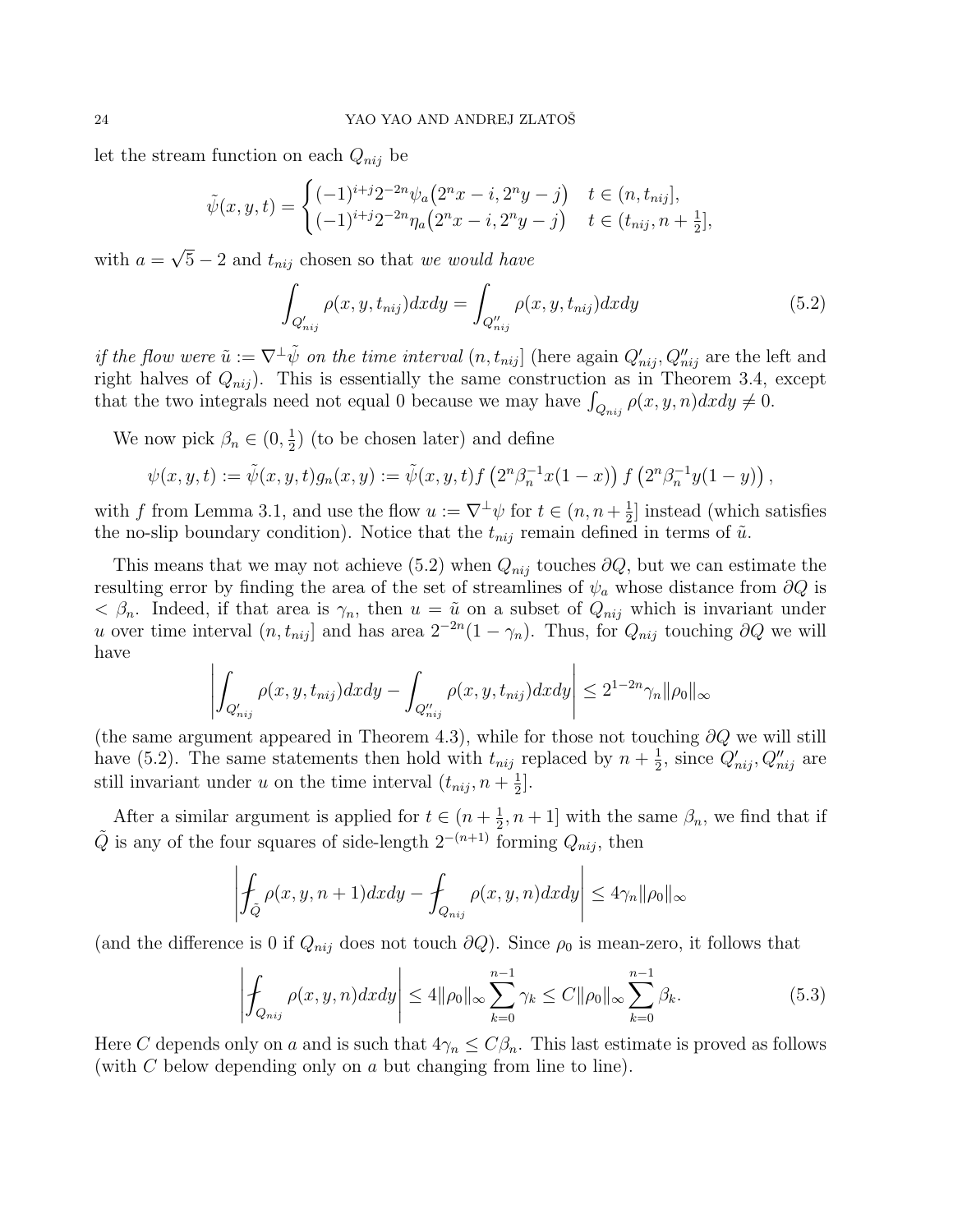let the stream function on each $Q_{nij}$ be

$$\tilde{\psi}(x,y,t) = \begin{cases} (-1)^{i+j} 2^{-2n} \psi_a\big(2^n x - i, 2^n y - j\big) & t \in (n, t_{nij}], \\ (-1)^{i+j} 2^{-2n} \eta_a\big(2^n x - i, 2^n y - j\big) & t \in (t_{nij}, n + \frac{1}{2}], \end{cases}$$

with $a = \sqrt{5} - 2$ and $t_{nij}$ chosen so that *we would have*

$$\int_{Q'_{nij}} \rho(x,y,t_{nij}) dx dy = \int_{Q''_{nij}} \rho(x,y,t_{nij}) dx dy \tag{5.2}$$

*if the flow were* $\tilde{u} := \nabla^\perp \tilde{\psi}$ *on the time interval* $(n, t_{nij}]$ (here again $Q'_{nij}, Q''_{nij}$ are the left and right halves of $Q_{nij}$). This is essentially the same construction as in Theorem 3.4, except that the two integrals need not equal 0 because we may have $\int_{Q_{nij}} \rho(x,y,n) dx dy \neq 0$.

We now pick $\beta_n \in (0, \frac{1}{2})$ (to be chosen later) and define

$$\psi(x,y,t) := \tilde{\psi}(x,y,t) g_n(x,y) := \tilde{\psi}(x,y,t) f\left(2^n \beta_n^{-1} x(1-x)\right) f\left(2^n \beta_n^{-1} y(1-y)\right),$$

with $f$ from Lemma 3.1, and use the flow $u := \nabla^\perp \psi$ for $t \in (n, n + \frac{1}{2}]$ instead (which satisfies the no-slip boundary condition). Notice that the $t_{nij}$ remain defined in terms of $\tilde{u}$.

This means that we may not achieve (5.2) when $Q_{nij}$ touches $\partial Q$, but we can estimate the resulting error by finding the area of the set of streamlines of $\psi_a$ whose distance from $\partial Q$ is $< \beta_n$. Indeed, if that area is $\gamma_n$, then $u = \tilde{u}$ on a subset of $Q_{nij}$ which is invariant under $u$ over time interval $(n, t_{nij}]$ and has area $2^{-2n}(1 - \gamma_n)$. Thus, for $Q_{nij}$ touching $\partial Q$ we will have

$$\left| \int_{Q'_{nij}} \rho(x,y,t_{nij}) dx dy - \int_{Q''_{nij}} \rho(x,y,t_{nij}) dx dy \right| \leq 2^{1-2n} \gamma_n \|\rho_0\|_\infty$$

(the same argument appeared in Theorem 4.3), while for those not touching $\partial Q$ we will still have (5.2). The same statements then hold with $t_{nij}$ replaced by $n + \frac{1}{2}$, since $Q'_{nij}, Q''_{nij}$ are still invariant under $u$ on the time interval $(t_{nij}, n + \frac{1}{2}]$.

After a similar argument is applied for $t \in (n + \frac{1}{2}, n + 1]$ with the same $\beta_n$, we find that if $\tilde{Q}$ is any of the four squares of side-length $2^{-(n+1)}$ forming $Q_{nij}$, then

$$\left| \fint_{\tilde{Q}} \rho(x,y,n+1) dx dy - \fint_{Q_{nij}} \rho(x,y,n) dx dy \right| \leq 4 \gamma_n \|\rho_0\|_\infty$$

(and the difference is 0 if $Q_{nij}$ does not touch $\partial Q$). Since $\rho_0$ is mean-zero, it follows that

$$\left| \fint_{Q_{nij}} \rho(x,y,n) dx dy \right| \leq 4 \|\rho_0\|_\infty \sum_{k=0}^{n-1} \gamma_k \leq C \|\rho_0\|_\infty \sum_{k=0}^{n-1} \beta_k. \tag{5.3}$$

Here $C$ depends only on $a$ and is such that $4\gamma_n \leq C\beta_n$. This last estimate is proved as follows (with $C$ below depending only on $a$ but changing from line to line).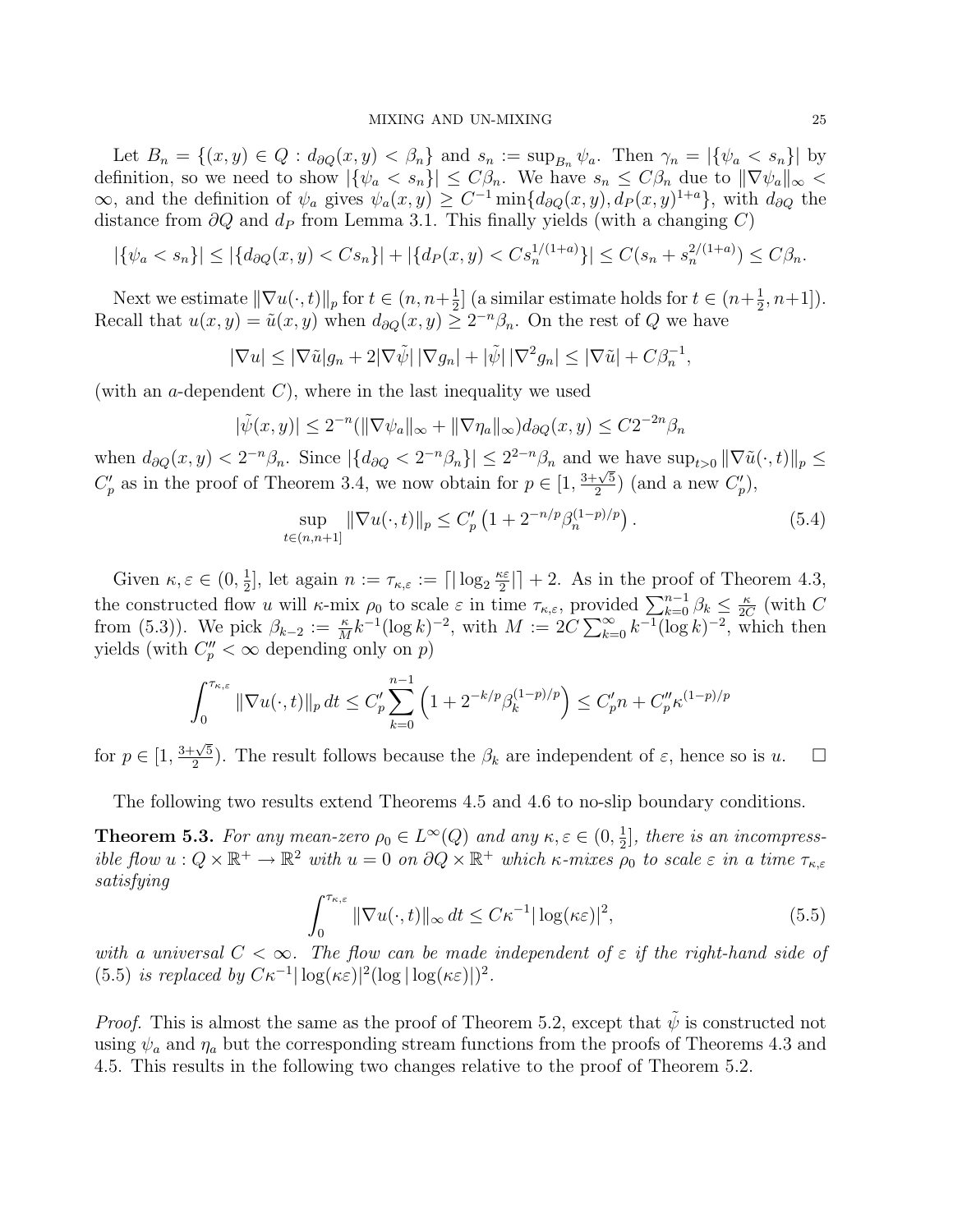Let $B_n = \{(x,y) \in Q : d_{\partial Q}(x,y) < \beta_n\}$ and $s_n := \sup_{B_n} \psi_a$. Then $\gamma_n = |\{\psi_a < s_n\}|$ by definition, so we need to show $|\{\psi_a < s_n\}| \le C\beta_n$. We have $s_n \le C\beta_n$ due to $\|\nabla \psi_a\|_\infty < \infty$, and the definition of $\psi_a$ gives $\psi_a(x,y) \ge C^{-1} \min\{d_{\partial Q}(x,y), d_P(x,y)^{1+a}\}$, with $d_{\partial Q}$ the distance from $\partial Q$ and $d_P$ from Lemma 3.1. This finally yields (with a changing $C$)

$$|\{\psi_a < s_n\}| \le |\{d_{\partial Q}(x,y) < Cs_n\}| + |\{d_P(x,y) < Cs_n^{1/(1+a)}\}| \le C(s_n + s_n^{2/(1+a)}) \le C\beta_n.$$

Next we estimate $\|\nabla u(\cdot,t)\|_p$ for $t \in (n, n+\frac{1}{2}]$ (a similar estimate holds for $t \in (n+\frac{1}{2}, n+1]$). Recall that $u(x,y) = \tilde{u}(x,y)$ when $d_{\partial Q}(x,y) \ge 2^{-n}\beta_n$. On the rest of $Q$ we have

$$|\nabla u| \le |\nabla \tilde{u}| g_n + 2|\nabla \tilde{\psi}|\, |\nabla g_n| + |\tilde{\psi}|\, |\nabla^2 g_n| \le |\nabla \tilde{u}| + C\beta_n^{-1},$$

(with an $a$-dependent $C$), where in the last inequality we used

$$|\tilde{\psi}(x,y)| \le 2^{-n}(\|\nabla \psi_a\|_\infty + \|\nabla \eta_a\|_\infty) d_{\partial Q}(x,y) \le C 2^{-2n}\beta_n$$

when $d_{\partial Q}(x,y) < 2^{-n}\beta_n$. Since $|\{d_{\partial Q} < 2^{-n}\beta_n\}| \le 2^{2-n}\beta_n$ and we have $\sup_{t>0} \|\nabla \tilde{u}(\cdot,t)\|_p \le C'_p$ as in the proof of Theorem 3.4, we now obtain for $p \in [1, \frac{3+\sqrt{5}}{2})$ (and a new $C'_p$),

$$\sup_{t \in (n,n+1]} \|\nabla u(\cdot,t)\|_p \le C'_p \left(1 + 2^{-n/p} \beta_n^{(1-p)/p}\right). \tag{5.4}$$

Given $\kappa, \varepsilon \in (0, \frac{1}{2}]$, let again $n := \tau_{\kappa,\varepsilon} := \lceil |\log_2 \frac{\kappa\varepsilon}{2}| \rceil + 2$. As in the proof of Theorem 4.3, the constructed flow $u$ will $\kappa$-mix $\rho_0$ to scale $\varepsilon$ in time $\tau_{\kappa,\varepsilon}$, provided $\sum_{k=0}^{n-1} \beta_k \le \frac{\kappa}{2C}$ (with $C$ from (5.3)). We pick $\beta_{k-2} := \frac{\kappa}{M} k^{-1} (\log k)^{-2}$, with $M := 2C \sum_{k=0}^\infty k^{-1}(\log k)^{-2}$, which then yields (with $C''_p < \infty$ depending only on $p$)

$$\int_0^{\tau_{\kappa,\varepsilon}} \|\nabla u(\cdot,t)\|_p \, dt \le C'_p \sum_{k=0}^{n-1} \left(1 + 2^{-k/p} \beta_k^{(1-p)/p}\right) \le C'_p n + C''_p \kappa^{(1-p)/p}$$

for $p \in [1, \frac{3+\sqrt{5}}{2})$. The result follows because the $\beta_k$ are independent of $\varepsilon$, hence so is $u$. $\square$

The following two results extend Theorems 4.5 and 4.6 to no-slip boundary conditions.

**Theorem 5.3.** *For any mean-zero $\rho_0 \in L^\infty(Q)$ and any $\kappa, \varepsilon \in (0, \frac{1}{2}]$, there is an incompressible flow $u : Q \times \mathbb{R}^+ \to \mathbb{R}^2$ with $u = 0$ on $\partial Q \times \mathbb{R}^+$ which $\kappa$-mixes $\rho_0$ to scale $\varepsilon$ in a time $\tau_{\kappa,\varepsilon}$ satisfying*

$$\int_0^{\tau_{\kappa,\varepsilon}} \|\nabla u(\cdot,t)\|_\infty \, dt \le C\kappa^{-1} |\log(\kappa\varepsilon)|^2, \tag{5.5}$$

*with a universal $C < \infty$. The flow can be made independent of $\varepsilon$ if the right-hand side of (5.5) is replaced by $C\kappa^{-1}|\log(\kappa\varepsilon)|^2 (\log|\log(\kappa\varepsilon)|)^2$.*

*Proof.* This is almost the same as the proof of Theorem 5.2, except that $\tilde{\psi}$ is constructed not using $\psi_a$ and $\eta_a$ but the corresponding stream functions from the proofs of Theorems 4.3 and 4.5. This results in the following two changes relative to the proof of Theorem 5.2.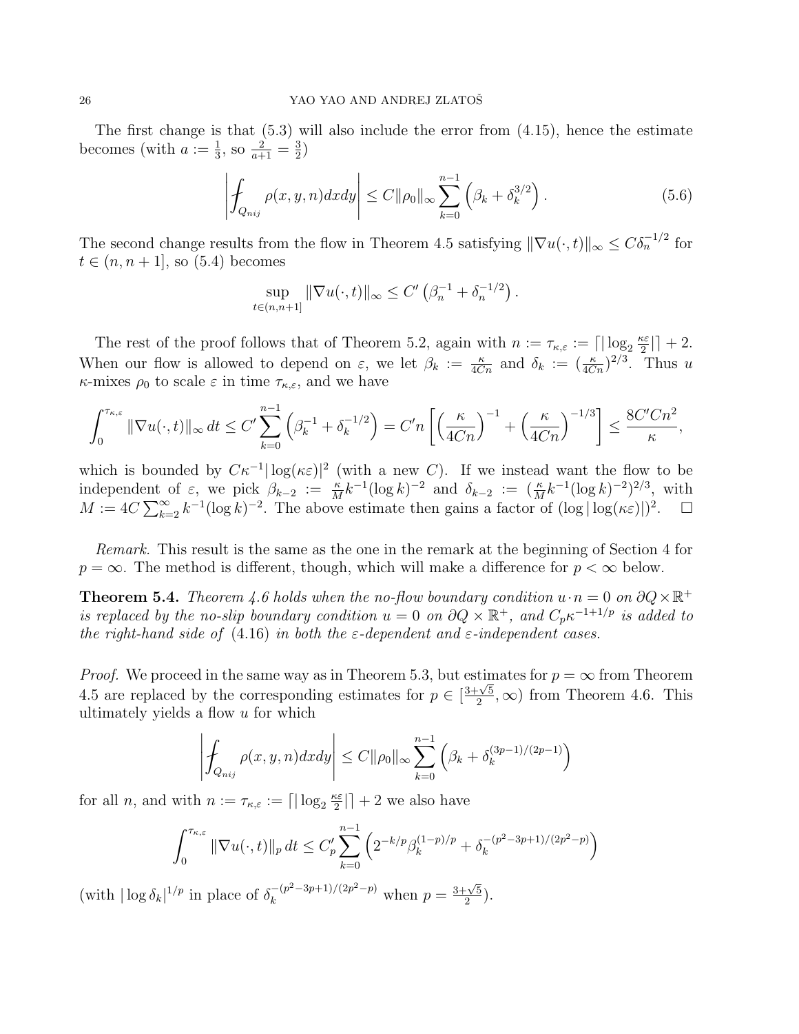The first change is that (5.3) will also include the error from (4.15), hence the estimate becomes (with $a := \frac{1}{3}$, so $\frac{2}{a+1} = \frac{3}{2}$)

$$\left| \fint_{Q_{nij}} \rho(x,y,n)dxdy \right| \le C\|\rho_0\|_\infty \sum_{k=0}^{n-1} \left( \beta_k + \delta_k^{3/2} \right). \tag{5.6}$$

The second change results from the flow in Theorem 4.5 satisfying $\|\nabla u(\cdot,t)\|_\infty \le C\delta_n^{-1/2}$ for $t \in (n, n+1]$, so (5.4) becomes

$$\sup_{t\in(n,n+1]} \|\nabla u(\cdot,t)\|_\infty \le C' \left( \beta_n^{-1} + \delta_n^{-1/2} \right).$$

The rest of the proof follows that of Theorem 5.2, again with $n := \tau_{\kappa,\varepsilon} := \lceil |\log_2 \frac{\kappa\varepsilon}{2}| \rceil + 2$. When our flow is allowed to depend on $\varepsilon$, we let $\beta_k := \frac{\kappa}{4Cn}$ and $\delta_k := (\frac{\kappa}{4Cn})^{2/3}$. Thus $u$ $\kappa$-mixes $\rho_0$ to scale $\varepsilon$ in time $\tau_{\kappa,\varepsilon}$, and we have

$$\int_0^{\tau_{\kappa,\varepsilon}} \|\nabla u(\cdot,t)\|_\infty \, dt \le C' \sum_{k=0}^{n-1} \left( \beta_k^{-1} + \delta_k^{-1/2} \right) = C' n \left[ \left( \frac{\kappa}{4Cn} \right)^{-1} + \left( \frac{\kappa}{4Cn} \right)^{-1/3} \right] \le \frac{8C'Cn^2}{\kappa},$$

which is bounded by $C\kappa^{-1}|\log(\kappa\varepsilon)|^2$ (with a new $C$). If we instead want the flow to be independent of $\varepsilon$, we pick $\beta_{k-2} := \frac{\kappa}{M} k^{-1}(\log k)^{-2}$ and $\delta_{k-2} := (\frac{\kappa}{M} k^{-1}(\log k)^{-2})^{2/3}$, with $M := 4C \sum_{k=2}^\infty k^{-1}(\log k)^{-2}$. The above estimate then gains a factor of $(\log|\log(\kappa\varepsilon)|)^2$. $\square$

*Remark.* This result is the same as the one in the remark at the beginning of Section 4 for $p = \infty$. The method is different, though, which will make a difference for $p < \infty$ below.

**Theorem 5.4.** *Theorem 4.6 holds when the no-flow boundary condition $u \cdot n = 0$ on $\partial Q \times \mathbb{R}^+$ is replaced by the no-slip boundary condition $u = 0$ on $\partial Q \times \mathbb{R}^+$, and $C_p \kappa^{-1+1/p}$ is added to the right-hand side of* (4.16) *in both the $\varepsilon$-dependent and $\varepsilon$-independent cases.*

*Proof.* We proceed in the same way as in Theorem 5.3, but estimates for $p = \infty$ from Theorem 4.5 are replaced by the corresponding estimates for $p \in [\frac{3+\sqrt{5}}{2}, \infty)$ from Theorem 4.6. This ultimately yields a flow $u$ for which

$$\left| \fint_{Q_{nij}} \rho(x,y,n)dxdy \right| \le C\|\rho_0\|_\infty \sum_{k=0}^{n-1} \left( \beta_k + \delta_k^{(3p-1)/(2p-1)} \right)$$

for all $n$, and with $n := \tau_{\kappa,\varepsilon} := \lceil |\log_2 \frac{\kappa\varepsilon}{2}| \rceil + 2$ we also have

$$\int_0^{\tau_{\kappa,\varepsilon}} \|\nabla u(\cdot,t)\|_p \, dt \le C_p' \sum_{k=0}^{n-1} \left( 2^{-k/p} \beta_k^{(1-p)/p} + \delta_k^{-(p^2-3p+1)/(2p^2-p)} \right)$$

(with $|\log \delta_k|^{1/p}$ in place of $\delta_k^{-(p^2-3p+1)/(2p^2-p)}$ when $p = \frac{3+\sqrt{5}}{2}$).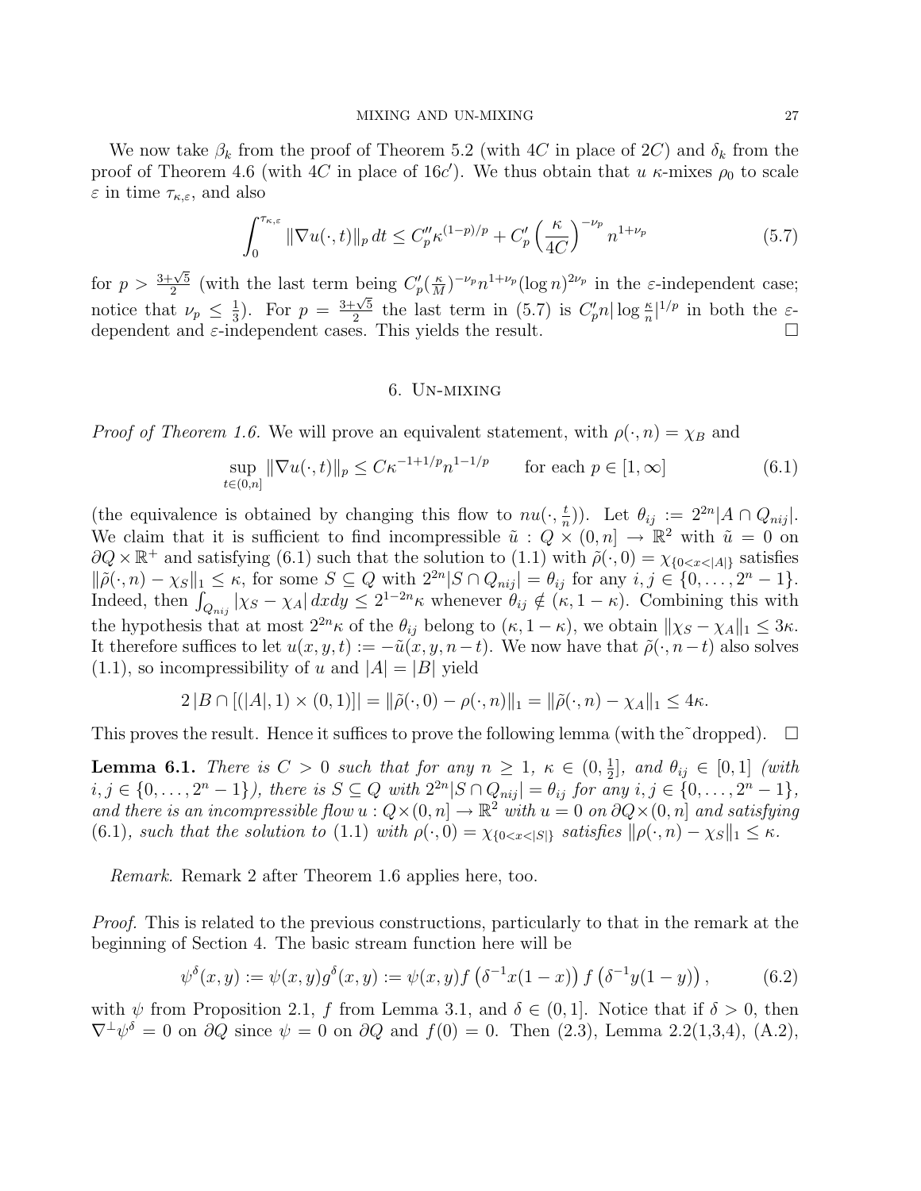We now take $\beta_k$ from the proof of Theorem 5.2 (with $4C$ in place of $2C$) and $\delta_k$ from the proof of Theorem 4.6 (with $4C$ in place of $16c'$). We thus obtain that $u$ $\kappa$-mixes $\rho_0$ to scale $\varepsilon$ in time $\tau_{\kappa,\varepsilon}$, and also

$$\int_0^{\tau_{\kappa,\varepsilon}} \|\nabla u(\cdot,t)\|_p \, dt \le C_p'' \kappa^{(1-p)/p} + C_p' \left(\frac{\kappa}{4C}\right)^{-\nu_p} n^{1+\nu_p} \tag{5.7}$$

for $p > \frac{3+\sqrt{5}}{2}$ (with the last term being $C_p'(\frac{\kappa}{M})^{-\nu_p} n^{1+\nu_p} (\log n)^{2\nu_p}$ in the $\varepsilon$-independent case; notice that $\nu_p \le \frac{1}{3}$). For $p = \frac{3+\sqrt{5}}{2}$ the last term in (5.7) is $C_p' n |\log \frac{\kappa}{n}|^{1/p}$ in both the $\varepsilon$-dependent and $\varepsilon$-independent cases. This yields the result. $\square$

## 6. Un-mixing

*Proof of Theorem 1.6.* We will prove an equivalent statement, with $\rho(\cdot,n) = \chi_B$ and

$$\sup_{t\in(0,n]} \|\nabla u(\cdot,t)\|_p \le C\kappa^{-1+1/p} n^{1-1/p} \qquad \text{for each } p \in [1,\infty] \tag{6.1}$$

(the equivalence is obtained by changing this flow to $nu(\cdot, \frac{t}{n})$). Let $\theta_{ij} := 2^{2n}|A \cap Q_{nij}|$. We claim that it is sufficient to find incompressible $\tilde{u} : Q \times (0,n] \to \mathbb{R}^2$ with $\tilde{u} = 0$ on $\partial Q \times \mathbb{R}^+$ and satisfying (6.1) such that the solution to (1.1) with $\tilde{\rho}(\cdot,0) = \chi_{\{0<x<|A|\}}$ satisfies $\|\tilde{\rho}(\cdot,n) - \chi_S\|_1 \le \kappa$, for some $S \subseteq Q$ with $2^{2n}|S \cap Q_{nij}| = \theta_{ij}$ for any $i,j \in \{0,\dots,2^n-1\}$. Indeed, then $\int_{Q_{nij}} |\chi_S - \chi_A| \, dxdy \le 2^{1-2n}\kappa$ whenever $\theta_{ij} \notin (\kappa, 1-\kappa)$. Combining this with the hypothesis that at most $2^{2n}\kappa$ of the $\theta_{ij}$ belong to $(\kappa, 1-\kappa)$, we obtain $\|\chi_S - \chi_A\|_1 \le 3\kappa$. It therefore suffices to let $u(x,y,t) := -\tilde{u}(x,y,n-t)$. We now have that $\tilde{\rho}(\cdot,n-t)$ also solves (1.1), so incompressibility of $u$ and $|A| = |B|$ yield

$$2\,|B \cap [(|A|,1) \times (0,1)]| = \|\tilde{\rho}(\cdot,0) - \rho(\cdot,n)\|_1 = \|\tilde{\rho}(\cdot,n) - \chi_A\|_1 \le 4\kappa.$$

This proves the result. Hence it suffices to prove the following lemma (with the ˜ dropped). $\square$

**Lemma 6.1.** *There is $C > 0$ such that for any $n \ge 1$, $\kappa \in (0, \frac{1}{2}]$, and $\theta_{ij} \in [0,1]$ (with $i,j \in \{0,\dots,2^n-1\}$), there is $S \subseteq Q$ with $2^{2n}|S \cap Q_{nij}| = \theta_{ij}$ for any $i,j \in \{0,\dots,2^n-1\}$, and there is an incompressible flow $u : Q\times(0,n] \to \mathbb{R}^2$ with $u = 0$ on $\partial Q \times (0,n]$ and satisfying (6.1), such that the solution to (1.1) with $\rho(\cdot,0) = \chi_{\{0<x<|S|\}}$ satisfies $\|\rho(\cdot,n) - \chi_S\|_1 \le \kappa$.*

*Remark.* Remark 2 after Theorem 1.6 applies here, too.

*Proof.* This is related to the previous constructions, particularly to that in the remark at the beginning of Section 4. The basic stream function here will be

$$\psi^\delta(x,y) := \psi(x,y) g^\delta(x,y) := \psi(x,y) f\left(\delta^{-1}x(1-x)\right) f\left(\delta^{-1}y(1-y)\right), \tag{6.2}$$

with $\psi$ from Proposition 2.1, $f$ from Lemma 3.1, and $\delta \in (0,1]$. Notice that if $\delta > 0$, then $\nabla^\perp \psi^\delta = 0$ on $\partial Q$ since $\psi = 0$ on $\partial Q$ and $f(0) = 0$. Then (2.3), Lemma 2.2(1,3,4), (A.2),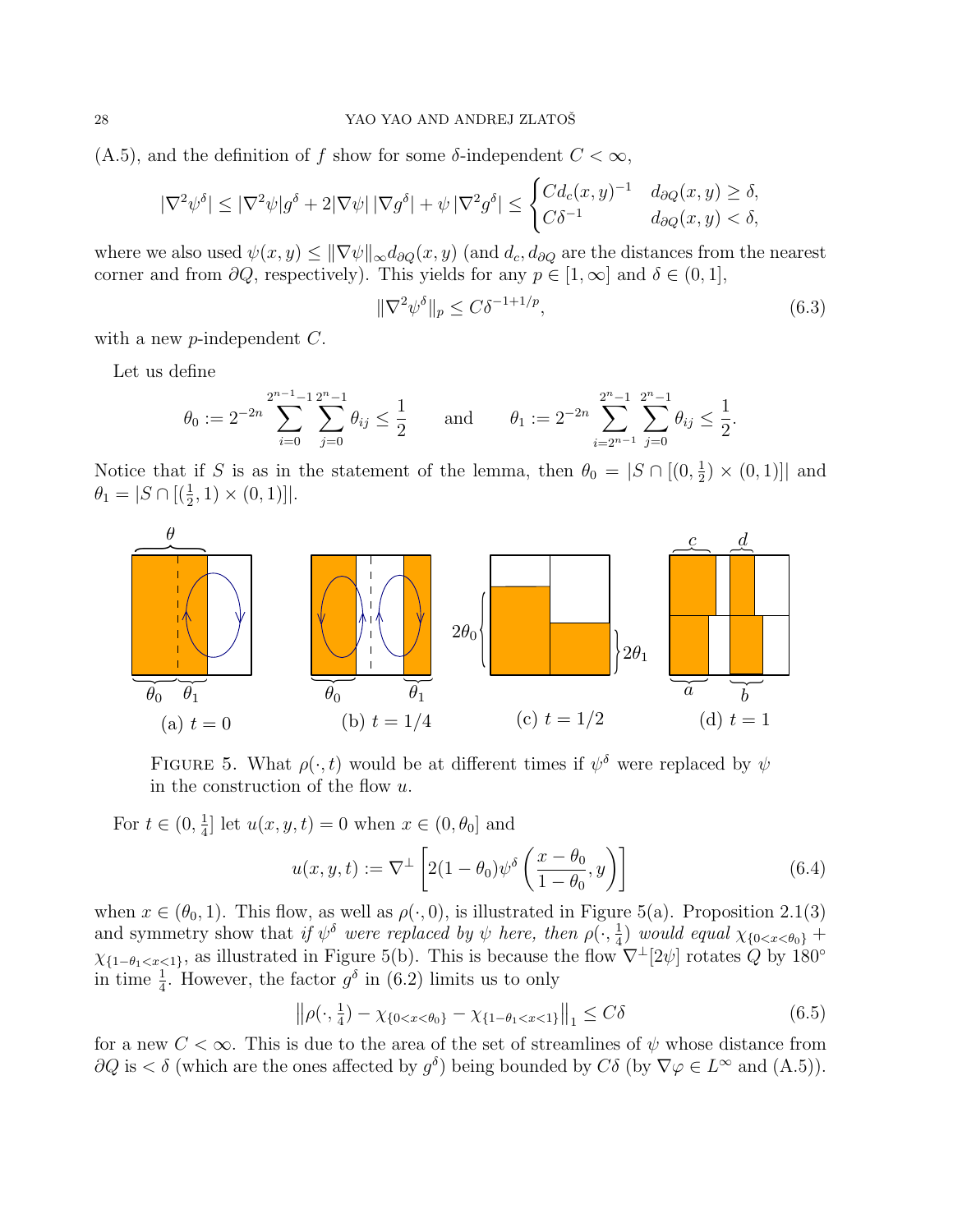(A.5), and the definition of $f$ show for some $\delta$-independent $C < \infty$,

$$|\nabla^2 \psi^\delta| \le |\nabla^2 \psi| g^\delta + 2|\nabla \psi|\, |\nabla g^\delta| + \psi\, |\nabla^2 g^\delta| \le \begin{cases} C d_c(x,y)^{-1} & d_{\partial Q}(x,y) \ge \delta, \\ C\delta^{-1} & d_{\partial Q}(x,y) < \delta, \end{cases}$$

where we also used $\psi(x,y) \le \|\nabla \psi\|_\infty d_{\partial Q}(x,y)$ (and $d_c, d_{\partial Q}$ are the distances from the nearest corner and from $\partial Q$, respectively). This yields for any $p \in [1,\infty]$ and $\delta \in (0,1]$,

$$\|\nabla^2 \psi^\delta\|_p \le C\delta^{-1+1/p}, \tag{6.3}$$

with a new $p$-independent $C$.

Let us define

$$\theta_0 := 2^{-2n} \sum_{i=0}^{2^{n-1}-1} \sum_{j=0}^{2^n-1} \theta_{ij} \le \frac{1}{2} \qquad \text{and} \qquad \theta_1 := 2^{-2n} \sum_{i=2^{n-1}}^{2^n-1} \sum_{j=0}^{2^n-1} \theta_{ij} \le \frac{1}{2}.$$

Notice that if $S$ is as in the statement of the lemma, then $\theta_0 = |S \cap [(0,\frac{1}{2}) \times (0,1)]|$ and $\theta_1 = |S \cap [(\frac{1}{2},1) \times (0,1)]|$.

(a) $t = 0$ (b) $t = 1/4$ (c) $t = 1/2$ (d) $t = 1$

FIGURE 5. What $\rho(\cdot,t)$ would be at different times if $\psi^\delta$ were replaced by $\psi$ in the construction of the flow $u$.

For $t \in (0,\frac{1}{4}]$ let $u(x,y,t) = 0$ when $x \in (0,\theta_0]$ and

$$u(x,y,t) := \nabla^\perp \left[ 2(1-\theta_0)\psi^\delta \left( \frac{x-\theta_0}{1-\theta_0}, y \right) \right] \tag{6.4}$$

when $x \in (\theta_0, 1)$. This flow, as well as $\rho(\cdot,0)$, is illustrated in Figure 5(a). Proposition 2.1(3) and symmetry show that *if $\psi^\delta$ were replaced by $\psi$ here, then $\rho(\cdot,\frac{1}{4})$ would equal* $\chi_{\{0<x<\theta_0\}} + \chi_{\{1-\theta_1<x<1\}}$, as illustrated in Figure 5(b). This is because the flow $\nabla^\perp[2\psi]$ rotates $Q$ by $180^\circ$ in time $\frac{1}{4}$. However, the factor $g^\delta$ in (6.2) limits us to only

$$\left\| \rho(\cdot,\tfrac{1}{4}) - \chi_{\{0<x<\theta_0\}} - \chi_{\{1-\theta_1<x<1\}} \right\|_1 \le C\delta \tag{6.5}$$

for a new $C < \infty$. This is due to the area of the set of streamlines of $\psi$ whose distance from $\partial Q$ is $< \delta$ (which are the ones affected by $g^\delta$) being bounded by $C\delta$ (by $\nabla\varphi \in L^\infty$ and (A.5)).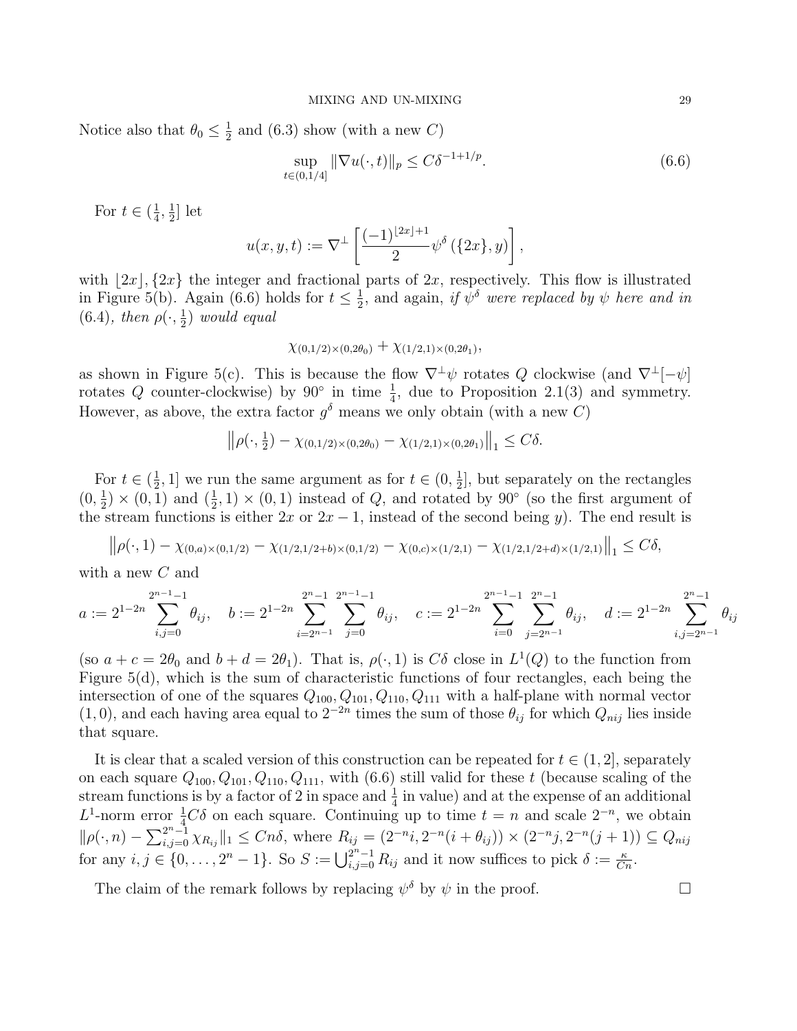Notice also that $\theta_0 \leq \frac{1}{2}$ and (6.3) show (with a new $C$)

$$\sup_{t\in(0,1/4]} \|\nabla u(\cdot,t)\|_p \leq C\delta^{-1+1/p}. \tag{6.6}$$

For $t \in (\frac{1}{4}, \frac{1}{2}]$ let

$$u(x,y,t) := \nabla^\perp \left[ \frac{(-1)^{\lfloor 2x \rfloor + 1}}{2} \psi^\delta \left( \{2x\}, y \right) \right],$$

with $\lfloor 2x \rfloor, \{2x\}$ the integer and fractional parts of $2x$, respectively. This flow is illustrated in Figure 5(b). Again (6.6) holds for $t \leq \frac{1}{2}$, and again, *if $\psi^\delta$ were replaced by $\psi$ here and in* (6.4)*, then $\rho(\cdot, \frac{1}{2})$ would equal*

$$\chi_{(0,1/2)\times(0,2\theta_0)} + \chi_{(1/2,1)\times(0,2\theta_1)},$$

as shown in Figure 5(c). This is because the flow $\nabla^\perp \psi$ rotates $Q$ clockwise (and $\nabla^\perp[-\psi]$ rotates $Q$ counter-clockwise) by $90^\circ$ in time $\frac{1}{4}$, due to Proposition 2.1(3) and symmetry. However, as above, the extra factor $g^\delta$ means we only obtain (with a new $C$)

$$\left\| \rho(\cdot, \tfrac{1}{2}) - \chi_{(0,1/2)\times(0,2\theta_0)} - \chi_{(1/2,1)\times(0,2\theta_1)} \right\|_1 \leq C\delta.$$

For $t \in (\frac{1}{2}, 1]$ we run the same argument as for $t \in (0, \frac{1}{2}]$, but separately on the rectangles $(0, \frac{1}{2}) \times (0,1)$ and $(\frac{1}{2}, 1) \times (0,1)$ instead of $Q$, and rotated by $90^\circ$ (so the first argument of the stream functions is either $2x$ or $2x-1$, instead of the second being $y$). The end result is

$$\left\| \rho(\cdot, 1) - \chi_{(0,a)\times(0,1/2)} - \chi_{(1/2,1/2+b)\times(0,1/2)} - \chi_{(0,c)\times(1/2,1)} - \chi_{(1/2,1/2+d)\times(1/2,1)} \right\|_1 \leq C\delta,$$

with a new $C$ and

$$a := 2^{1-2n} \sum_{i,j=0}^{2^{n-1}-1} \theta_{ij}, \quad b := 2^{1-2n} \sum_{i=2^{n-1}}^{2^n-1} \sum_{j=0}^{2^{n-1}-1} \theta_{ij}, \quad c := 2^{1-2n} \sum_{i=0}^{2^{n-1}-1} \sum_{j=2^{n-1}}^{2^n-1} \theta_{ij}, \quad d := 2^{1-2n} \sum_{i,j=2^{n-1}}^{2^n-1} \theta_{ij}$$

(so $a + c = 2\theta_0$ and $b + d = 2\theta_1$). That is, $\rho(\cdot, 1)$ is $C\delta$ close in $L^1(Q)$ to the function from Figure 5(d), which is the sum of characteristic functions of four rectangles, each being the intersection of one of the squares $Q_{100}, Q_{101}, Q_{110}, Q_{111}$ with a half-plane with normal vector $(1,0)$, and each having area equal to $2^{-2n}$ times the sum of those $\theta_{ij}$ for which $Q_{nij}$ lies inside that square.

It is clear that a scaled version of this construction can be repeated for $t \in (1,2]$, separately on each square $Q_{100}, Q_{101}, Q_{110}, Q_{111}$, with (6.6) still valid for these $t$ (because scaling of the stream functions is by a factor of 2 in space and $\frac{1}{4}$ in value) and at the expense of an additional $L^1$-norm error $\frac{1}{4}C\delta$ on each square. Continuing up to time $t = n$ and scale $2^{-n}$, we obtain $\|\rho(\cdot, n) - \sum_{i,j=0}^{2^n-1} \chi_{R_{ij}}\|_1 \leq Cn\delta$, where $R_{ij} = (2^{-n}i, 2^{-n}(i + \theta_{ij})) \times (2^{-n}j, 2^{-n}(j+1)) \subseteq Q_{nij}$ for any $i,j \in \{0, \dots, 2^n - 1\}$. So $S := \bigcup_{i,j=0}^{2^n-1} R_{ij}$ and it now suffices to pick $\delta := \frac{\kappa}{Cn}$.

The claim of the remark follows by replacing $\psi^\delta$ by $\psi$ in the proof. $\square$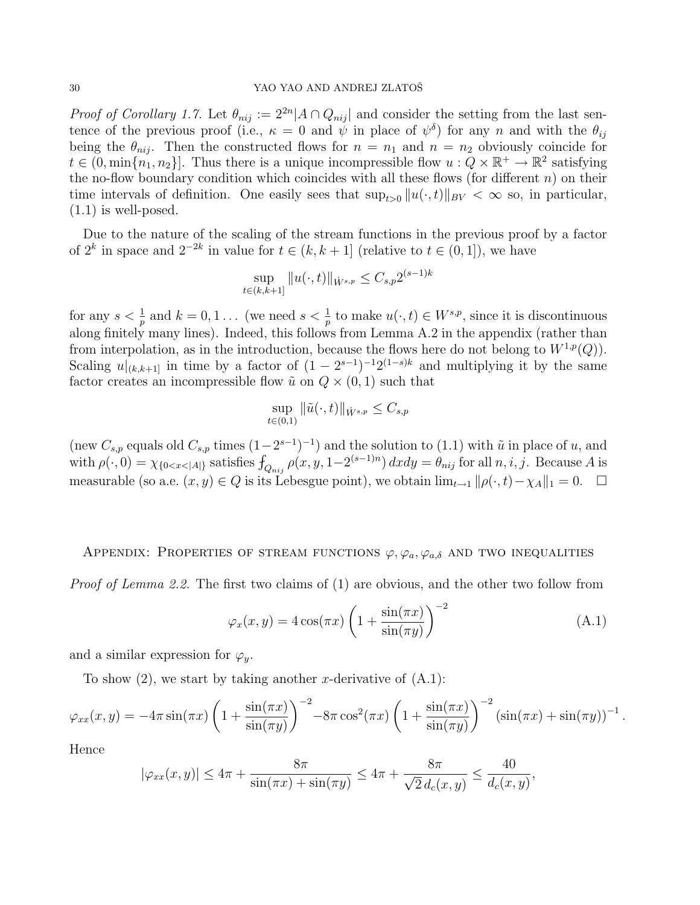*Proof of Corollary 1.7.* Let $\theta_{nij} := 2^{2n}|A \cap Q_{nij}|$ and consider the setting from the last sentence of the previous proof (i.e., $\kappa = 0$ and $\psi$ in place of $\psi^\delta$) for any $n$ and with the $\theta_{ij}$ being the $\theta_{nij}$. Then the constructed flows for $n = n_1$ and $n = n_2$ obviously coincide for $t \in (0, \min\{n_1, n_2\}]$. Thus there is a unique incompressible flow $u : Q \times \mathbb{R}^+ \to \mathbb{R}^2$ satisfying the no-flow boundary condition which coincides with all these flows (for different $n$) on their time intervals of definition. One easily sees that $\sup_{t>0} \|u(\cdot, t)\|_{BV} < \infty$ so, in particular, (1.1) is well-posed.

Due to the nature of the scaling of the stream functions in the previous proof by a factor of $2^k$ in space and $2^{-2k}$ in value for $t \in (k, k+1]$ (relative to $t \in (0, 1]$), we have

$$\sup_{t\in(k,k+1]} \|u(\cdot, t)\|_{\dot{W}^{s,p}} \leq C_{s,p} 2^{(s-1)k}$$

for any $s < \frac{1}{p}$ and $k = 0, 1 \dots$ (we need $s < \frac{1}{p}$ to make $u(\cdot, t) \in W^{s,p}$, since it is discontinuous along finitely many lines). Indeed, this follows from Lemma A.2 in the appendix (rather than from interpolation, as in the introduction, because the flows here do not belong to $W^{1,p}(Q)$). Scaling $u|_{(k,k+1]}$ in time by a factor of $(1 - 2^{s-1})^{-1} 2^{(1-s)k}$ and multiplying it by the same factor creates an incompressible flow $\tilde{u}$ on $Q \times (0, 1)$ such that

$$\sup_{t\in(0,1)} \|\tilde{u}(\cdot, t)\|_{\dot{W}^{s,p}} \leq C_{s,p}$$

(new $C_{s,p}$ equals old $C_{s,p}$ times $(1-2^{s-1})^{-1}$) and the solution to (1.1) with $\tilde{u}$ in place of $u$, and with $\rho(\cdot, 0) = \chi_{\{0<x<|A|\}}$ satisfies $⨍_{Q_{nij}} \rho(x, y, 1-2^{(s-1)n})\, dxdy = \theta_{nij}$ for all $n, i, j$. Because $A$ is measurable (so a.e. $(x, y) \in Q$ is its Lebesgue point), we obtain $\lim_{t\to 1} \|\rho(\cdot, t) - \chi_A\|_1 = 0$. $\square$

## Appendix: Properties of stream functions $\varphi, \varphi_a, \varphi_{a,\delta}$ and two inequalities

*Proof of Lemma 2.2.* The first two claims of (1) are obvious, and the other two follow from

$$\varphi_x(x, y) = 4 \cos(\pi x) \left(1 + \frac{\sin(\pi x)}{\sin(\pi y)}\right)^{-2} \tag{A.1}$$

and a similar expression for $\varphi_y$.

To show (2), we start by taking another $x$-derivative of (A.1):

$$\varphi_{xx}(x, y) = -4\pi \sin(\pi x) \left(1 + \frac{\sin(\pi x)}{\sin(\pi y)}\right)^{-2} - 8\pi \cos^2(\pi x) \left(1 + \frac{\sin(\pi x)}{\sin(\pi y)}\right)^{-2} (\sin(\pi x) + \sin(\pi y))^{-1}.$$

Hence

$$|\varphi_{xx}(x, y)| \leq 4\pi + \frac{8\pi}{\sin(\pi x) + \sin(\pi y)} \leq 4\pi + \frac{8\pi}{\sqrt{2}\, d_c(x, y)} \leq \frac{40}{d_c(x, y)},$$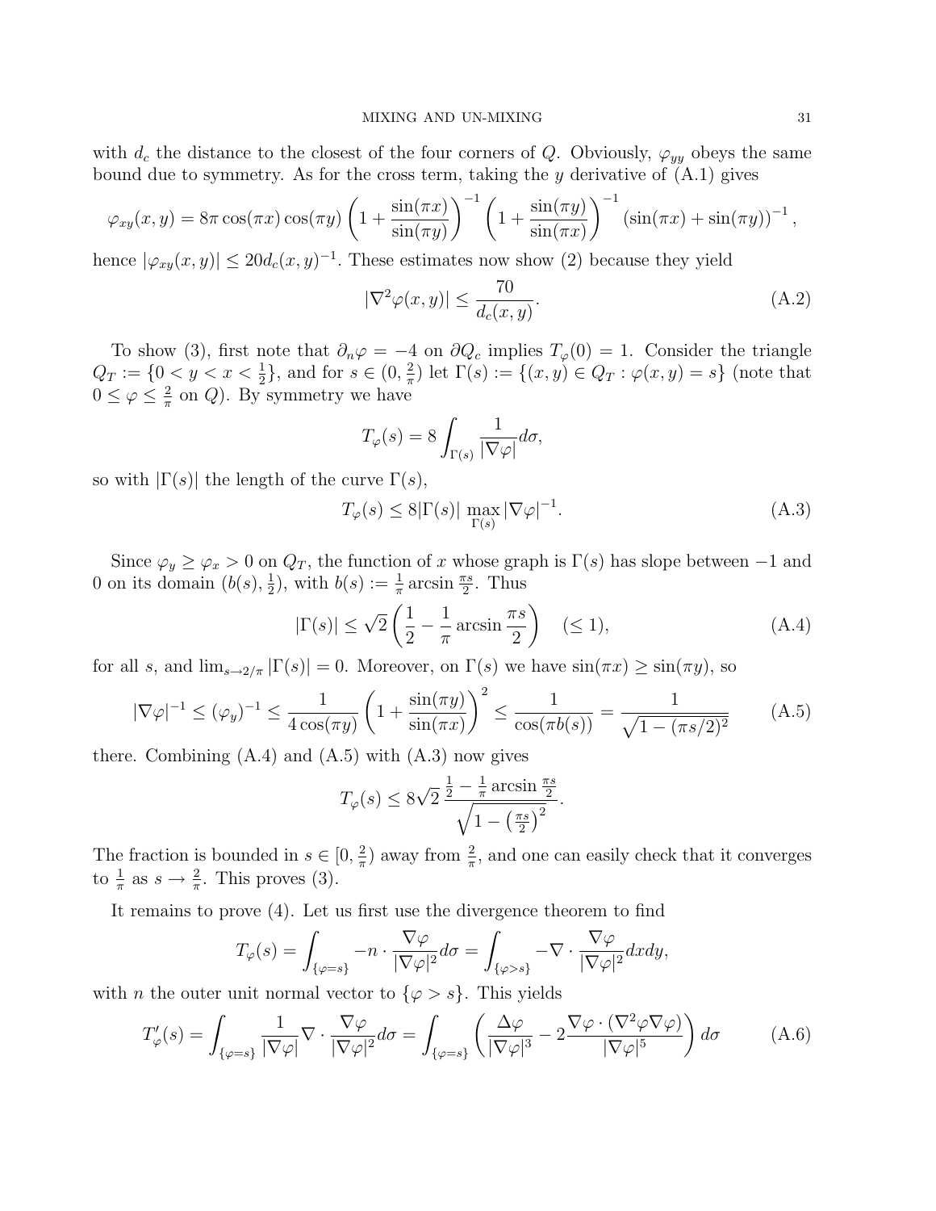with $d_c$ the distance to the closest of the four corners of $Q$. Obviously, $\varphi_{yy}$ obeys the same bound due to symmetry. As for the cross term, taking the $y$ derivative of (A.1) gives

$$\varphi_{xy}(x,y) = 8\pi \cos(\pi x)\cos(\pi y)\left(1+\frac{\sin(\pi x)}{\sin(\pi y)}\right)^{-1}\left(1+\frac{\sin(\pi y)}{\sin(\pi x)}\right)^{-1}(\sin(\pi x)+\sin(\pi y))^{-1},$$

hence $|\varphi_{xy}(x,y)| \le 20 d_c(x,y)^{-1}$. These estimates now show (2) because they yield

$$|\nabla^2\varphi(x,y)| \le \frac{70}{d_c(x,y)}. \tag{A.2}$$

To show (3), first note that $\partial_n \varphi = -4$ on $\partial Q_c$ implies $T_\varphi(0) = 1$. Consider the triangle $Q_T := \{0 < y < x < \frac{1}{2}\}$, and for $s \in (0, \frac{2}{\pi})$ let $\Gamma(s) := \{(x,y) \in Q_T : \varphi(x,y) = s\}$ (note that $0 \le \varphi \le \frac{2}{\pi}$ on $Q$). By symmetry we have

$$T_\varphi(s) = 8\int_{\Gamma(s)} \frac{1}{|\nabla\varphi|}d\sigma,$$

so with $|\Gamma(s)|$ the length of the curve $\Gamma(s)$,

$$T_\varphi(s) \le 8|\Gamma(s)| \max_{\Gamma(s)} |\nabla\varphi|^{-1}. \tag{A.3}$$

Since $\varphi_y \ge \varphi_x > 0$ on $Q_T$, the function of $x$ whose graph is $\Gamma(s)$ has slope between $-1$ and $0$ on its domain $(b(s), \frac{1}{2})$, with $b(s) := \frac{1}{\pi}\arcsin\frac{\pi s}{2}$. Thus

$$|\Gamma(s)| \le \sqrt{2}\left(\frac{1}{2} - \frac{1}{\pi}\arcsin\frac{\pi s}{2}\right) \quad (\le 1), \tag{A.4}$$

for all $s$, and $\lim_{s\to 2/\pi}|\Gamma(s)| = 0$. Moreover, on $\Gamma(s)$ we have $\sin(\pi x) \ge \sin(\pi y)$, so

$$|\nabla\varphi|^{-1} \le (\varphi_y)^{-1} \le \frac{1}{4\cos(\pi y)}\left(1+\frac{\sin(\pi y)}{\sin(\pi x)}\right)^2 \le \frac{1}{\cos(\pi b(s))} = \frac{1}{\sqrt{1-(\pi s/2)^2}} \tag{A.5}$$

there. Combining (A.4) and (A.5) with (A.3) now gives

$$T_\varphi(s) \le 8\sqrt{2}\,\frac{\frac{1}{2} - \frac{1}{\pi}\arcsin\frac{\pi s}{2}}{\sqrt{1-\left(\frac{\pi s}{2}\right)^2}}.$$

The fraction is bounded in $s \in [0, \frac{2}{\pi})$ away from $\frac{2}{\pi}$, and one can easily check that it converges to $\frac{1}{\pi}$ as $s \to \frac{2}{\pi}$. This proves (3).

It remains to prove (4). Let us first use the divergence theorem to find

$$T_\varphi(s) = \int_{\{\varphi=s\}} -n\cdot\frac{\nabla\varphi}{|\nabla\varphi|^2}d\sigma = \int_{\{\varphi>s\}} -\nabla\cdot\frac{\nabla\varphi}{|\nabla\varphi|^2}dxdy,$$

with $n$ the outer unit normal vector to $\{\varphi > s\}$. This yields

$$T_\varphi'(s) = \int_{\{\varphi=s\}} \frac{1}{|\nabla\varphi|}\nabla\cdot\frac{\nabla\varphi}{|\nabla\varphi|^2}d\sigma = \int_{\{\varphi=s\}}\left(\frac{\Delta\varphi}{|\nabla\varphi|^3} - 2\frac{\nabla\varphi\cdot(\nabla^2\varphi\nabla\varphi)}{|\nabla\varphi|^5}\right)d\sigma \tag{A.6}$$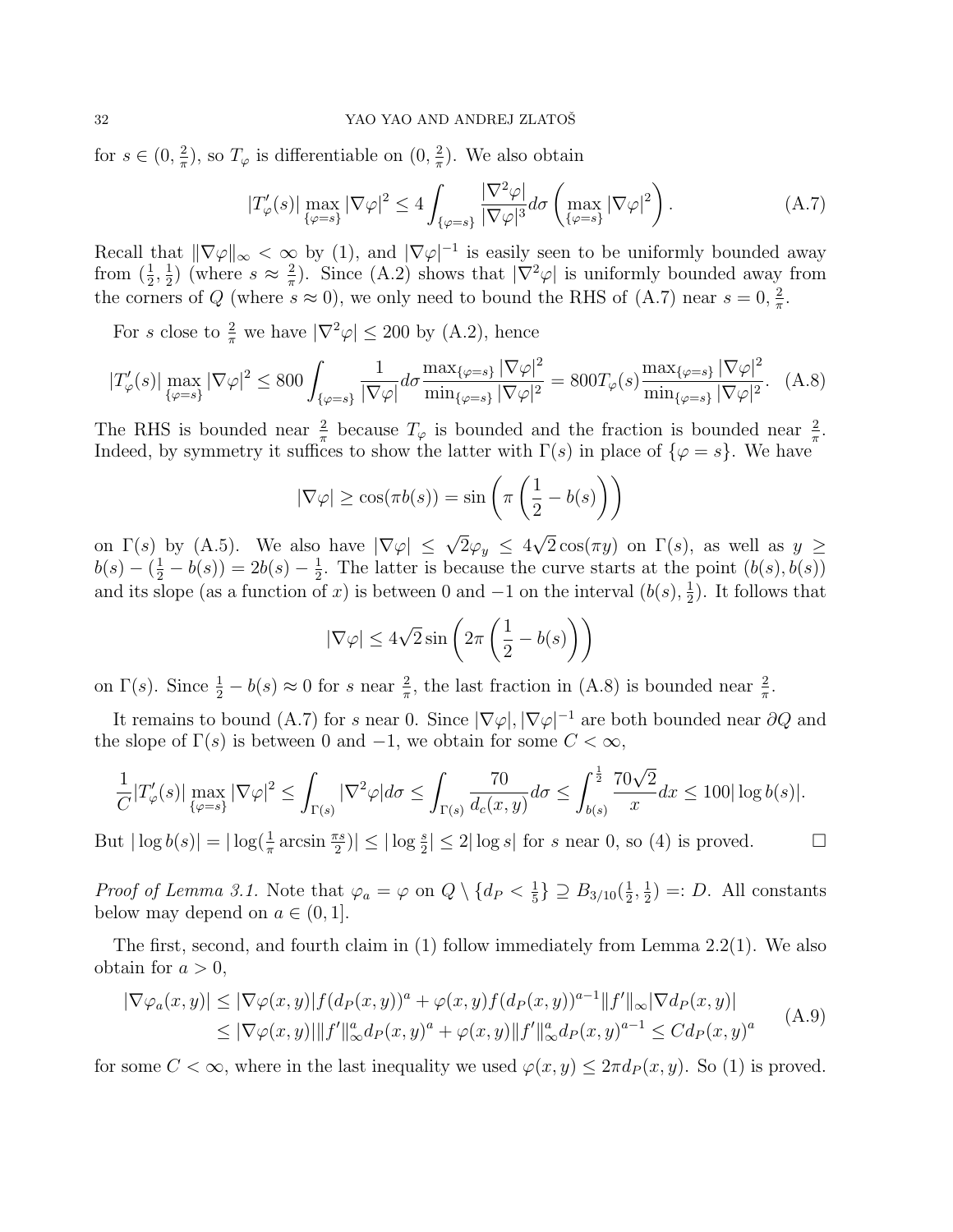for $s \in (0, \frac{2}{\pi})$, so $T_\varphi$ is differentiable on $(0, \frac{2}{\pi})$. We also obtain

$$|T'_\varphi(s)| \max_{\{\varphi=s\}} |\nabla\varphi|^2 \le 4 \int_{\{\varphi=s\}} \frac{|\nabla^2\varphi|}{|\nabla\varphi|^3} d\sigma \left( \max_{\{\varphi=s\}} |\nabla\varphi|^2 \right). \tag{A.7}$$

Recall that $\|\nabla\varphi\|_\infty < \infty$ by (1), and $|\nabla\varphi|^{-1}$ is easily seen to be uniformly bounded away from $(\frac{1}{2}, \frac{1}{2})$ (where $s \approx \frac{2}{\pi}$). Since (A.2) shows that $|\nabla^2\varphi|$ is uniformly bounded away from the corners of $Q$ (where $s \approx 0$), we only need to bound the RHS of (A.7) near $s = 0, \frac{2}{\pi}$.

For $s$ close to $\frac{2}{\pi}$ we have $|\nabla^2\varphi| \le 200$ by (A.2), hence

$$|T'_\varphi(s)| \max_{\{\varphi=s\}} |\nabla\varphi|^2 \le 800 \int_{\{\varphi=s\}} \frac{1}{|\nabla\varphi|} d\sigma \frac{\max_{\{\varphi=s\}} |\nabla\varphi|^2}{\min_{\{\varphi=s\}} |\nabla\varphi|^2} = 800 T_\varphi(s) \frac{\max_{\{\varphi=s\}} |\nabla\varphi|^2}{\min_{\{\varphi=s\}} |\nabla\varphi|^2}. \tag{A.8}$$

The RHS is bounded near $\frac{2}{\pi}$ because $T_\varphi$ is bounded and the fraction is bounded near $\frac{2}{\pi}$. Indeed, by symmetry it suffices to show the latter with $\Gamma(s)$ in place of $\{\varphi = s\}$. We have

$$|\nabla\varphi| \ge \cos(\pi b(s)) = \sin\left(\pi\left(\frac{1}{2} - b(s)\right)\right)$$

on $\Gamma(s)$ by (A.5). We also have $|\nabla\varphi| \le \sqrt{2}\varphi_y \le 4\sqrt{2}\cos(\pi y)$ on $\Gamma(s)$, as well as $y \ge b(s) - (\frac{1}{2} - b(s)) = 2b(s) - \frac{1}{2}$. The latter is because the curve starts at the point $(b(s), b(s))$ and its slope (as a function of $x$) is between $0$ and $-1$ on the interval $(b(s), \frac{1}{2})$. It follows that

$$|\nabla\varphi| \le 4\sqrt{2}\sin\left(2\pi\left(\frac{1}{2} - b(s)\right)\right)$$

on $\Gamma(s)$. Since $\frac{1}{2} - b(s) \approx 0$ for $s$ near $\frac{2}{\pi}$, the last fraction in (A.8) is bounded near $\frac{2}{\pi}$.

It remains to bound (A.7) for $s$ near 0. Since $|\nabla\varphi|, |\nabla\varphi|^{-1}$ are both bounded near $\partial Q$ and the slope of $\Gamma(s)$ is between $0$ and $-1$, we obtain for some $C < \infty$,

$$\frac{1}{C}|T'_\varphi(s)| \max_{\{\varphi=s\}} |\nabla\varphi|^2 \le \int_{\Gamma(s)} |\nabla^2\varphi| d\sigma \le \int_{\Gamma(s)} \frac{70}{d_c(x,y)} d\sigma \le \int_{b(s)}^{\frac{1}{2}} \frac{70\sqrt{2}}{x} dx \le 100|\log b(s)|.$$

But $|\log b(s)| = |\log(\frac{1}{\pi}\arcsin\frac{\pi s}{2})| \le |\log\frac{s}{2}| \le 2|\log s|$ for $s$ near 0, so (4) is proved. $\square$

*Proof of Lemma 3.1.* Note that $\varphi_a = \varphi$ on $Q \setminus \{d_P < \frac{1}{5}\} \supseteq B_{3/10}(\frac{1}{2}, \frac{1}{2}) =: D$. All constants below may depend on $a \in (0, 1]$.

The first, second, and fourth claim in (1) follow immediately from Lemma 2.2(1). We also obtain for $a > 0$,

$$\begin{aligned} |\nabla\varphi_a(x,y)| &\le |\nabla\varphi(x,y)| f(d_P(x,y))^a + \varphi(x,y) f(d_P(x,y))^{a-1} \|f'\|_\infty |\nabla d_P(x,y)| \\ &\le |\nabla\varphi(x,y)| \|f'\|_\infty^a d_P(x,y)^a + \varphi(x,y) \|f'\|_\infty^a d_P(x,y)^{a-1} \le C d_P(x,y)^a \end{aligned} \tag{A.9}$$

for some $C < \infty$, where in the last inequality we used $\varphi(x,y) \le 2\pi d_P(x,y)$. So (1) is proved.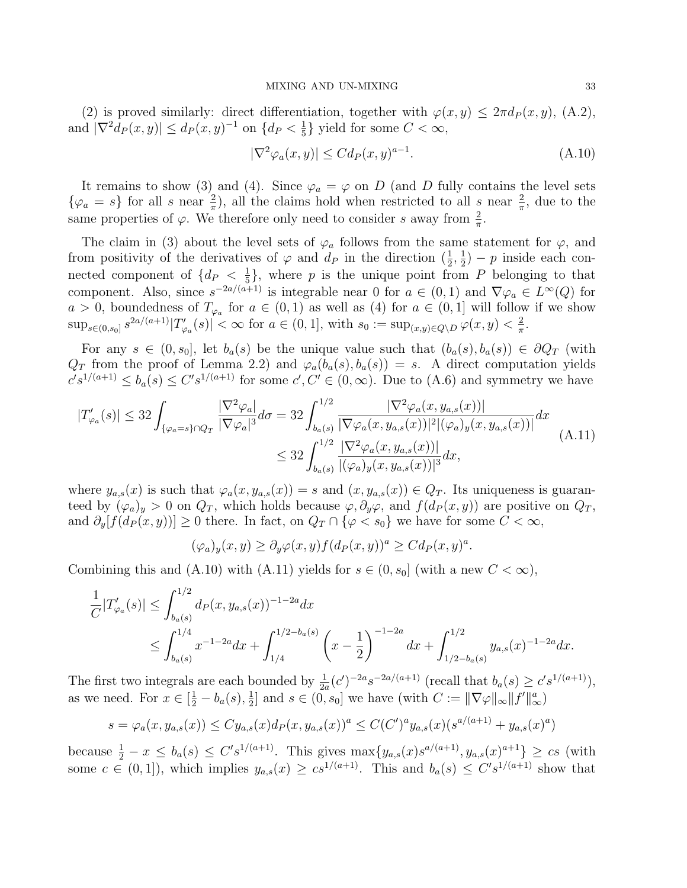(2) is proved similarly: direct differentiation, together with $\varphi(x,y) \le 2\pi d_P(x,y)$, (A.2), and $|\nabla^2 d_P(x,y)| \le d_P(x,y)^{-1}$ on $\{d_P < \frac{1}{5}\}$ yield for some $C < \infty$,

$$|\nabla^2 \varphi_a(x,y)| \le C d_P(x,y)^{a-1}. \tag{A.10}$$

It remains to show (3) and (4). Since $\varphi_a = \varphi$ on $D$ (and $D$ fully contains the level sets $\{\varphi_a = s\}$ for all $s$ near $\frac{2}{\pi}$), all the claims hold when restricted to all $s$ near $\frac{2}{\pi}$, due to the same properties of $\varphi$. We therefore only need to consider $s$ away from $\frac{2}{\pi}$.

The claim in (3) about the level sets of $\varphi_a$ follows from the same statement for $\varphi$, and from positivity of the derivatives of $\varphi$ and $d_P$ in the direction $(\frac{1}{2}, \frac{1}{2}) - p$ inside each connected component of $\{d_P < \frac{1}{5}\}$, where $p$ is the unique point from $P$ belonging to that component. Also, since $s^{-2a/(a+1)}$ is integrable near 0 for $a \in (0,1)$ and $\nabla\varphi_a \in L^\infty(Q)$ for $a > 0$, boundedness of $T_{\varphi_a}$ for $a \in (0,1)$ as well as (4) for $a \in (0,1]$ will follow if we show $\sup_{s\in(0,s_0]} s^{2a/(a+1)} |T'_{\varphi_a}(s)| < \infty$ for $a \in (0,1]$, with $s_0 := \sup_{(x,y)\in Q\setminus D} \varphi(x,y) < \frac{2}{\pi}$.

For any $s \in (0, s_0]$, let $b_a(s)$ be the unique value such that $(b_a(s), b_a(s)) \in \partial Q_T$ (with $Q_T$ from the proof of Lemma 2.2) and $\varphi_a(b_a(s), b_a(s)) = s$. A direct computation yields $c' s^{1/(a+1)} \le b_a(s) \le C' s^{1/(a+1)}$ for some $c', C' \in (0,\infty)$. Due to (A.6) and symmetry we have

$$\begin{aligned} |T'_{\varphi_a}(s)| \le 32 \int_{\{\varphi_a = s\}\cap Q_T} \frac{|\nabla^2\varphi_a|}{|\nabla\varphi_a|^3} d\sigma &= 32 \int_{b_a(s)}^{1/2} \frac{|\nabla^2\varphi_a(x, y_{a,s}(x))|}{|\nabla\varphi_a(x,y_{a,s}(x))|^2 |(\varphi_a)_y(x, y_{a,s}(x))|} dx \\ &\le 32 \int_{b_a(s)}^{1/2} \frac{|\nabla^2\varphi_a(x, y_{a,s}(x))|}{|(\varphi_a)_y(x, y_{a,s}(x))|^3} dx, \end{aligned} \tag{A.11}$$

where $y_{a,s}(x)$ is such that $\varphi_a(x, y_{a,s}(x)) = s$ and $(x, y_{a,s}(x)) \in Q_T$. Its uniqueness is guaranteed by $(\varphi_a)_y > 0$ on $Q_T$, which holds because $\varphi, \partial_y\varphi$, and $f(d_P(x,y))$ are positive on $Q_T$, and $\partial_y[f(d_P(x,y))] \ge 0$ there. In fact, on $Q_T \cap \{\varphi < s_0\}$ we have for some $C < \infty$,

$$(\varphi_a)_y(x,y) \ge \partial_y\varphi(x,y) f(d_P(x,y))^a \ge C d_P(x,y)^a.$$

Combining this and (A.10) with (A.11) yields for $s \in (0, s_0]$ (with a new $C < \infty$),

$$\begin{aligned} \frac{1}{C}|T'_{\varphi_a}(s)| &\le \int_{b_a(s)}^{1/2} d_P(x, y_{a,s}(x))^{-1-2a} dx \\ &\le \int_{b_a(s)}^{1/4} x^{-1-2a} dx + \int_{1/4}^{1/2 - b_a(s)} \left(x - \frac{1}{2}\right)^{-1-2a} dx + \int_{1/2 - b_a(s)}^{1/2} y_{a,s}(x)^{-1-2a} dx. \end{aligned}$$

The first two integrals are each bounded by $\frac{1}{2a}(c')^{-2a} s^{-2a/(a+1)}$ (recall that $b_a(s) \ge c' s^{1/(a+1)}$), as we need. For $x \in [\frac{1}{2} - b_a(s), \frac{1}{2}]$ and $s \in (0, s_0]$ we have (with $C := \|\nabla\varphi\|_\infty \|f'\|_\infty^a$)

$$s = \varphi_a(x, y_{a,s}(x)) \le C y_{a,s}(x) d_P(x, y_{a,s}(x))^a \le C(C')^a y_{a,s}(x)(s^{a/(a+1)} + y_{a,s}(x)^a)$$

because $\frac{1}{2} - x \le b_a(s) \le C' s^{1/(a+1)}$. This gives $\max\{y_{a,s}(x) s^{a/(a+1)}, y_{a,s}(x)^{a+1}\} \ge cs$ (with some $c \in (0,1]$), which implies $y_{a,s}(x) \ge c s^{1/(a+1)}$. This and $b_a(s) \le C' s^{1/(a+1)}$ show that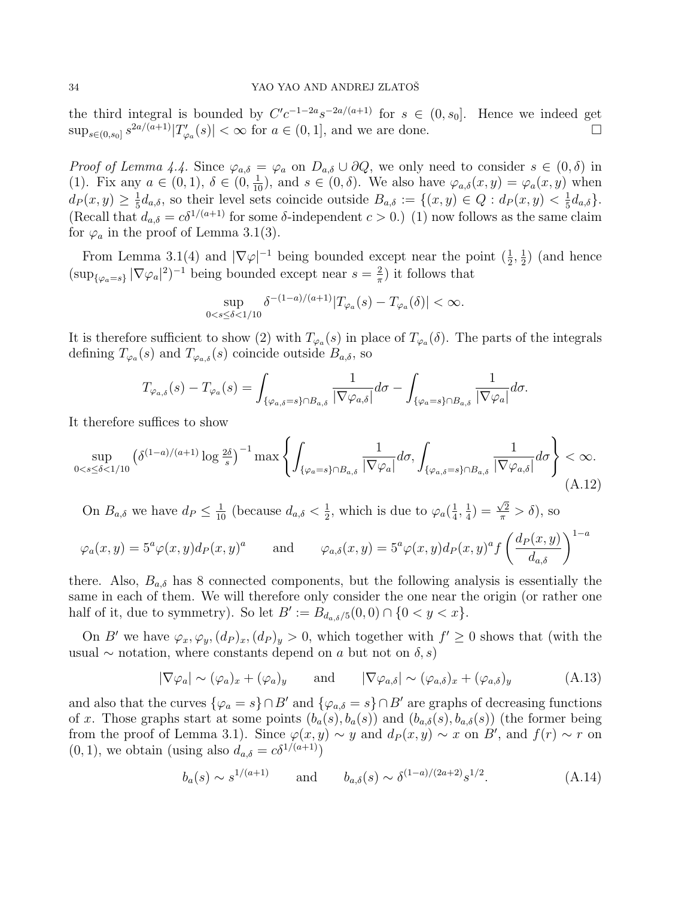the third integral is bounded by $C'c^{-1-2a}s^{-2a/(a+1)}$ for $s \in (0, s_0]$. Hence we indeed get $\sup_{s\in(0,s_0]} s^{2a/(a+1)}|T'_{\varphi_a}(s)| < \infty$ for $a \in (0, 1]$, and we are done. $\square$

*Proof of Lemma 4.4.* Since $\varphi_{a,\delta} = \varphi_a$ on $D_{a,\delta} \cup \partial Q$, we only need to consider $s \in (0, \delta)$ in (1). Fix any $a \in (0, 1)$, $\delta \in (0, \frac{1}{10})$, and $s \in (0, \delta)$. We also have $\varphi_{a,\delta}(x, y) = \varphi_a(x, y)$ when $d_P(x, y) \geq \frac{1}{5}d_{a,\delta}$, so their level sets coincide outside $B_{a,\delta} := \{(x, y) \in Q : d_P(x, y) < \frac{1}{5}d_{a,\delta}\}$. (Recall that $d_{a,\delta} = c\delta^{1/(a+1)}$ for some $\delta$-independent $c > 0$.) (1) now follows as the same claim for $\varphi_a$ in the proof of Lemma 3.1(3).

From Lemma 3.1(4) and $|\nabla\varphi|^{-1}$ being bounded except near the point $(\frac{1}{2}, \frac{1}{2})$ (and hence $(\sup_{\{\varphi_a=s\}} |\nabla\varphi_a|^2)^{-1}$ being bounded except near $s = \frac{2}{\pi}$) it follows that

$$\sup_{0<s\leq\delta<1/10} \delta^{-(1-a)/(a+1)}|T_{\varphi_a}(s) - T_{\varphi_a}(\delta)| < \infty.$$

It is therefore sufficient to show (2) with $T_{\varphi_a}(s)$ in place of $T_{\varphi_a}(\delta)$. The parts of the integrals defining $T_{\varphi_a}(s)$ and $T_{\varphi_{a,\delta}}(s)$ coincide outside $B_{a,\delta}$, so

$$T_{\varphi_{a,\delta}}(s) - T_{\varphi_a}(s) = \int_{\{\varphi_{a,\delta}=s\}\cap B_{a,\delta}} \frac{1}{|\nabla\varphi_{a,\delta}|}d\sigma - \int_{\{\varphi_a=s\}\cap B_{a,\delta}} \frac{1}{|\nabla\varphi_a|}d\sigma.$$

It therefore suffices to show

$$\sup_{0<s\leq\delta<1/10} \left(\delta^{(1-a)/(a+1)} \log \tfrac{2\delta}{s}\right)^{-1} \max\left\{\int_{\{\varphi_a=s\}\cap B_{a,\delta}} \frac{1}{|\nabla\varphi_a|}d\sigma, \int_{\{\varphi_{a,\delta}=s\}\cap B_{a,\delta}} \frac{1}{|\nabla\varphi_{a,\delta}|}d\sigma\right\} < \infty. \tag{A.12}$$

On $B_{a,\delta}$ we have $d_P \leq \frac{1}{10}$ (because $d_{a,\delta} < \frac{1}{2}$, which is due to $\varphi_a(\frac{1}{4}, \frac{1}{4}) = \frac{\sqrt{2}}{\pi} > \delta$), so

$$\varphi_a(x, y) = 5^a\varphi(x, y)d_P(x, y)^a \qquad \text{and} \qquad \varphi_{a,\delta}(x, y) = 5^a\varphi(x, y)d_P(x, y)^a f\left(\frac{d_P(x, y)}{d_{a,\delta}}\right)^{1-a}$$

there. Also, $B_{a,\delta}$ has 8 connected components, but the following analysis is essentially the same in each of them. We will therefore only consider the one near the origin (or rather one half of it, due to symmetry). So let $B' := B_{d_{a,\delta}/5}(0, 0) \cap \{0 < y < x\}$.

On $B'$ we have $\varphi_x, \varphi_y, (d_P)_x, (d_P)_y > 0$, which together with $f' \geq 0$ shows that (with the usual $\sim$ notation, where constants depend on $a$ but not on $\delta, s$)

$$|\nabla\varphi_a| \sim (\varphi_a)_x + (\varphi_a)_y \qquad \text{and} \qquad |\nabla\varphi_{a,\delta}| \sim (\varphi_{a,\delta})_x + (\varphi_{a,\delta})_y \tag{A.13}$$

and also that the curves $\{\varphi_a = s\} \cap B'$ and $\{\varphi_{a,\delta} = s\} \cap B'$ are graphs of decreasing functions of $x$. Those graphs start at some points $(b_a(s), b_a(s))$ and $(b_{a,\delta}(s), b_{a,\delta}(s))$ (the former being from the proof of Lemma 3.1). Since $\varphi(x, y) \sim y$ and $d_P(x, y) \sim x$ on $B'$, and $f(r) \sim r$ on $(0, 1)$, we obtain (using also $d_{a,\delta} = c\delta^{1/(a+1)}$)

$$b_a(s) \sim s^{1/(a+1)} \qquad \text{and} \qquad b_{a,\delta}(s) \sim \delta^{(1-a)/(2a+2)}s^{1/2}. \tag{A.14}$$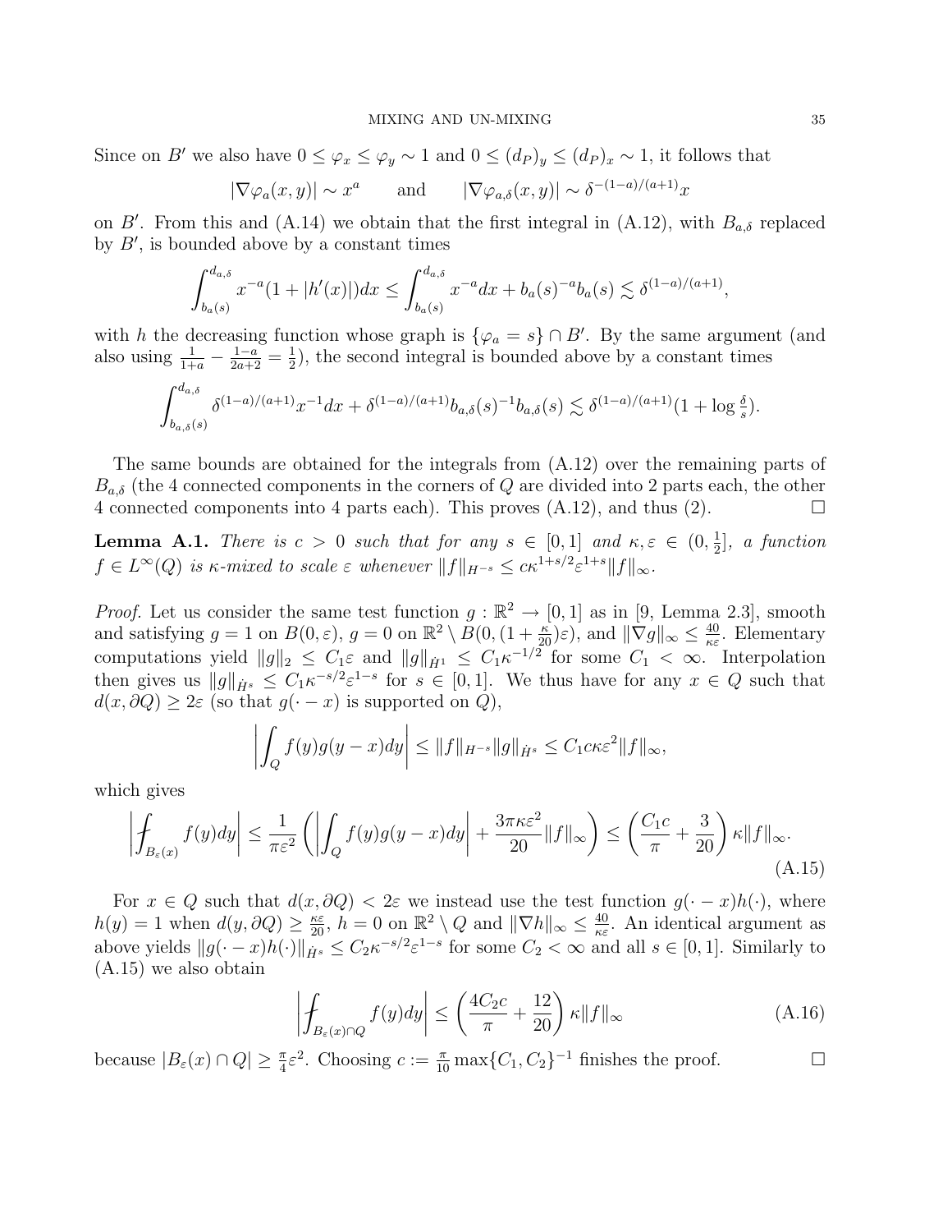Since on $B'$ we also have $0 \le \varphi_x \le \varphi_y \sim 1$ and $0 \le (d_P)_y \le (d_P)_x \sim 1$, it follows that

$$|\nabla \varphi_a(x,y)| \sim x^a \qquad \text{and} \qquad |\nabla \varphi_{a,\delta}(x,y)| \sim \delta^{-(1-a)/(a+1)} x$$

on $B'$. From this and (A.14) we obtain that the first integral in (A.12), with $B_{a,\delta}$ replaced by $B'$, is bounded above by a constant times

$$\int_{b_a(s)}^{d_{a,\delta}} x^{-a}(1+|h'(x)|)dx \le \int_{b_a(s)}^{d_{a,\delta}} x^{-a}dx + b_a(s)^{-a} b_a(s) \lesssim \delta^{(1-a)/(a+1)},$$

with $h$ the decreasing function whose graph is $\{\varphi_a = s\} \cap B'$. By the same argument (and also using $\frac{1}{1+a} - \frac{1-a}{2a+2} = \frac{1}{2}$), the second integral is bounded above by a constant times

$$\int_{b_{a,\delta}(s)}^{d_{a,\delta}} \delta^{(1-a)/(a+1)} x^{-1} dx + \delta^{(1-a)/(a+1)} b_{a,\delta}(s)^{-1} b_{a,\delta}(s) \lesssim \delta^{(1-a)/(a+1)}(1 + \log \tfrac{\delta}{s}).$$

The same bounds are obtained for the integrals from (A.12) over the remaining parts of $B_{a,\delta}$ (the 4 connected components in the corners of $Q$ are divided into 2 parts each, the other 4 connected components into 4 parts each). This proves (A.12), and thus (2). $\square$

**Lemma A.1.** *There is $c > 0$ such that for any $s \in [0,1]$ and $\kappa, \varepsilon \in (0, \frac{1}{2}]$, a function $f \in L^\infty(Q)$ is $\kappa$-mixed to scale $\varepsilon$ whenever $\|f\|_{H^{-s}} \le c\kappa^{1+s/2}\varepsilon^{1+s}\|f\|_\infty$.*

*Proof.* Let us consider the same test function $g : \mathbb{R}^2 \to [0,1]$ as in [9, Lemma 2.3], smooth and satisfying $g = 1$ on $B(0,\varepsilon)$, $g = 0$ on $\mathbb{R}^2 \setminus B(0, (1+\frac{\kappa}{20})\varepsilon)$, and $\|\nabla g\|_\infty \le \frac{40}{\kappa\varepsilon}$. Elementary computations yield $\|g\|_2 \le C_1\varepsilon$ and $\|g\|_{\dot{H}^1} \le C_1\kappa^{-1/2}$ for some $C_1 < \infty$. Interpolation then gives us $\|g\|_{\dot{H}^s} \le C_1\kappa^{-s/2}\varepsilon^{1-s}$ for $s \in [0,1]$. We thus have for any $x \in Q$ such that $d(x, \partial Q) \ge 2\varepsilon$ (so that $g(\cdot - x)$ is supported on $Q$),

$$\left| \int_Q f(y) g(y-x) dy \right| \le \|f\|_{H^{-s}} \|g\|_{\dot{H}^s} \le C_1 c\kappa\varepsilon^2 \|f\|_\infty,$$

which gives

$$\left| \fint_{B_\varepsilon(x)} f(y)dy \right| \le \frac{1}{\pi\varepsilon^2}\left( \left| \int_Q f(y)g(y-x)dy \right| + \frac{3\pi\kappa\varepsilon^2}{20}\|f\|_\infty \right) \le \left( \frac{C_1 c}{\pi} + \frac{3}{20} \right)\kappa\|f\|_\infty. \tag{A.15}$$

For $x \in Q$ such that $d(x, \partial Q) < 2\varepsilon$ we instead use the test function $g(\cdot - x)h(\cdot)$, where $h(y) = 1$ when $d(y, \partial Q) \ge \frac{\kappa\varepsilon}{20}$, $h = 0$ on $\mathbb{R}^2 \setminus Q$ and $\|\nabla h\|_\infty \le \frac{40}{\kappa\varepsilon}$. An identical argument as above yields $\|g(\cdot - x)h(\cdot)\|_{\dot{H}^s} \le C_2\kappa^{-s/2}\varepsilon^{1-s}$ for some $C_2 < \infty$ and all $s \in [0,1]$. Similarly to (A.15) we also obtain

$$\left| \fint_{B_\varepsilon(x)\cap Q} f(y)dy \right| \le \left( \frac{4C_2 c}{\pi} + \frac{12}{20} \right)\kappa\|f\|_\infty \tag{A.16}$$

because $|B_\varepsilon(x) \cap Q| \ge \frac{\pi}{4}\varepsilon^2$. Choosing $c := \frac{\pi}{10}\max\{C_1, C_2\}^{-1}$ finishes the proof. $\square$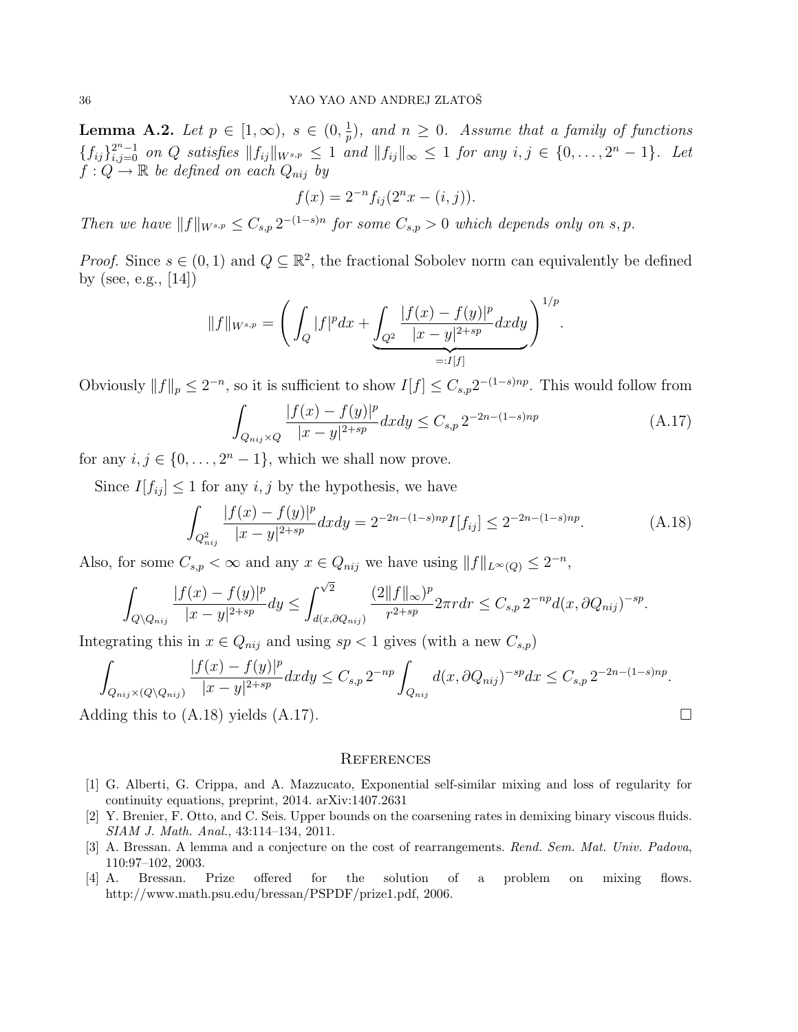**Lemma A.2.** *Let $p \in [1, \infty)$, $s \in (0, \frac{1}{p})$, and $n \geq 0$. Assume that a family of functions $\{f_{ij}\}_{i,j=0}^{2^n-1}$ on $Q$ satisfies $\|f_{ij}\|_{W^{s,p}} \leq 1$ and $\|f_{ij}\|_\infty \leq 1$ for any $i, j \in \{0, \dots, 2^n - 1\}$. Let $f : Q \to \mathbb{R}$ be defined on each $Q_{nij}$ by*

$$f(x) = 2^{-n} f_{ij}(2^n x - (i, j)).$$

*Then we have $\|f\|_{W^{s,p}} \leq C_{s,p}\, 2^{-(1-s)n}$ for some $C_{s,p} > 0$ which depends only on $s, p$.*

*Proof.* Since $s \in (0, 1)$ and $Q \subseteq \mathbb{R}^2$, the fractional Sobolev norm can equivalently be defined by (see, e.g., [14])

$$\|f\|_{W^{s,p}} = \left( \int_Q |f|^p dx + \underbrace{\int_{Q^2} \frac{|f(x) - f(y)|^p}{|x - y|^{2+sp}} dx dy}_{=:I[f]} \right)^{1/p}.$$

Obviously $\|f\|_p \leq 2^{-n}$, so it is sufficient to show $I[f] \leq C_{s,p} 2^{-(1-s)np}$. This would follow from

$$\int_{Q_{nij} \times Q} \frac{|f(x) - f(y)|^p}{|x - y|^{2+sp}} dx dy \leq C_{s,p}\, 2^{-2n-(1-s)np} \tag{A.17}$$

for any $i, j \in \{0, \dots, 2^n - 1\}$, which we shall now prove.

Since $I[f_{ij}] \leq 1$ for any $i, j$ by the hypothesis, we have

$$\int_{Q_{nij}^2} \frac{|f(x) - f(y)|^p}{|x - y|^{2+sp}} dx dy = 2^{-2n-(1-s)np} I[f_{ij}] \leq 2^{-2n-(1-s)np}. \tag{A.18}$$

Also, for some $C_{s,p} < \infty$ and any $x \in Q_{nij}$ we have using $\|f\|_{L^\infty(Q)} \leq 2^{-n}$,

$$\int_{Q \setminus Q_{nij}} \frac{|f(x) - f(y)|^p}{|x - y|^{2+sp}} dy \leq \int_{d(x, \partial Q_{nij})}^{\sqrt{2}} \frac{(2\|f\|_\infty)^p}{r^{2+sp}} 2\pi r dr \leq C_{s,p}\, 2^{-np} d(x, \partial Q_{nij})^{-sp}.$$

Integrating this in $x \in Q_{nij}$ and using $sp < 1$ gives (with a new $C_{s,p}$)

$$\int_{Q_{nij} \times (Q \setminus Q_{nij})} \frac{|f(x) - f(y)|^p}{|x - y|^{2+sp}} dx dy \leq C_{s,p}\, 2^{-np} \int_{Q_{nij}} d(x, \partial Q_{nij})^{-sp} dx \leq C_{s,p}\, 2^{-2n-(1-s)np}.$$

Adding this to (A.18) yields (A.17). $\square$

## References

[1] G. Alberti, G. Crippa, and A. Mazzucato, Exponential self-similar mixing and loss of regularity for continuity equations, preprint, 2014. arXiv:1407.2631

[2] Y. Brenier, F. Otto, and C. Seis. Upper bounds on the coarsening rates in demixing binary viscous fluids. *SIAM J. Math. Anal.*, 43:114–134, 2011.

[3] A. Bressan. A lemma and a conjecture on the cost of rearrangements. *Rend. Sem. Mat. Univ. Padova*, 110:97–102, 2003.

[4] A. Bressan. Prize offered for the solution of a problem on mixing flows. http://www.math.psu.edu/bressan/PSPDF/prize1.pdf, 2006.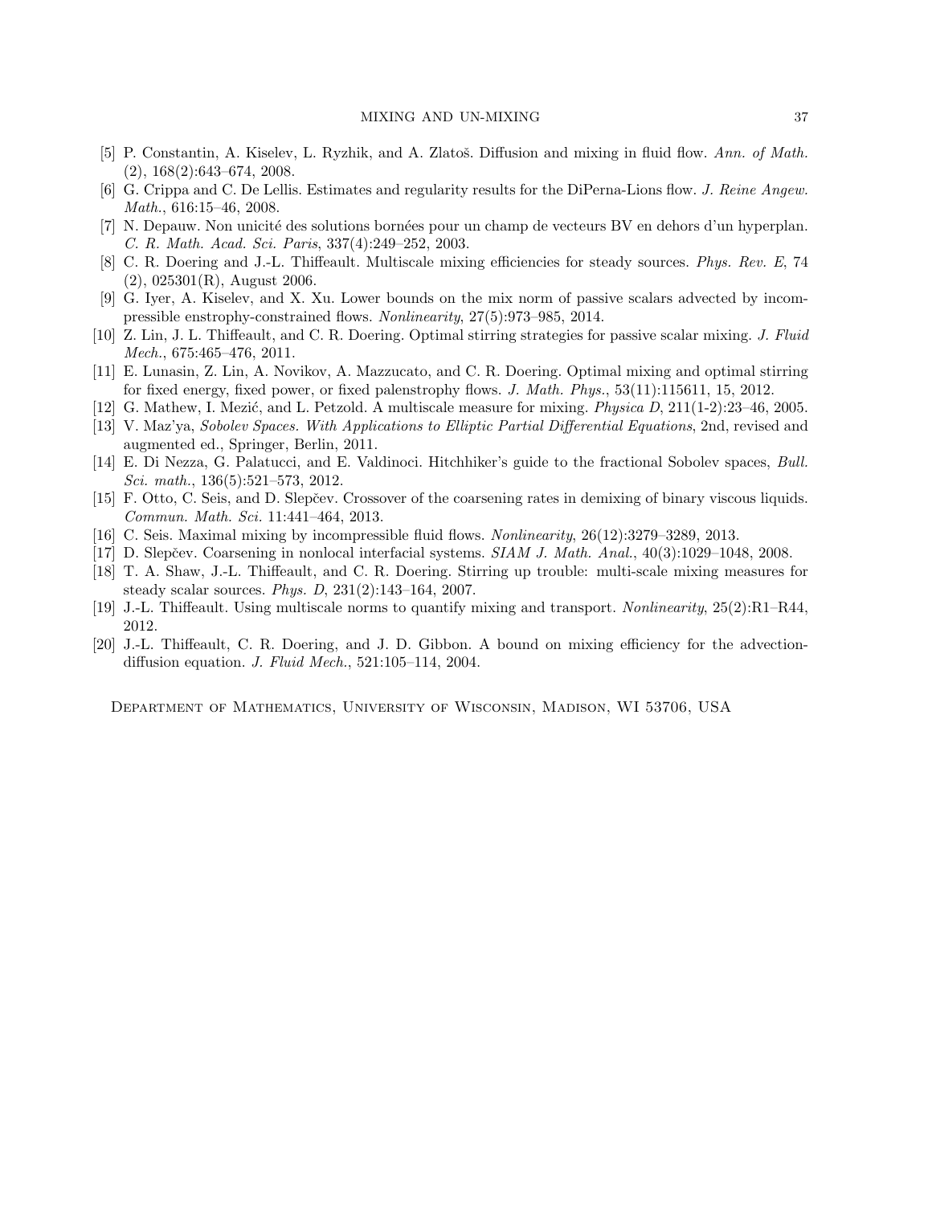[5] P. Constantin, A. Kiselev, L. Ryzhik, and A. Zlatoš. Diffusion and mixing in fluid flow. *Ann. of Math.* (2), 168(2):643–674, 2008.

[6] G. Crippa and C. De Lellis. Estimates and regularity results for the DiPerna-Lions flow. *J. Reine Angew. Math.*, 616:15–46, 2008.

[7] N. Depauw. Non unicité des solutions bornées pour un champ de vecteurs BV en dehors d'un hyperplan. *C. R. Math. Acad. Sci. Paris*, 337(4):249–252, 2003.

[8] C. R. Doering and J.-L. Thiffeault. Multiscale mixing efficiencies for steady sources. *Phys. Rev. E*, 74 (2), 025301(R), August 2006.

[9] G. Iyer, A. Kiselev, and X. Xu. Lower bounds on the mix norm of passive scalars advected by incompressible enstrophy-constrained flows. *Nonlinearity*, 27(5):973–985, 2014.

[10] Z. Lin, J. L. Thiffeault, and C. R. Doering. Optimal stirring strategies for passive scalar mixing. *J. Fluid Mech.*, 675:465–476, 2011.

[11] E. Lunasin, Z. Lin, A. Novikov, A. Mazzucato, and C. R. Doering. Optimal mixing and optimal stirring for fixed energy, fixed power, or fixed palenstrophy flows. *J. Math. Phys.*, 53(11):115611, 15, 2012.

[12] G. Mathew, I. Mezić, and L. Petzold. A multiscale measure for mixing. *Physica D*, 211(1-2):23–46, 2005.

[13] V. Maz'ya, *Sobolev Spaces. With Applications to Elliptic Partial Differential Equations*, 2nd, revised and augmented ed., Springer, Berlin, 2011.

[14] E. Di Nezza, G. Palatucci, and E. Valdinoci. Hitchhiker's guide to the fractional Sobolev spaces, *Bull. Sci. math.*, 136(5):521–573, 2012.

[15] F. Otto, C. Seis, and D. Slepčev. Crossover of the coarsening rates in demixing of binary viscous liquids. *Commun. Math. Sci.* 11:441–464, 2013.

[16] C. Seis. Maximal mixing by incompressible fluid flows. *Nonlinearity*, 26(12):3279–3289, 2013.

[17] D. Slepčev. Coarsening in nonlocal interfacial systems. *SIAM J. Math. Anal.*, 40(3):1029–1048, 2008.

[18] T. A. Shaw, J.-L. Thiffeault, and C. R. Doering. Stirring up trouble: multi-scale mixing measures for steady scalar sources. *Phys. D*, 231(2):143–164, 2007.

[19] J.-L. Thiffeault. Using multiscale norms to quantify mixing and transport. *Nonlinearity*, 25(2):R1–R44, 2012.

[20] J.-L. Thiffeault, C. R. Doering, and J. D. Gibbon. A bound on mixing efficiency for the advection-diffusion equation. *J. Fluid Mech.*, 521:105–114, 2004.

Department of Mathematics, University of Wisconsin, Madison, WI 53706, USA